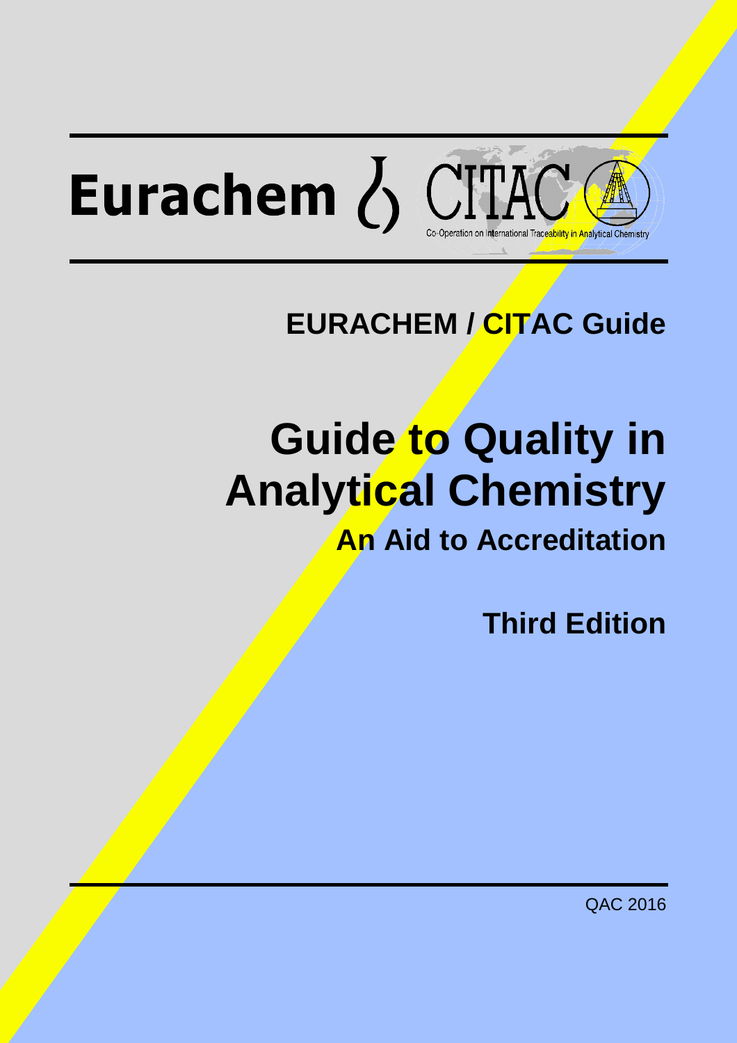Eurachem CITAC

Co-Operation on International Traceability in Analytical Chemistry

## EURACHEM / CITAC Guide

# Guide to Quality in Analytical Chemistry

## An Aid to Accreditation

## Third Edition

QAC 2016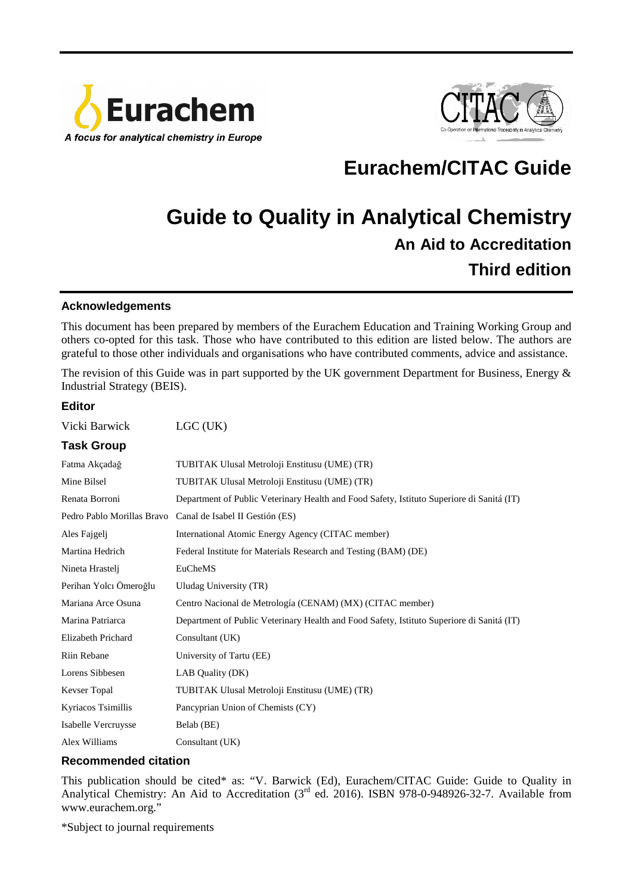Eurachem

A focus for analytical chemistry in Europe

CITAC

Co-Operation on International Traceability in Analytical Chemistry

# Eurachem/CITAC Guide

# Guide to Quality in Analytical Chemistry

## An Aid to Accreditation

## Third edition

### Acknowledgements

This document has been prepared by members of the Eurachem Education and Training Working Group and others co-opted for this task. Those who have contributed to this edition are listed below. The authors are grateful to those other individuals and organisations who have contributed comments, advice and assistance.

The revision of this Guide was in part supported by the UK government Department for Business, Energy & Industrial Strategy (BEIS).

### Editor

| | |
|---|---|
| Vicki Barwick | LGC (UK) |

### Task Group

| | |
|---|---|
| Fatma Akçadağ | TUBITAK Ulusal Metroloji Enstitusu (UME) (TR) |
| Mine Bilsel | TUBITAK Ulusal Metroloji Enstitusu (UME) (TR) |
| Renata Borroni | Department of Public Veterinary Health and Food Safety, Istituto Superiore di Sanitá (IT) |
| Pedro Pablo Morillas Bravo | Canal de Isabel II Gestión (ES) |
| Ales Fajgelj | International Atomic Energy Agency (CITAC member) |
| Martina Hedrich | Federal Institute for Materials Research and Testing (BAM) (DE) |
| Nineta Hrastelj | EuCheMS |
| Perihan Yolcı Ömeroğlu | Uludag University (TR) |
| Mariana Arce Osuna | Centro Nacional de Metrología (CENAM) (MX) (CITAC member) |
| Marina Patriarca | Department of Public Veterinary Health and Food Safety, Istituto Superiore di Sanitá (IT) |
| Elizabeth Prichard | Consultant (UK) |
| Riin Rebane | University of Tartu (EE) |
| Lorens Sibbesen | LAB Quality (DK) |
| Kevser Topal | TUBITAK Ulusal Metroloji Enstitusu (UME) (TR) |
| Kyriacos Tsimillis | Pancyprian Union of Chemists (CY) |
| Isabelle Vercruysse | Belab (BE) |
| Alex Williams | Consultant (UK) |

### Recommended citation

This publication should be cited* as: "V. Barwick (Ed), Eurachem/CITAC Guide: Guide to Quality in Analytical Chemistry: An Aid to Accreditation (3rd ed. 2016). ISBN 978-0-948926-32-7. Available from www.eurachem.org."

*Subject to journal requirements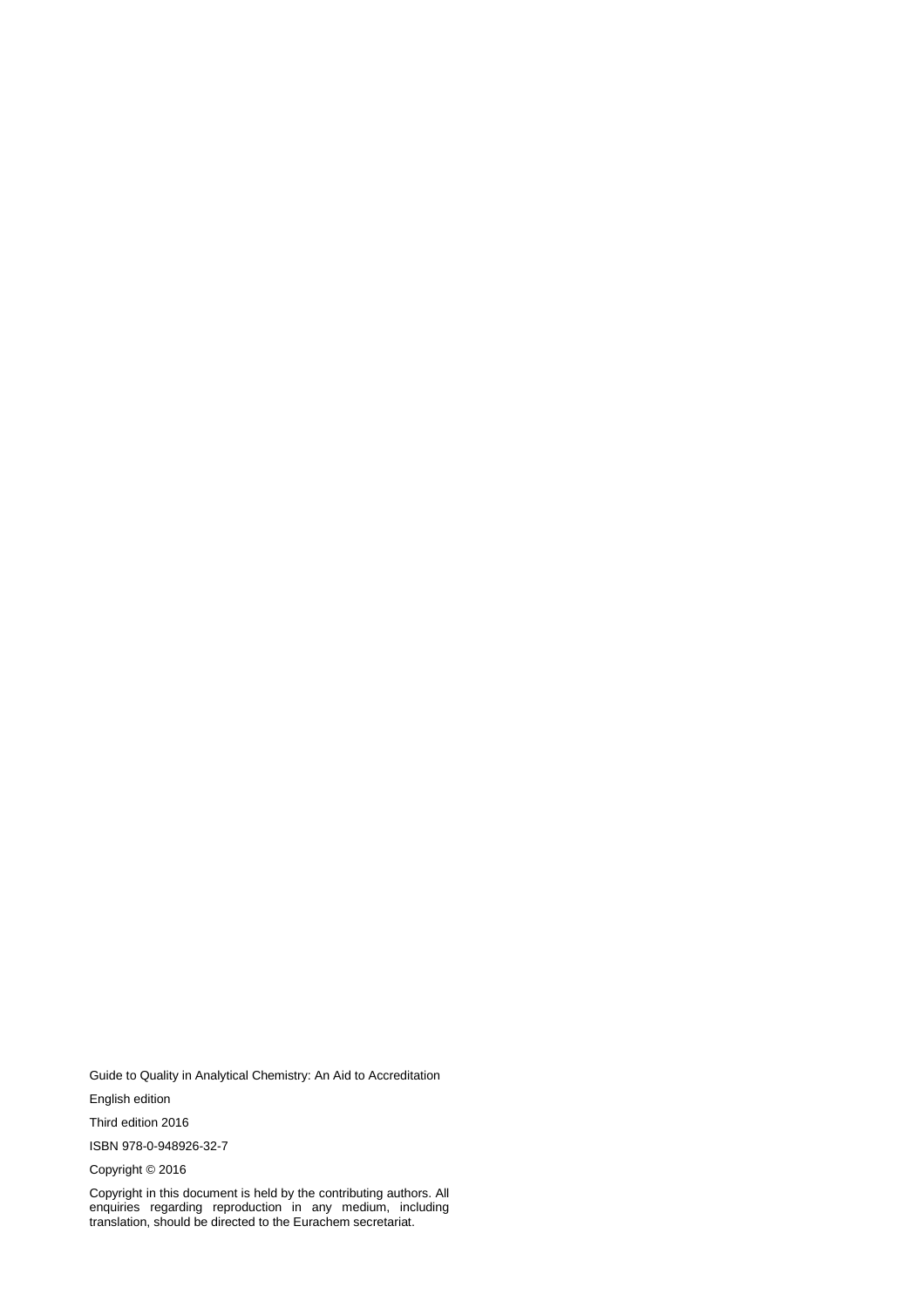Guide to Quality in Analytical Chemistry: An Aid to Accreditation

English edition

Third edition 2016

ISBN 978-0-948926-32-7

Copyright © 2016

Copyright in this document is held by the contributing authors. All enquiries regarding reproduction in any medium, including translation, should be directed to the Eurachem secretariat.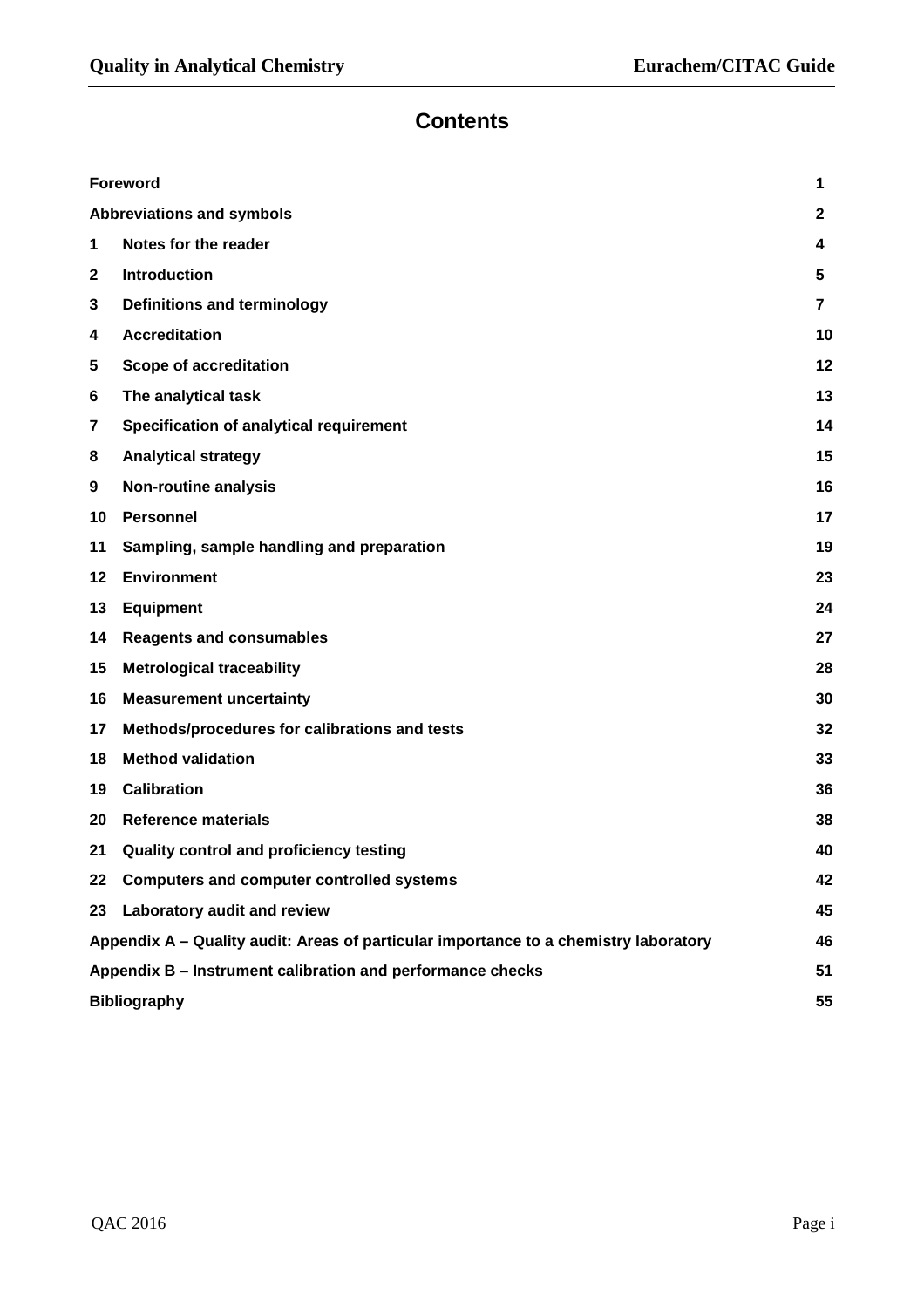# Contents

| | | |
|---|---|---|
| **Foreword** | | **1** |
| **Abbreviations and symbols** | | **2** |
| **1** | **Notes for the reader** | **4** |
| **2** | **Introduction** | **5** |
| **3** | **Definitions and terminology** | **7** |
| **4** | **Accreditation** | **10** |
| **5** | **Scope of accreditation** | **12** |
| **6** | **The analytical task** | **13** |
| **7** | **Specification of analytical requirement** | **14** |
| **8** | **Analytical strategy** | **15** |
| **9** | **Non-routine analysis** | **16** |
| **10** | **Personnel** | **17** |
| **11** | **Sampling, sample handling and preparation** | **19** |
| **12** | **Environment** | **23** |
| **13** | **Equipment** | **24** |
| **14** | **Reagents and consumables** | **27** |
| **15** | **Metrological traceability** | **28** |
| **16** | **Measurement uncertainty** | **30** |
| **17** | **Methods/procedures for calibrations and tests** | **32** |
| **18** | **Method validation** | **33** |
| **19** | **Calibration** | **36** |
| **20** | **Reference materials** | **38** |
| **21** | **Quality control and proficiency testing** | **40** |
| **22** | **Computers and computer controlled systems** | **42** |
| **23** | **Laboratory audit and review** | **45** |
| **Appendix A – Quality audit: Areas of particular importance to a chemistry laboratory** | | **46** |
| **Appendix B – Instrument calibration and performance checks** | | **51** |
| **Bibliography** | | **55** |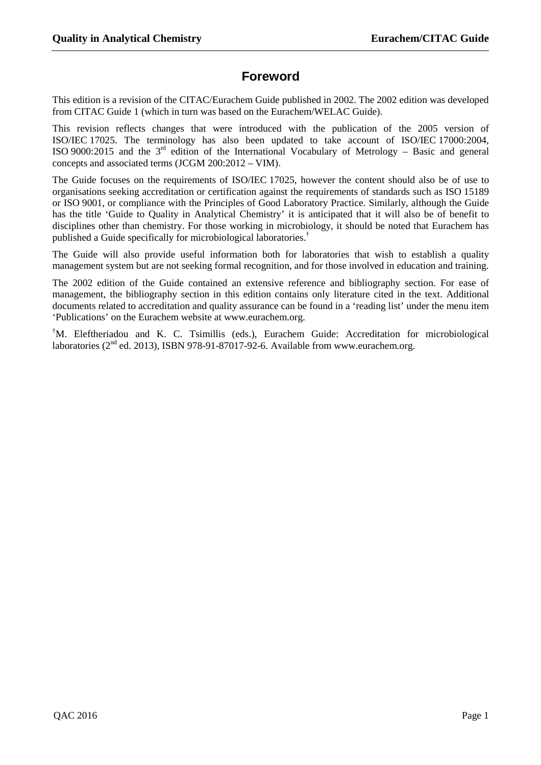# Foreword

This edition is a revision of the CITAC/Eurachem Guide published in 2002. The 2002 edition was developed from CITAC Guide 1 (which in turn was based on the Eurachem/WELAC Guide).

This revision reflects changes that were introduced with the publication of the 2005 version of ISO/IEC 17025. The terminology has also been updated to take account of ISO/IEC 17000:2004, ISO 9000:2015 and the 3rd edition of the International Vocabulary of Metrology – Basic and general concepts and associated terms (JCGM 200:2012 – VIM).

The Guide focuses on the requirements of ISO/IEC 17025, however the content should also be of use to organisations seeking accreditation or certification against the requirements of standards such as ISO 15189 or ISO 9001, or compliance with the Principles of Good Laboratory Practice. Similarly, although the Guide has the title 'Guide to Quality in Analytical Chemistry' it is anticipated that it will also be of benefit to disciplines other than chemistry. For those working in microbiology, it should be noted that Eurachem has published a Guide specifically for microbiological laboratories.[†]

The Guide will also provide useful information both for laboratories that wish to establish a quality management system but are not seeking formal recognition, and for those involved in education and training.

The 2002 edition of the Guide contained an extensive reference and bibliography section. For ease of management, the bibliography section in this edition contains only literature cited in the text. Additional documents related to accreditation and quality assurance can be found in a 'reading list' under the menu item 'Publications' on the Eurachem website at www.eurachem.org.

[†]M. Eleftheriadou and K. C. Tsimillis (eds.), Eurachem Guide: Accreditation for microbiological laboratories (2nd ed. 2013), ISBN 978-91-87017-92-6. Available from www.eurachem.org.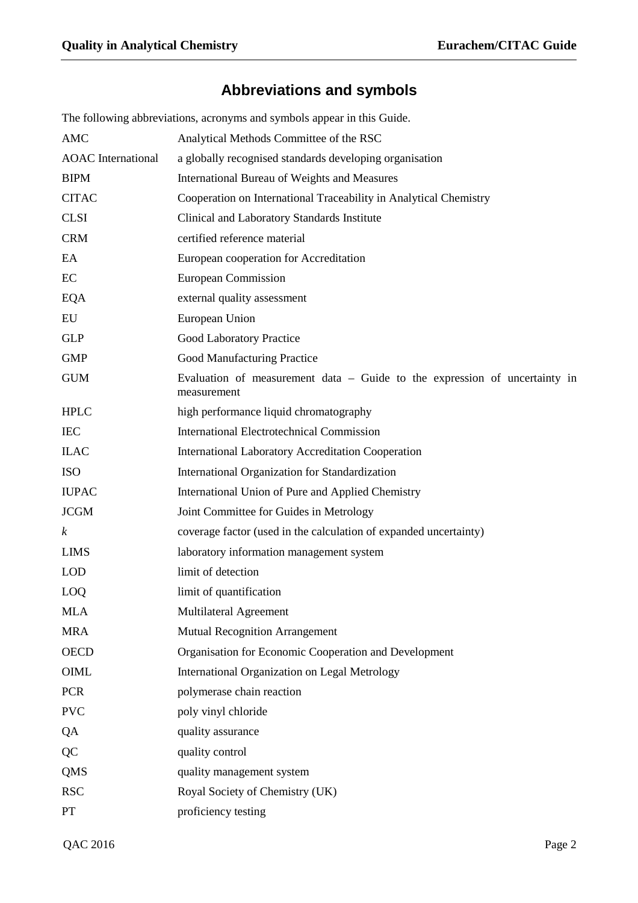## Abbreviations and symbols

The following abbreviations, acronyms and symbols appear in this Guide.

| | |
|---|---|
| AMC | Analytical Methods Committee of the RSC |
| AOAC International | a globally recognised standards developing organisation |
| BIPM | International Bureau of Weights and Measures |
| CITAC | Cooperation on International Traceability in Analytical Chemistry |
| CLSI | Clinical and Laboratory Standards Institute |
| CRM | certified reference material |
| EA | European cooperation for Accreditation |
| EC | European Commission |
| EQA | external quality assessment |
| EU | European Union |
| GLP | Good Laboratory Practice |
| GMP | Good Manufacturing Practice |
| GUM | Evaluation of measurement data – Guide to the expression of uncertainty in measurement |
| HPLC | high performance liquid chromatography |
| IEC | International Electrotechnical Commission |
| ILAC | International Laboratory Accreditation Cooperation |
| ISO | International Organization for Standardization |
| IUPAC | International Union of Pure and Applied Chemistry |
| JCGM | Joint Committee for Guides in Metrology |
| $k$ | coverage factor (used in the calculation of expanded uncertainty) |
| LIMS | laboratory information management system |
| LOD | limit of detection |
| LOQ | limit of quantification |
| MLA | Multilateral Agreement |
| MRA | Mutual Recognition Arrangement |
| OECD | Organisation for Economic Cooperation and Development |
| OIML | International Organization on Legal Metrology |
| PCR | polymerase chain reaction |
| PVC | poly vinyl chloride |
| QA | quality assurance |
| QC | quality control |
| QMS | quality management system |
| RSC | Royal Society of Chemistry (UK) |
| PT | proficiency testing |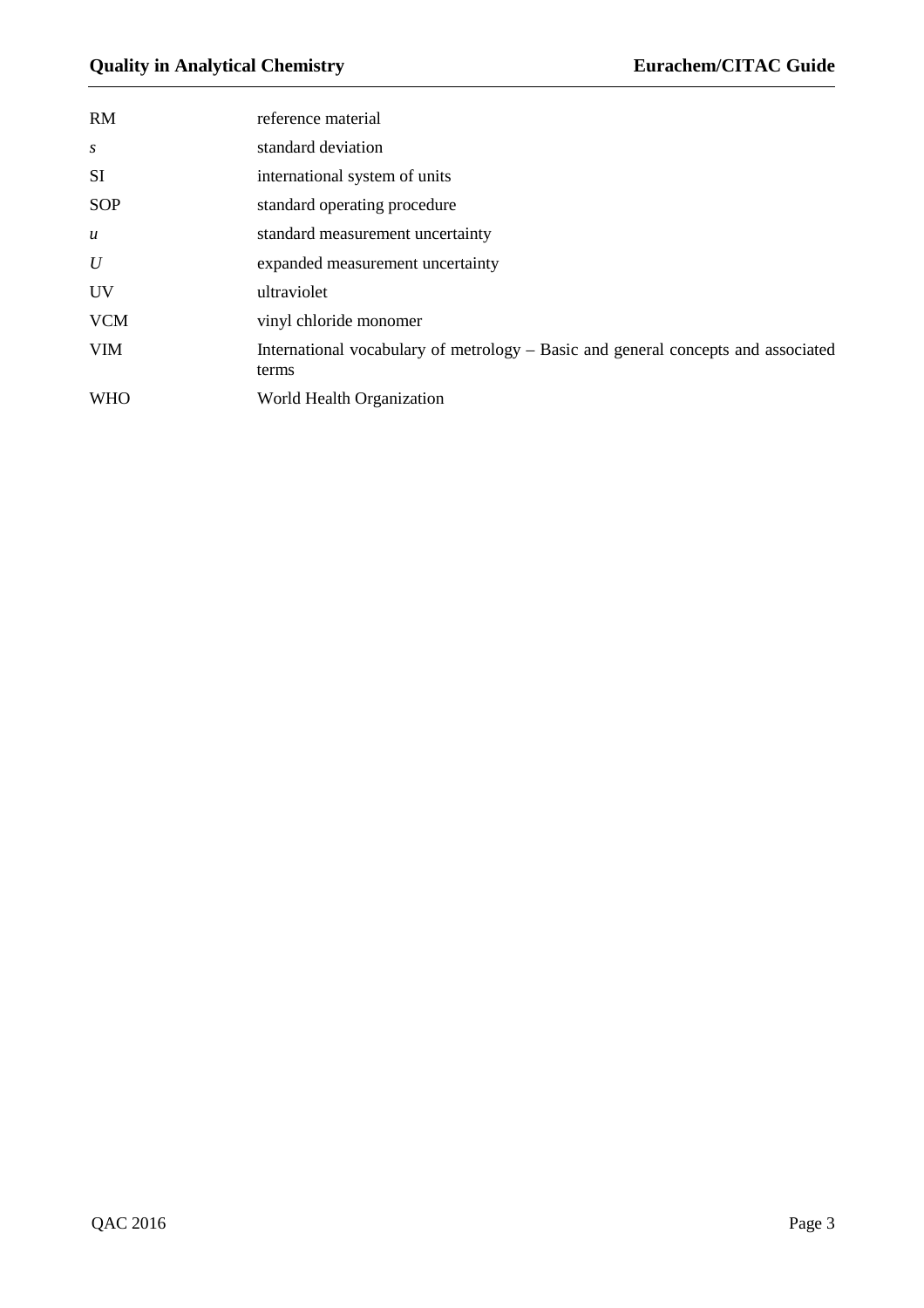| | |
|---|---|
| RM | reference material |
| $s$ | standard deviation |
| SI | international system of units |
| SOP | standard operating procedure |
| $u$ | standard measurement uncertainty |
| $U$ | expanded measurement uncertainty |
| UV | ultraviolet |
| VCM | vinyl chloride monomer |
| VIM | International vocabulary of metrology – Basic and general concepts and associated terms |
| WHO | World Health Organization |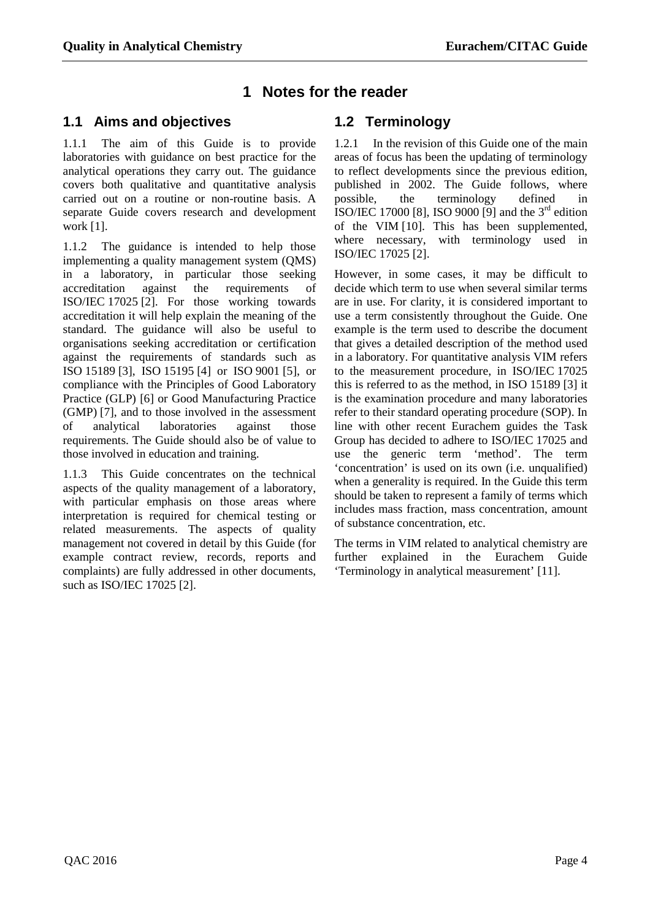# 1 Notes for the reader

## 1.1 Aims and objectives

1.1.1 The aim of this Guide is to provide laboratories with guidance on best practice for the analytical operations they carry out. The guidance covers both qualitative and quantitative analysis carried out on a routine or non-routine basis. A separate Guide covers research and development work [1].

1.1.2 The guidance is intended to help those implementing a quality management system (QMS) in a laboratory, in particular those seeking accreditation against the requirements of ISO/IEC 17025 [2]. For those working towards accreditation it will help explain the meaning of the standard. The guidance will also be useful to organisations seeking accreditation or certification against the requirements of standards such as ISO 15189 [3], ISO 15195 [4] or ISO 9001 [5], or compliance with the Principles of Good Laboratory Practice (GLP) [6] or Good Manufacturing Practice (GMP) [7], and to those involved in the assessment of analytical laboratories against those requirements. The Guide should also be of value to those involved in education and training.

1.1.3 This Guide concentrates on the technical aspects of the quality management of a laboratory, with particular emphasis on those areas where interpretation is required for chemical testing or related measurements. The aspects of quality management not covered in detail by this Guide (for example contract review, records, reports and complaints) are fully addressed in other documents, such as ISO/IEC 17025 [2].

## 1.2 Terminology

1.2.1 In the revision of this Guide one of the main areas of focus has been the updating of terminology to reflect developments since the previous edition, published in 2002. The Guide follows, where possible, the terminology defined in ISO/IEC 17000 [8], ISO 9000 [9] and the 3rd edition of the VIM [10]. This has been supplemented, where necessary, with terminology used in ISO/IEC 17025 [2].

However, in some cases, it may be difficult to decide which term to use when several similar terms are in use. For clarity, it is considered important to use a term consistently throughout the Guide. One example is the term used to describe the document that gives a detailed description of the method used in a laboratory. For quantitative analysis VIM refers to the measurement procedure, in ISO/IEC 17025 this is referred to as the method, in ISO 15189 [3] it is the examination procedure and many laboratories refer to their standard operating procedure (SOP). In line with other recent Eurachem guides the Task Group has decided to adhere to ISO/IEC 17025 and use the generic term 'method'. The term 'concentration' is used on its own (i.e. unqualified) when a generality is required. In the Guide this term should be taken to represent a family of terms which includes mass fraction, mass concentration, amount of substance concentration, etc.

The terms in VIM related to analytical chemistry are further explained in the Eurachem Guide 'Terminology in analytical measurement' [11].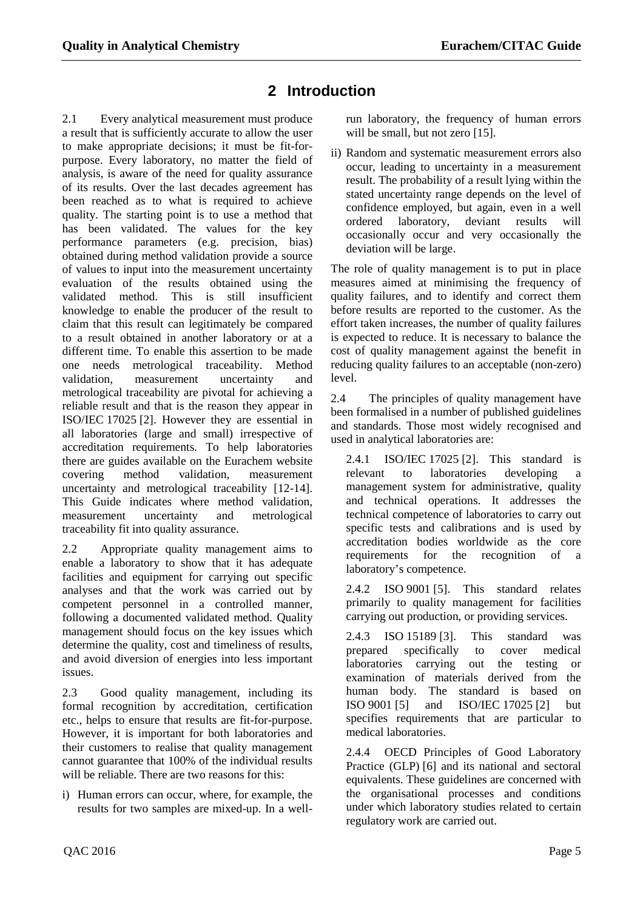# 2 Introduction

2.1 Every analytical measurement must produce a result that is sufficiently accurate to allow the user to make appropriate decisions; it must be fit-for-purpose. Every laboratory, no matter the field of analysis, is aware of the need for quality assurance of its results. Over the last decades agreement has been reached as to what is required to achieve quality. The starting point is to use a method that has been validated. The values for the key performance parameters (e.g. precision, bias) obtained during method validation provide a source of values to input into the measurement uncertainty evaluation of the results obtained using the validated method. This is still insufficient knowledge to enable the producer of the result to claim that this result can legitimately be compared to a result obtained in another laboratory or at a different time. To enable this assertion to be made one needs metrological traceability. Method validation, measurement uncertainty and metrological traceability are pivotal for achieving a reliable result and that is the reason they appear in ISO/IEC 17025 [2]. However they are essential in all laboratories (large and small) irrespective of accreditation requirements. To help laboratories there are guides available on the Eurachem website covering method validation, measurement uncertainty and metrological traceability [12-14]. This Guide indicates where method validation, measurement uncertainty and metrological traceability fit into quality assurance.

2.2 Appropriate quality management aims to enable a laboratory to show that it has adequate facilities and equipment for carrying out specific analyses and that the work was carried out by competent personnel in a controlled manner, following a documented validated method. Quality management should focus on the key issues which determine the quality, cost and timeliness of results, and avoid diversion of energies into less important issues.

2.3 Good quality management, including its formal recognition by accreditation, certification etc., helps to ensure that results are fit-for-purpose. However, it is important for both laboratories and their customers to realise that quality management cannot guarantee that 100% of the individual results will be reliable. There are two reasons for this:

i) Human errors can occur, where, for example, the results for two samples are mixed-up. In a well-run laboratory, the frequency of human errors will be small, but not zero [15].

ii) Random and systematic measurement errors also occur, leading to uncertainty in a measurement result. The probability of a result lying within the stated uncertainty range depends on the level of confidence employed, but again, even in a well ordered laboratory, deviant results will occasionally occur and very occasionally the deviation will be large.

The role of quality management is to put in place measures aimed at minimising the frequency of quality failures, and to identify and correct them before results are reported to the customer. As the effort taken increases, the number of quality failures is expected to reduce. It is necessary to balance the cost of quality management against the benefit in reducing quality failures to an acceptable (non-zero) level.

2.4 The principles of quality management have been formalised in a number of published guidelines and standards. Those most widely recognised and used in analytical laboratories are:

2.4.1 ISO/IEC 17025 [2]. This standard is relevant to laboratories developing a management system for administrative, quality and technical operations. It addresses the technical competence of laboratories to carry out specific tests and calibrations and is used by accreditation bodies worldwide as the core requirements for the recognition of a laboratory's competence.

2.4.2 ISO 9001 [5]. This standard relates primarily to quality management for facilities carrying out production, or providing services.

2.4.3 ISO 15189 [3]. This standard was prepared specifically to cover medical laboratories carrying out the testing or examination of materials derived from the human body. The standard is based on ISO 9001 [5] and ISO/IEC 17025 [2] but specifies requirements that are particular to medical laboratories.

2.4.4 OECD Principles of Good Laboratory Practice (GLP) [6] and its national and sectoral equivalents. These guidelines are concerned with the organisational processes and conditions under which laboratory studies related to certain regulatory work are carried out.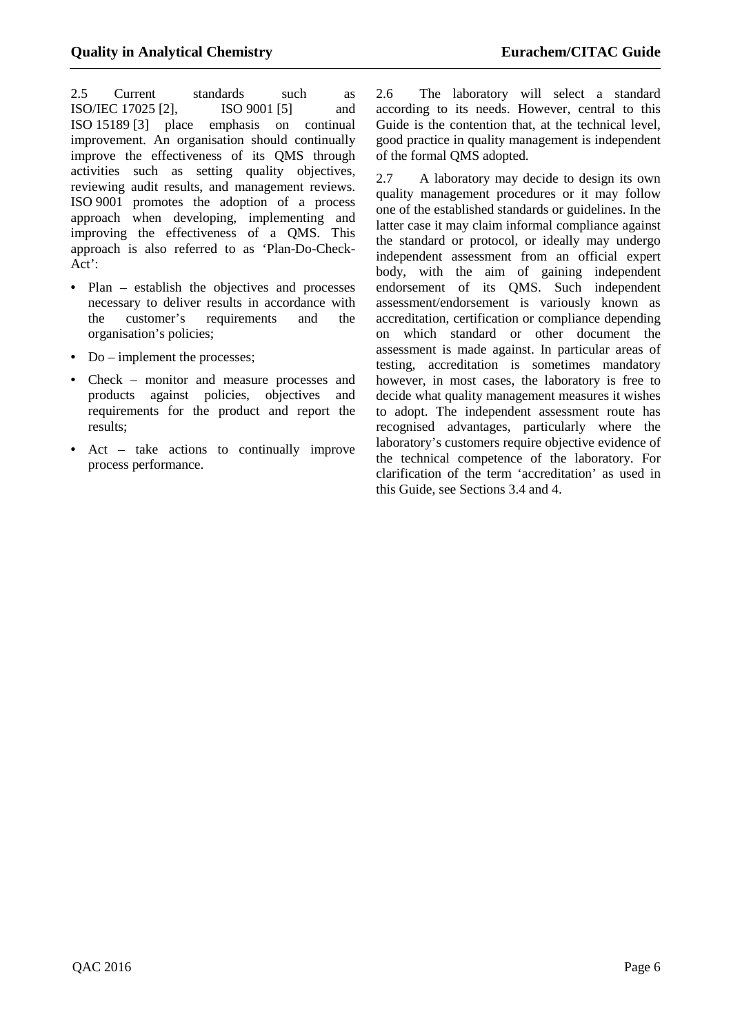2.5 Current standards such as ISO/IEC 17025 [2], ISO 9001 [5] and ISO 15189 [3] place emphasis on continual improvement. An organisation should continually improve the effectiveness of its QMS through activities such as setting quality objectives, reviewing audit results, and management reviews. ISO 9001 promotes the adoption of a process approach when developing, implementing and improving the effectiveness of a QMS. This approach is also referred to as 'Plan-Do-Check-Act':

- Plan – establish the objectives and processes necessary to deliver results in accordance with the customer's requirements and the organisation's policies;
- Do – implement the processes;
- Check – monitor and measure processes and products against policies, objectives and requirements for the product and report the results;
- Act – take actions to continually improve process performance.

2.6 The laboratory will select a standard according to its needs. However, central to this Guide is the contention that, at the technical level, good practice in quality management is independent of the formal QMS adopted.

2.7 A laboratory may decide to design its own quality management procedures or it may follow one of the established standards or guidelines. In the latter case it may claim informal compliance against the standard or protocol, or ideally may undergo independent assessment from an official expert body, with the aim of gaining independent endorsement of its QMS. Such independent assessment/endorsement is variously known as accreditation, certification or compliance depending on which standard or other document the assessment is made against. In particular areas of testing, accreditation is sometimes mandatory however, in most cases, the laboratory is free to decide what quality management measures it wishes to adopt. The independent assessment route has recognised advantages, particularly where the laboratory's customers require objective evidence of the technical competence of the laboratory. For clarification of the term 'accreditation' as used in this Guide, see Sections 3.4 and 4.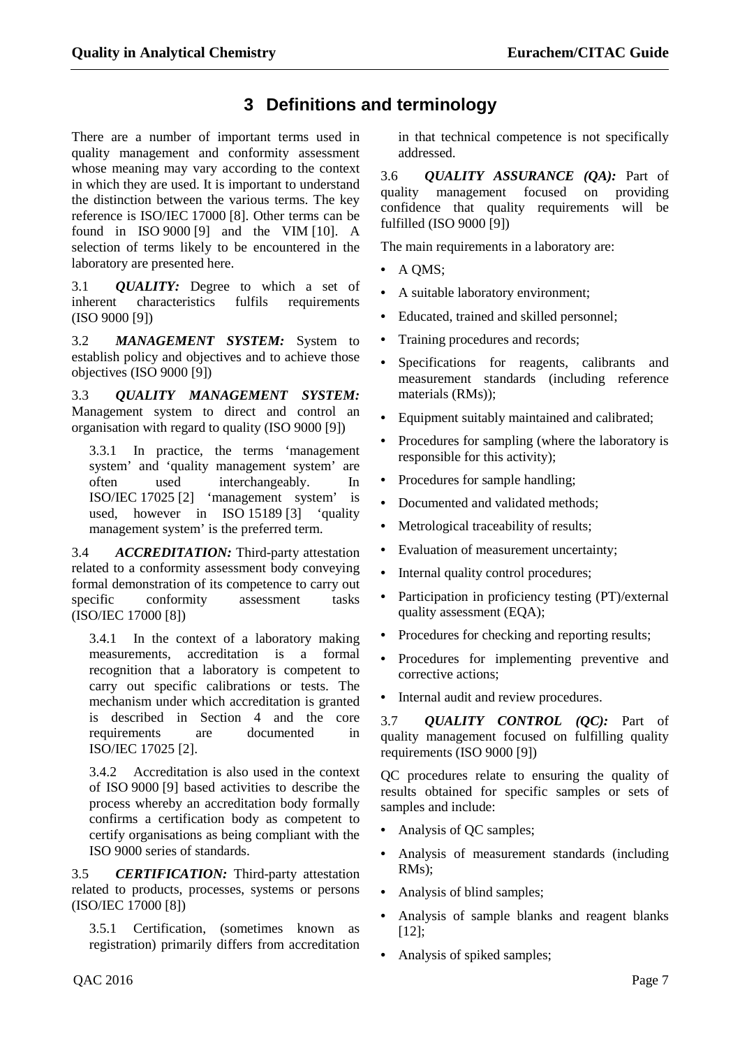# 3 Definitions and terminology

There are a number of important terms used in quality management and conformity assessment whose meaning may vary according to the context in which they are used. It is important to understand the distinction between the various terms. The key reference is ISO/IEC 17000 [8]. Other terms can be found in ISO 9000 [9] and the VIM [10]. A selection of terms likely to be encountered in the laboratory are presented here.

3.1 ***QUALITY:*** Degree to which a set of inherent characteristics fulfils requirements (ISO 9000 [9])

3.2 ***MANAGEMENT SYSTEM:*** System to establish policy and objectives and to achieve those objectives (ISO 9000 [9])

3.3 ***QUALITY MANAGEMENT SYSTEM:*** Management system to direct and control an organisation with regard to quality (ISO 9000 [9])

3.3.1 In practice, the terms 'management system' and 'quality management system' are often used interchangeably. In ISO/IEC 17025 [2] 'management system' is used, however in ISO 15189 [3] 'quality management system' is the preferred term.

3.4 ***ACCREDITATION:*** Third-party attestation related to a conformity assessment body conveying formal demonstration of its competence to carry out specific conformity assessment tasks (ISO/IEC 17000 [8])

3.4.1 In the context of a laboratory making measurements, accreditation is a formal recognition that a laboratory is competent to carry out specific calibrations or tests. The mechanism under which accreditation is granted is described in Section 4 and the core requirements are documented in ISO/IEC 17025 [2].

3.4.2 Accreditation is also used in the context of ISO 9000 [9] based activities to describe the process whereby an accreditation body formally confirms a certification body as competent to certify organisations as being compliant with the ISO 9000 series of standards.

3.5 ***CERTIFICATION:*** Third-party attestation related to products, processes, systems or persons (ISO/IEC 17000 [8])

3.5.1 Certification, (sometimes known as registration) primarily differs from accreditation in that technical competence is not specifically addressed.

3.6 ***QUALITY ASSURANCE (QA):*** Part of quality management focused on providing confidence that quality requirements will be fulfilled (ISO 9000 [9])

The main requirements in a laboratory are:

- A QMS;
- A suitable laboratory environment;
- Educated, trained and skilled personnel;
- Training procedures and records;
- Specifications for reagents, calibrants and measurement standards (including reference materials (RMs));
- Equipment suitably maintained and calibrated;
- Procedures for sampling (where the laboratory is responsible for this activity);
- Procedures for sample handling;
- Documented and validated methods;
- Metrological traceability of results;
- Evaluation of measurement uncertainty;
- Internal quality control procedures;
- Participation in proficiency testing (PT)/external quality assessment (EQA);
- Procedures for checking and reporting results;
- Procedures for implementing preventive and corrective actions;
- Internal audit and review procedures.

3.7 ***QUALITY CONTROL (QC):*** Part of quality management focused on fulfilling quality requirements (ISO 9000 [9])

QC procedures relate to ensuring the quality of results obtained for specific samples or sets of samples and include:

- Analysis of QC samples;
- Analysis of measurement standards (including RMs);
- Analysis of blind samples;
- Analysis of sample blanks and reagent blanks [12];
- Analysis of spiked samples;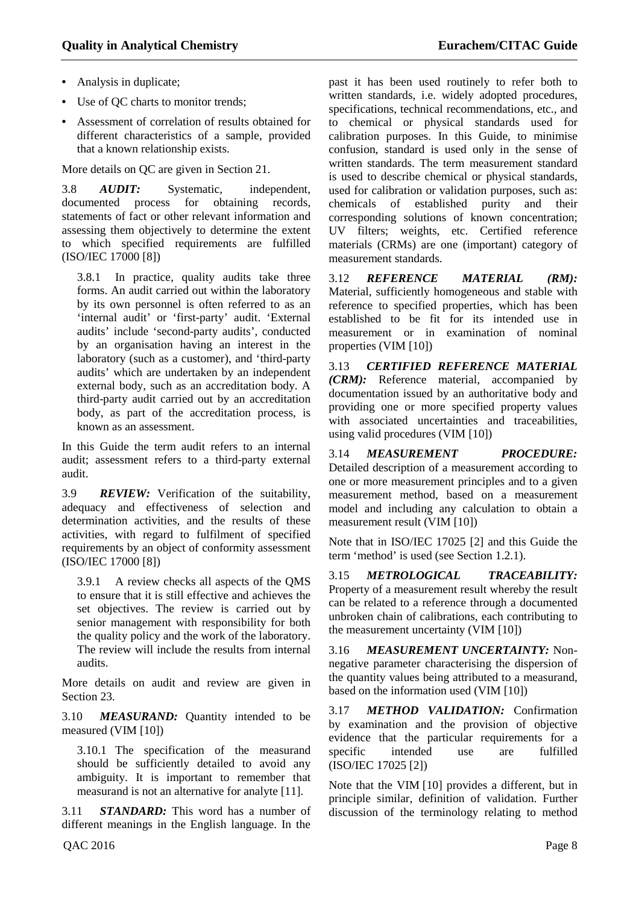- Analysis in duplicate;
- Use of QC charts to monitor trends;
- Assessment of correlation of results obtained for different characteristics of a sample, provided that a known relationship exists.

More details on QC are given in Section 21.

3.8 ***AUDIT:*** Systematic, independent, documented process for obtaining records, statements of fact or other relevant information and assessing them objectively to determine the extent to which specified requirements are fulfilled (ISO/IEC 17000 [8])

> 3.8.1 In practice, quality audits take three forms. An audit carried out within the laboratory by its own personnel is often referred to as an 'internal audit' or 'first-party' audit. 'External audits' include 'second-party audits', conducted by an organisation having an interest in the laboratory (such as a customer), and 'third-party audits' which are undertaken by an independent external body, such as an accreditation body. A third-party audit carried out by an accreditation body, as part of the accreditation process, is known as an assessment.

In this Guide the term audit refers to an internal audit; assessment refers to a third-party external audit.

3.9 ***REVIEW:*** Verification of the suitability, adequacy and effectiveness of selection and determination activities, and the results of these activities, with regard to fulfilment of specified requirements by an object of conformity assessment (ISO/IEC 17000 [8])

> 3.9.1 A review checks all aspects of the QMS to ensure that it is still effective and achieves the set objectives. The review is carried out by senior management with responsibility for both the quality policy and the work of the laboratory. The review will include the results from internal audits.

More details on audit and review are given in Section 23.

3.10 ***MEASURAND:*** Quantity intended to be measured (VIM [10])

> 3.10.1 The specification of the measurand should be sufficiently detailed to avoid any ambiguity. It is important to remember that measurand is not an alternative for analyte [11].

3.11 ***STANDARD:*** This word has a number of different meanings in the English language. In the past it has been used routinely to refer both to written standards, i.e. widely adopted procedures, specifications, technical recommendations, etc., and to chemical or physical standards used for calibration purposes. In this Guide, to minimise confusion, standard is used only in the sense of written standards. The term measurement standard is used to describe chemical or physical standards, used for calibration or validation purposes, such as: chemicals of established purity and their corresponding solutions of known concentration; UV filters; weights, etc. Certified reference materials (CRMs) are one (important) category of measurement standards.

3.12 ***REFERENCE MATERIAL (RM):*** Material, sufficiently homogeneous and stable with reference to specified properties, which has been established to be fit for its intended use in measurement or in examination of nominal properties (VIM [10])

3.13 ***CERTIFIED REFERENCE MATERIAL (CRM):*** Reference material, accompanied by documentation issued by an authoritative body and providing one or more specified property values with associated uncertainties and traceabilities, using valid procedures (VIM [10])

3.14 ***MEASUREMENT PROCEDURE:*** Detailed description of a measurement according to one or more measurement principles and to a given measurement method, based on a measurement model and including any calculation to obtain a measurement result (VIM [10])

Note that in ISO/IEC 17025 [2] and this Guide the term 'method' is used (see Section 1.2.1).

3.15 ***METROLOGICAL TRACEABILITY:*** Property of a measurement result whereby the result can be related to a reference through a documented unbroken chain of calibrations, each contributing to the measurement uncertainty (VIM [10])

3.16 ***MEASUREMENT UNCERTAINTY:*** Non-negative parameter characterising the dispersion of the quantity values being attributed to a measurand, based on the information used (VIM [10])

3.17 ***METHOD VALIDATION:*** Confirmation by examination and the provision of objective evidence that the particular requirements for a specific intended use are fulfilled (ISO/IEC 17025 [2])

Note that the VIM [10] provides a different, but in principle similar, definition of validation. Further discussion of the terminology relating to method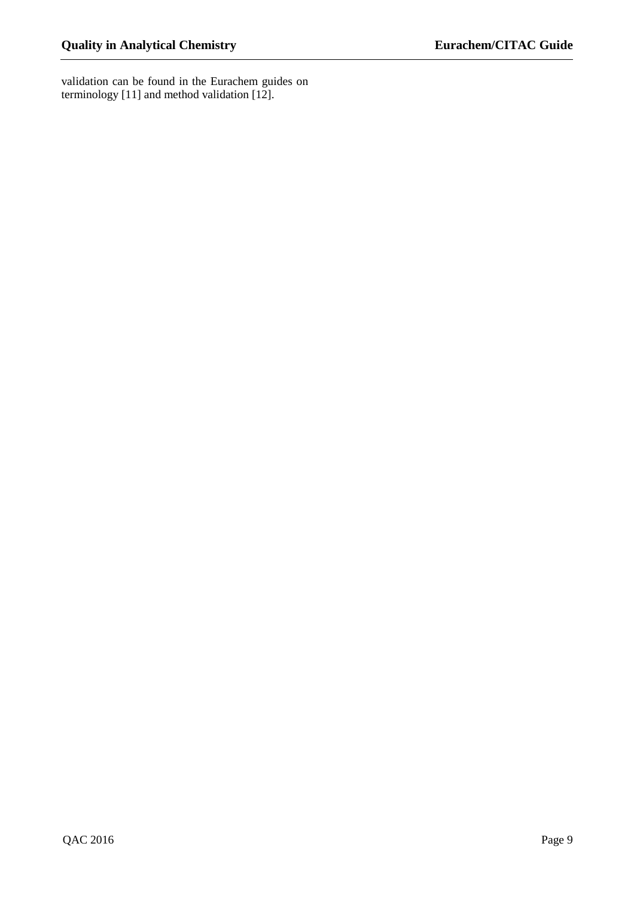validation can be found in the Eurachem guides on terminology [11] and method validation [12].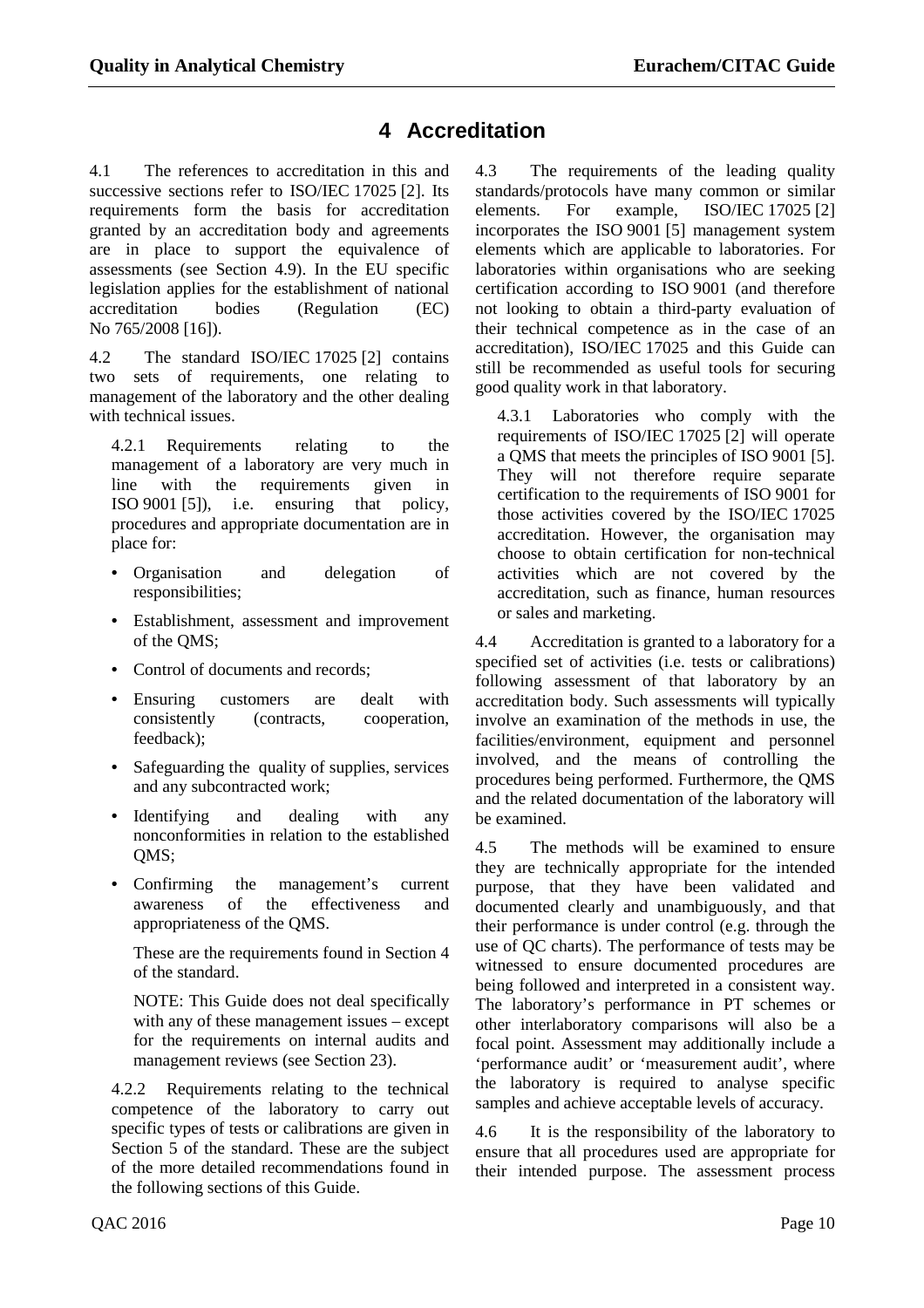# 4 Accreditation

4.1 The references to accreditation in this and successive sections refer to ISO/IEC 17025 [2]. Its requirements form the basis for accreditation granted by an accreditation body and agreements are in place to support the equivalence of assessments (see Section 4.9). In the EU specific legislation applies for the establishment of national accreditation bodies (Regulation (EC) No 765/2008 [16]).

4.2 The standard ISO/IEC 17025 [2] contains two sets of requirements, one relating to management of the laboratory and the other dealing with technical issues.

4.2.1 Requirements relating to the management of a laboratory are very much in line with the requirements given in ISO 9001 [5]), i.e. ensuring that policy, procedures and appropriate documentation are in place for:

- Organisation and delegation of responsibilities;
- Establishment, assessment and improvement of the QMS;
- Control of documents and records;
- Ensuring customers are dealt with consistently (contracts, cooperation, feedback);
- Safeguarding the quality of supplies, services and any subcontracted work;
- Identifying and dealing with any nonconformities in relation to the established QMS;
- Confirming the management's current awareness of the effectiveness and appropriateness of the QMS.

These are the requirements found in Section 4 of the standard.

NOTE: This Guide does not deal specifically with any of these management issues – except for the requirements on internal audits and management reviews (see Section 23).

4.2.2 Requirements relating to the technical competence of the laboratory to carry out specific types of tests or calibrations are given in Section 5 of the standard. These are the subject of the more detailed recommendations found in the following sections of this Guide.

4.3 The requirements of the leading quality standards/protocols have many common or similar elements. For example, ISO/IEC 17025 [2] incorporates the ISO 9001 [5] management system elements which are applicable to laboratories. For laboratories within organisations who are seeking certification according to ISO 9001 (and therefore not looking to obtain a third-party evaluation of their technical competence as in the case of an accreditation), ISO/IEC 17025 and this Guide can still be recommended as useful tools for securing good quality work in that laboratory.

4.3.1 Laboratories who comply with the requirements of ISO/IEC 17025 [2] will operate a QMS that meets the principles of ISO 9001 [5]. They will not therefore require separate certification to the requirements of ISO 9001 for those activities covered by the ISO/IEC 17025 accreditation. However, the organisation may choose to obtain certification for non-technical activities which are not covered by the accreditation, such as finance, human resources or sales and marketing.

4.4 Accreditation is granted to a laboratory for a specified set of activities (i.e. tests or calibrations) following assessment of that laboratory by an accreditation body. Such assessments will typically involve an examination of the methods in use, the facilities/environment, equipment and personnel involved, and the means of controlling the procedures being performed. Furthermore, the QMS and the related documentation of the laboratory will be examined.

4.5 The methods will be examined to ensure they are technically appropriate for the intended purpose, that they have been validated and documented clearly and unambiguously, and that their performance is under control (e.g. through the use of QC charts). The performance of tests may be witnessed to ensure documented procedures are being followed and interpreted in a consistent way. The laboratory's performance in PT schemes or other interlaboratory comparisons will also be a focal point. Assessment may additionally include a 'performance audit' or 'measurement audit', where the laboratory is required to analyse specific samples and achieve acceptable levels of accuracy.

4.6 It is the responsibility of the laboratory to ensure that all procedures used are appropriate for their intended purpose. The assessment process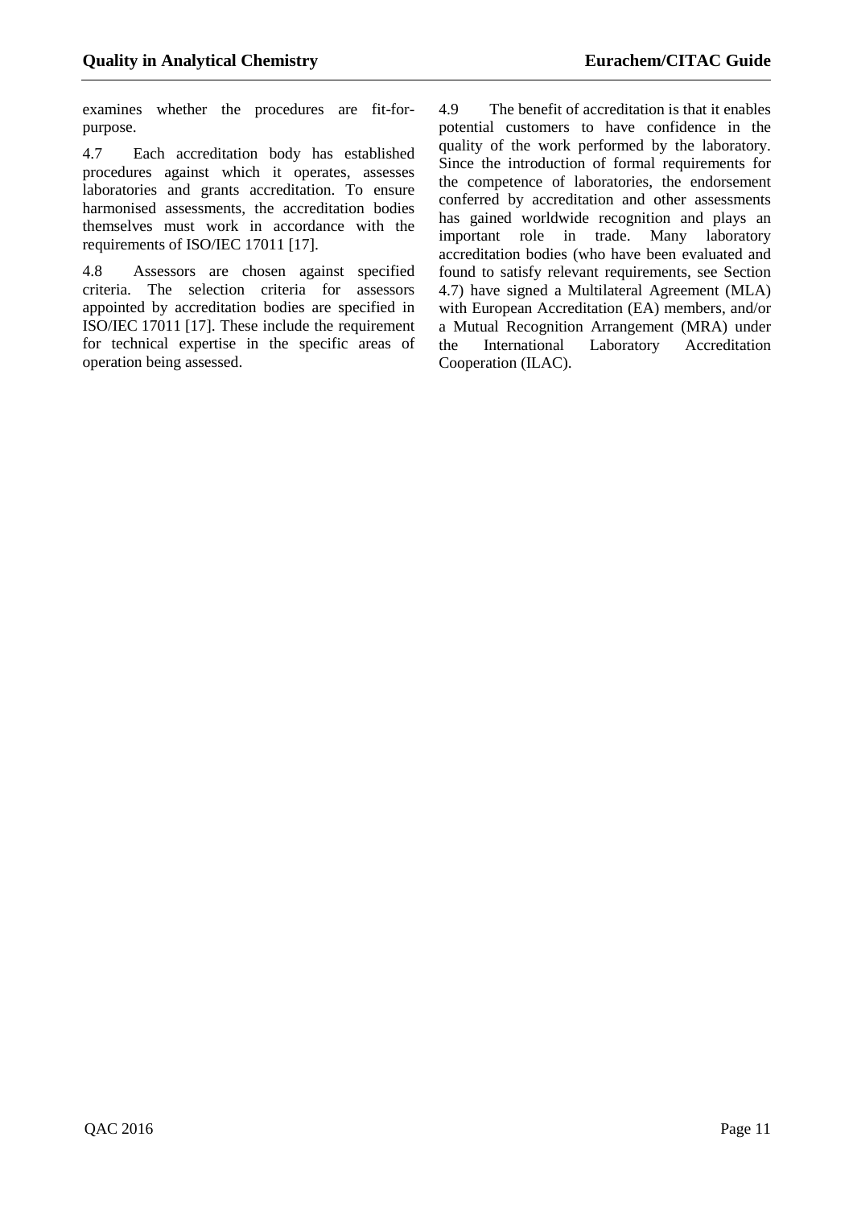examines whether the procedures are fit-for-purpose.

4.7 Each accreditation body has established procedures against which it operates, assesses laboratories and grants accreditation. To ensure harmonised assessments, the accreditation bodies themselves must work in accordance with the requirements of ISO/IEC 17011 [17].

4.8 Assessors are chosen against specified criteria. The selection criteria for assessors appointed by accreditation bodies are specified in ISO/IEC 17011 [17]. These include the requirement for technical expertise in the specific areas of operation being assessed.

4.9 The benefit of accreditation is that it enables potential customers to have confidence in the quality of the work performed by the laboratory. Since the introduction of formal requirements for the competence of laboratories, the endorsement conferred by accreditation and other assessments has gained worldwide recognition and plays an important role in trade. Many laboratory accreditation bodies (who have been evaluated and found to satisfy relevant requirements, see Section 4.7) have signed a Multilateral Agreement (MLA) with European Accreditation (EA) members, and/or a Mutual Recognition Arrangement (MRA) under the International Laboratory Accreditation Cooperation (ILAC).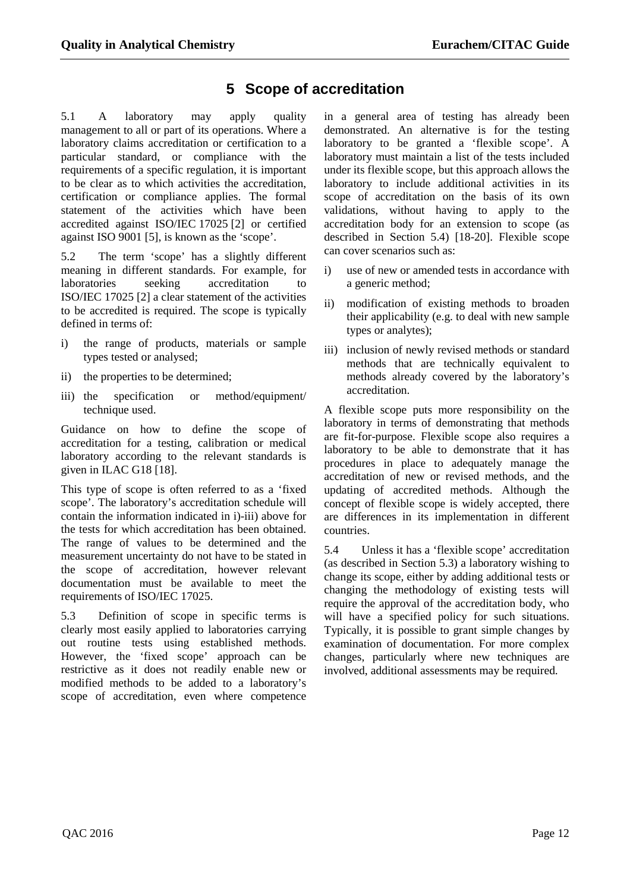# 5 Scope of accreditation

5.1 A laboratory may apply quality management to all or part of its operations. Where a laboratory claims accreditation or certification to a particular standard, or compliance with the requirements of a specific regulation, it is important to be clear as to which activities the accreditation, certification or compliance applies. The formal statement of the activities which have been accredited against ISO/IEC 17025 [2] or certified against ISO 9001 [5], is known as the 'scope'.

5.2 The term 'scope' has a slightly different meaning in different standards. For example, for laboratories seeking accreditation to ISO/IEC 17025 [2] a clear statement of the activities to be accredited is required. The scope is typically defined in terms of:

i) the range of products, materials or sample types tested or analysed;

ii) the properties to be determined;

iii) the specification or method/equipment/ technique used.

Guidance on how to define the scope of accreditation for a testing, calibration or medical laboratory according to the relevant standards is given in ILAC G18 [18].

This type of scope is often referred to as a 'fixed scope'. The laboratory's accreditation schedule will contain the information indicated in i)-iii) above for the tests for which accreditation has been obtained. The range of values to be determined and the measurement uncertainty do not have to be stated in the scope of accreditation, however relevant documentation must be available to meet the requirements of ISO/IEC 17025.

5.3 Definition of scope in specific terms is clearly most easily applied to laboratories carrying out routine tests using established methods. However, the 'fixed scope' approach can be restrictive as it does not readily enable new or modified methods to be added to a laboratory's scope of accreditation, even where competence in a general area of testing has already been demonstrated. An alternative is for the testing laboratory to be granted a 'flexible scope'. A laboratory must maintain a list of the tests included under its flexible scope, but this approach allows the laboratory to include additional activities in its scope of accreditation on the basis of its own validations, without having to apply to the accreditation body for an extension to scope (as described in Section 5.4) [18-20]. Flexible scope can cover scenarios such as:

i) use of new or amended tests in accordance with a generic method;

ii) modification of existing methods to broaden their applicability (e.g. to deal with new sample types or analytes);

iii) inclusion of newly revised methods or standard methods that are technically equivalent to methods already covered by the laboratory's accreditation.

A flexible scope puts more responsibility on the laboratory in terms of demonstrating that methods are fit-for-purpose. Flexible scope also requires a laboratory to be able to demonstrate that it has procedures in place to adequately manage the accreditation of new or revised methods, and the updating of accredited methods. Although the concept of flexible scope is widely accepted, there are differences in its implementation in different countries.

5.4 Unless it has a 'flexible scope' accreditation (as described in Section 5.3) a laboratory wishing to change its scope, either by adding additional tests or changing the methodology of existing tests will require the approval of the accreditation body, who will have a specified policy for such situations. Typically, it is possible to grant simple changes by examination of documentation. For more complex changes, particularly where new techniques are involved, additional assessments may be required.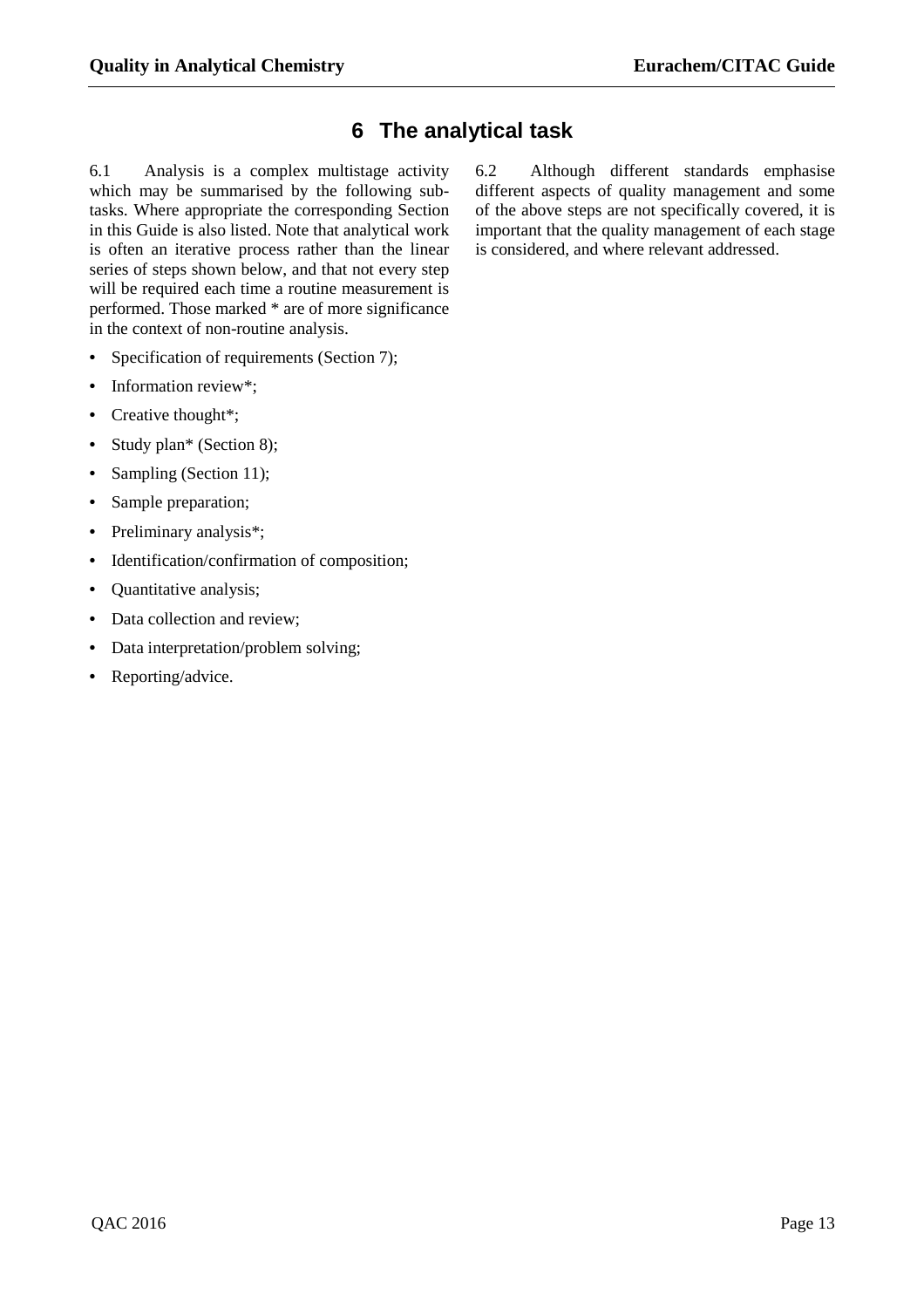# 6 The analytical task

6.1 Analysis is a complex multistage activity which may be summarised by the following sub-tasks. Where appropriate the corresponding Section in this Guide is also listed. Note that analytical work is often an iterative process rather than the linear series of steps shown below, and that not every step will be required each time a routine measurement is performed. Those marked * are of more significance in the context of non-routine analysis.

- Specification of requirements (Section 7);
- Information review*;
- Creative thought*;
- Study plan* (Section 8);
- Sampling (Section 11);
- Sample preparation;
- Preliminary analysis*;
- Identification/confirmation of composition;
- Quantitative analysis;
- Data collection and review;
- Data interpretation/problem solving;
- Reporting/advice.

6.2 Although different standards emphasise different aspects of quality management and some of the above steps are not specifically covered, it is important that the quality management of each stage is considered, and where relevant addressed.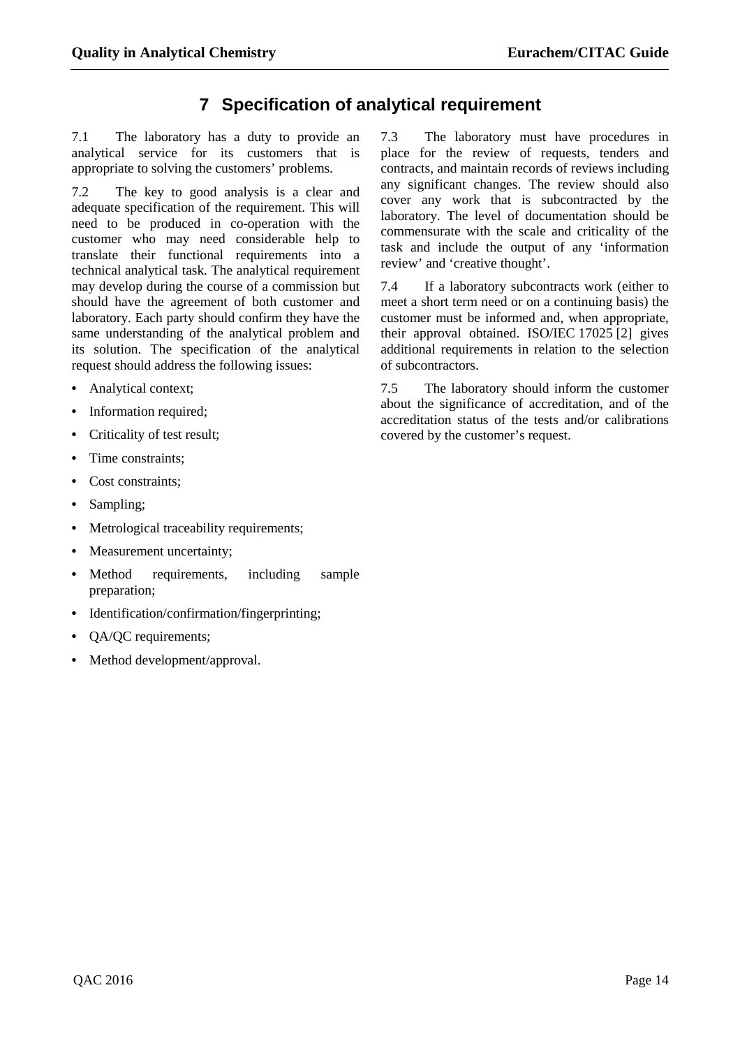# 7 Specification of analytical requirement

7.1 The laboratory has a duty to provide an analytical service for its customers that is appropriate to solving the customers' problems.

7.2 The key to good analysis is a clear and adequate specification of the requirement. This will need to be produced in co-operation with the customer who may need considerable help to translate their functional requirements into a technical analytical task. The analytical requirement may develop during the course of a commission but should have the agreement of both customer and laboratory. Each party should confirm they have the same understanding of the analytical problem and its solution. The specification of the analytical request should address the following issues:

- Analytical context;
- Information required;
- Criticality of test result;
- Time constraints;
- Cost constraints;
- Sampling;
- Metrological traceability requirements;
- Measurement uncertainty;
- Method requirements, including sample preparation;
- Identification/confirmation/fingerprinting;
- QA/QC requirements;
- Method development/approval.

7.3 The laboratory must have procedures in place for the review of requests, tenders and contracts, and maintain records of reviews including any significant changes. The review should also cover any work that is subcontracted by the laboratory. The level of documentation should be commensurate with the scale and criticality of the task and include the output of any 'information review' and 'creative thought'.

7.4 If a laboratory subcontracts work (either to meet a short term need or on a continuing basis) the customer must be informed and, when appropriate, their approval obtained. ISO/IEC 17025 [2] gives additional requirements in relation to the selection of subcontractors.

7.5 The laboratory should inform the customer about the significance of accreditation, and of the accreditation status of the tests and/or calibrations covered by the customer's request.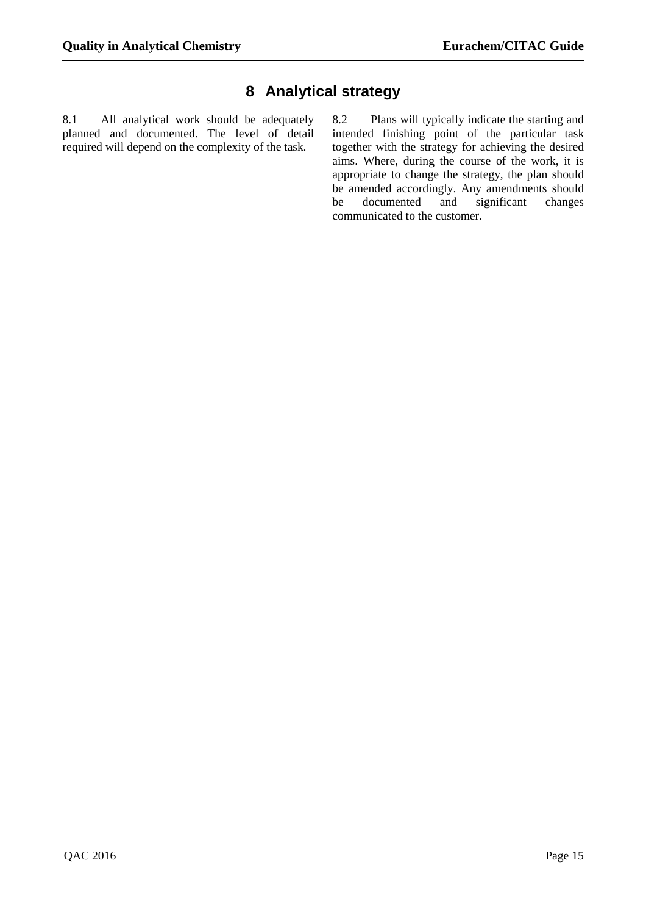# 8 Analytical strategy

8.1 All analytical work should be adequately planned and documented. The level of detail required will depend on the complexity of the task.

8.2 Plans will typically indicate the starting and intended finishing point of the particular task together with the strategy for achieving the desired aims. Where, during the course of the work, it is appropriate to change the strategy, the plan should be amended accordingly. Any amendments should be documented and significant changes communicated to the customer.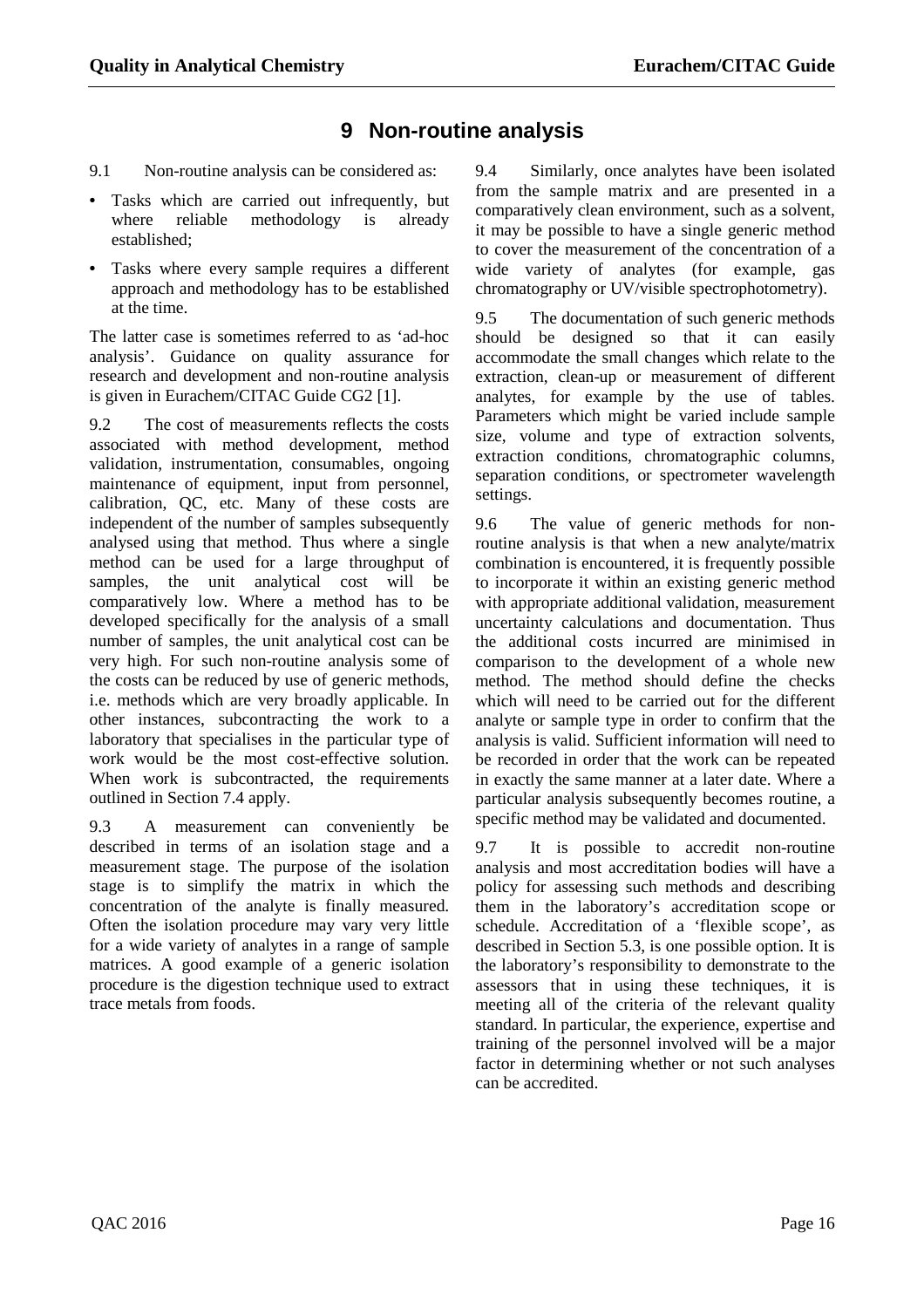# 9 Non-routine analysis

9.1 Non-routine analysis can be considered as:

- Tasks which are carried out infrequently, but where reliable methodology is already established;
- Tasks where every sample requires a different approach and methodology has to be established at the time.

The latter case is sometimes referred to as 'ad-hoc analysis'. Guidance on quality assurance for research and development and non-routine analysis is given in Eurachem/CITAC Guide CG2 [1].

9.2 The cost of measurements reflects the costs associated with method development, method validation, instrumentation, consumables, ongoing maintenance of equipment, input from personnel, calibration, QC, etc. Many of these costs are independent of the number of samples subsequently analysed using that method. Thus where a single method can be used for a large throughput of samples, the unit analytical cost will be comparatively low. Where a method has to be developed specifically for the analysis of a small number of samples, the unit analytical cost can be very high. For such non-routine analysis some of the costs can be reduced by use of generic methods, i.e. methods which are very broadly applicable. In other instances, subcontracting the work to a laboratory that specialises in the particular type of work would be the most cost-effective solution. When work is subcontracted, the requirements outlined in Section 7.4 apply.

9.3 A measurement can conveniently be described in terms of an isolation stage and a measurement stage. The purpose of the isolation stage is to simplify the matrix in which the concentration of the analyte is finally measured. Often the isolation procedure may vary very little for a wide variety of analytes in a range of sample matrices. A good example of a generic isolation procedure is the digestion technique used to extract trace metals from foods.

9.4 Similarly, once analytes have been isolated from the sample matrix and are presented in a comparatively clean environment, such as a solvent, it may be possible to have a single generic method to cover the measurement of the concentration of a wide variety of analytes (for example, gas chromatography or UV/visible spectrophotometry).

9.5 The documentation of such generic methods should be designed so that it can easily accommodate the small changes which relate to the extraction, clean-up or measurement of different analytes, for example by the use of tables. Parameters which might be varied include sample size, volume and type of extraction solvents, extraction conditions, chromatographic columns, separation conditions, or spectrometer wavelength settings.

9.6 The value of generic methods for non-routine analysis is that when a new analyte/matrix combination is encountered, it is frequently possible to incorporate it within an existing generic method with appropriate additional validation, measurement uncertainty calculations and documentation. Thus the additional costs incurred are minimised in comparison to the development of a whole new method. The method should define the checks which will need to be carried out for the different analyte or sample type in order to confirm that the analysis is valid. Sufficient information will need to be recorded in order that the work can be repeated in exactly the same manner at a later date. Where a particular analysis subsequently becomes routine, a specific method may be validated and documented.

9.7 It is possible to accredit non-routine analysis and most accreditation bodies will have a policy for assessing such methods and describing them in the laboratory's accreditation scope or schedule. Accreditation of a 'flexible scope', as described in Section 5.3, is one possible option. It is the laboratory's responsibility to demonstrate to the assessors that in using these techniques, it is meeting all of the criteria of the relevant quality standard. In particular, the experience, expertise and training of the personnel involved will be a major factor in determining whether or not such analyses can be accredited.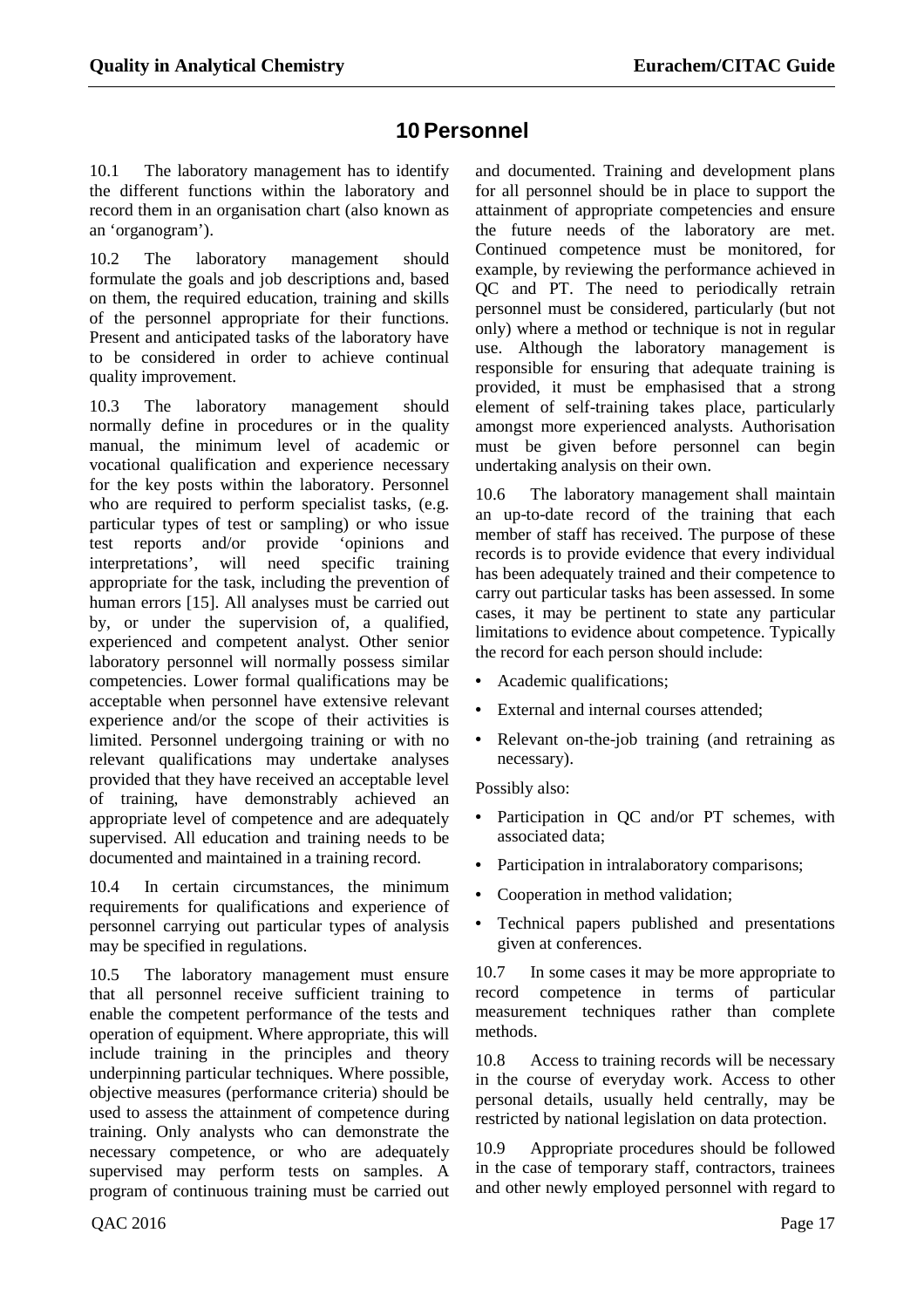# 10 Personnel

10.1 The laboratory management has to identify the different functions within the laboratory and record them in an organisation chart (also known as an 'organogram').

10.2 The laboratory management should formulate the goals and job descriptions and, based on them, the required education, training and skills of the personnel appropriate for their functions. Present and anticipated tasks of the laboratory have to be considered in order to achieve continual quality improvement.

10.3 The laboratory management should normally define in procedures or in the quality manual, the minimum level of academic or vocational qualification and experience necessary for the key posts within the laboratory. Personnel who are required to perform specialist tasks, (e.g. particular types of test or sampling) or who issue test reports and/or provide 'opinions and interpretations', will need specific training appropriate for the task, including the prevention of human errors [15]. All analyses must be carried out by, or under the supervision of, a qualified, experienced and competent analyst. Other senior laboratory personnel will normally possess similar competencies. Lower formal qualifications may be acceptable when personnel have extensive relevant experience and/or the scope of their activities is limited. Personnel undergoing training or with no relevant qualifications may undertake analyses provided that they have received an acceptable level of training, have demonstrably achieved an appropriate level of competence and are adequately supervised. All education and training needs to be documented and maintained in a training record.

10.4 In certain circumstances, the minimum requirements for qualifications and experience of personnel carrying out particular types of analysis may be specified in regulations.

10.5 The laboratory management must ensure that all personnel receive sufficient training to enable the competent performance of the tests and operation of equipment. Where appropriate, this will include training in the principles and theory underpinning particular techniques. Where possible, objective measures (performance criteria) should be used to assess the attainment of competence during training. Only analysts who can demonstrate the necessary competence, or who are adequately supervised may perform tests on samples. A program of continuous training must be carried out and documented. Training and development plans for all personnel should be in place to support the attainment of appropriate competencies and ensure the future needs of the laboratory are met. Continued competence must be monitored, for example, by reviewing the performance achieved in QC and PT. The need to periodically retrain personnel must be considered, particularly (but not only) where a method or technique is not in regular use. Although the laboratory management is responsible for ensuring that adequate training is provided, it must be emphasised that a strong element of self-training takes place, particularly amongst more experienced analysts. Authorisation must be given before personnel can begin undertaking analysis on their own.

10.6 The laboratory management shall maintain an up-to-date record of the training that each member of staff has received. The purpose of these records is to provide evidence that every individual has been adequately trained and their competence to carry out particular tasks has been assessed. In some cases, it may be pertinent to state any particular limitations to evidence about competence. Typically the record for each person should include:

- Academic qualifications;
- External and internal courses attended;
- Relevant on-the-job training (and retraining as necessary).

Possibly also:

- Participation in QC and/or PT schemes, with associated data;
- Participation in intralaboratory comparisons;
- Cooperation in method validation;
- Technical papers published and presentations given at conferences.

10.7 In some cases it may be more appropriate to record competence in terms of particular measurement techniques rather than complete methods.

10.8 Access to training records will be necessary in the course of everyday work. Access to other personal details, usually held centrally, may be restricted by national legislation on data protection.

10.9 Appropriate procedures should be followed in the case of temporary staff, contractors, trainees and other newly employed personnel with regard to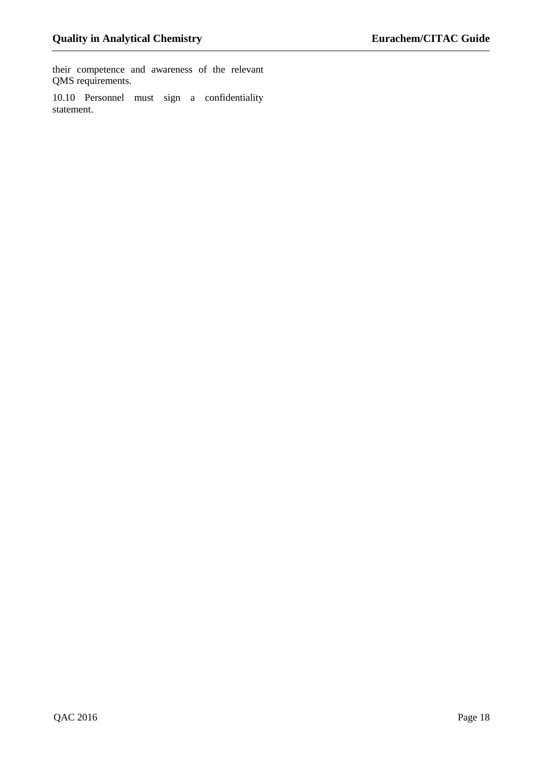their competence and awareness of the relevant QMS requirements.

10.10 Personnel must sign a confidentiality statement.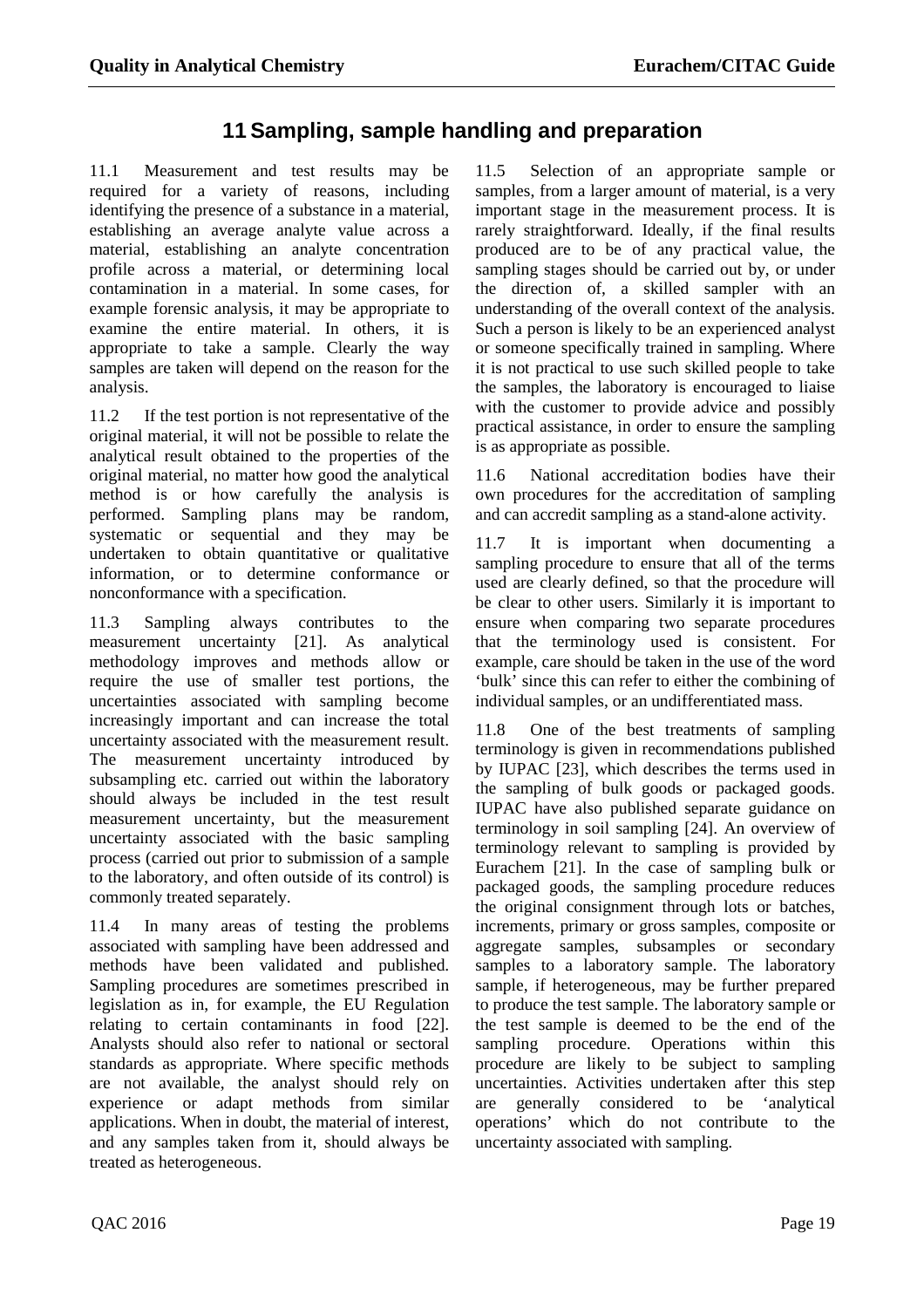# 11 Sampling, sample handling and preparation

11.1 Measurement and test results may be required for a variety of reasons, including identifying the presence of a substance in a material, establishing an average analyte value across a material, establishing an analyte concentration profile across a material, or determining local contamination in a material. In some cases, for example forensic analysis, it may be appropriate to examine the entire material. In others, it is appropriate to take a sample. Clearly the way samples are taken will depend on the reason for the analysis.

11.2 If the test portion is not representative of the original material, it will not be possible to relate the analytical result obtained to the properties of the original material, no matter how good the analytical method is or how carefully the analysis is performed. Sampling plans may be random, systematic or sequential and they may be undertaken to obtain quantitative or qualitative information, or to determine conformance or nonconformance with a specification.

11.3 Sampling always contributes to the measurement uncertainty [21]. As analytical methodology improves and methods allow or require the use of smaller test portions, the uncertainties associated with sampling become increasingly important and can increase the total uncertainty associated with the measurement result. The measurement uncertainty introduced by subsampling etc. carried out within the laboratory should always be included in the test result measurement uncertainty, but the measurement uncertainty associated with the basic sampling process (carried out prior to submission of a sample to the laboratory, and often outside of its control) is commonly treated separately.

11.4 In many areas of testing the problems associated with sampling have been addressed and methods have been validated and published. Sampling procedures are sometimes prescribed in legislation as in, for example, the EU Regulation relating to certain contaminants in food [22]. Analysts should also refer to national or sectoral standards as appropriate. Where specific methods are not available, the analyst should rely on experience or adapt methods from similar applications. When in doubt, the material of interest, and any samples taken from it, should always be treated as heterogeneous.

11.5 Selection of an appropriate sample or samples, from a larger amount of material, is a very important stage in the measurement process. It is rarely straightforward. Ideally, if the final results produced are to be of any practical value, the sampling stages should be carried out by, or under the direction of, a skilled sampler with an understanding of the overall context of the analysis. Such a person is likely to be an experienced analyst or someone specifically trained in sampling. Where it is not practical to use such skilled people to take the samples, the laboratory is encouraged to liaise with the customer to provide advice and possibly practical assistance, in order to ensure the sampling is as appropriate as possible.

11.6 National accreditation bodies have their own procedures for the accreditation of sampling and can accredit sampling as a stand-alone activity.

11.7 It is important when documenting a sampling procedure to ensure that all of the terms used are clearly defined, so that the procedure will be clear to other users. Similarly it is important to ensure when comparing two separate procedures that the terminology used is consistent. For example, care should be taken in the use of the word 'bulk' since this can refer to either the combining of individual samples, or an undifferentiated mass.

11.8 One of the best treatments of sampling terminology is given in recommendations published by IUPAC [23], which describes the terms used in the sampling of bulk goods or packaged goods. IUPAC have also published separate guidance on terminology in soil sampling [24]. An overview of terminology relevant to sampling is provided by Eurachem [21]. In the case of sampling bulk or packaged goods, the sampling procedure reduces the original consignment through lots or batches, increments, primary or gross samples, composite or aggregate samples, subsamples or secondary samples to a laboratory sample. The laboratory sample, if heterogeneous, may be further prepared to produce the test sample. The laboratory sample or the test sample is deemed to be the end of the sampling procedure. Operations within this procedure are likely to be subject to sampling uncertainties. Activities undertaken after this step are generally considered to be 'analytical operations' which do not contribute to the uncertainty associated with sampling.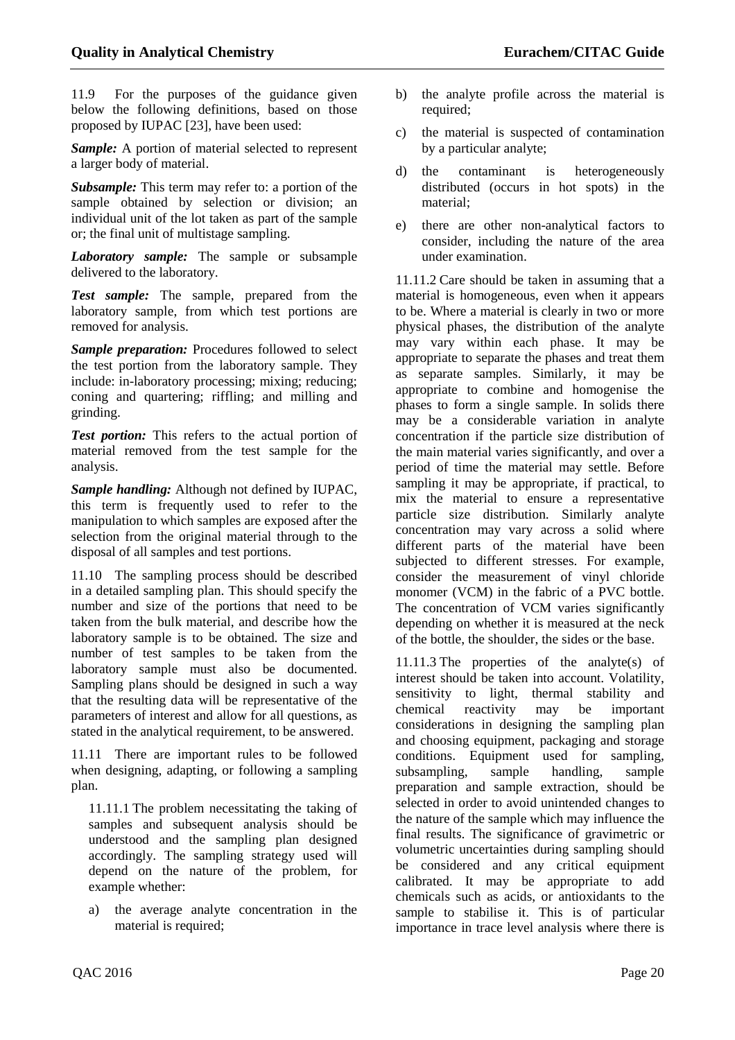11.9 For the purposes of the guidance given below the following definitions, based on those proposed by IUPAC [23], have been used:

***Sample:*** A portion of material selected to represent a larger body of material.

***Subsample:*** This term may refer to: a portion of the sample obtained by selection or division; an individual unit of the lot taken as part of the sample or; the final unit of multistage sampling.

***Laboratory sample:*** The sample or subsample delivered to the laboratory.

***Test sample:*** The sample, prepared from the laboratory sample, from which test portions are removed for analysis.

***Sample preparation:*** Procedures followed to select the test portion from the laboratory sample. They include: in-laboratory processing; mixing; reducing; coning and quartering; riffling; and milling and grinding.

***Test portion:*** This refers to the actual portion of material removed from the test sample for the analysis.

***Sample handling:*** Although not defined by IUPAC, this term is frequently used to refer to the manipulation to which samples are exposed after the selection from the original material through to the disposal of all samples and test portions.

11.10 The sampling process should be described in a detailed sampling plan. This should specify the number and size of the portions that need to be taken from the bulk material, and describe how the laboratory sample is to be obtained. The size and number of test samples to be taken from the laboratory sample must also be documented. Sampling plans should be designed in such a way that the resulting data will be representative of the parameters of interest and allow for all questions, as stated in the analytical requirement, to be answered.

11.11 There are important rules to be followed when designing, adapting, or following a sampling plan.

11.11.1 The problem necessitating the taking of samples and subsequent analysis should be understood and the sampling plan designed accordingly. The sampling strategy used will depend on the nature of the problem, for example whether:

a) the average analyte concentration in the material is required;

b) the analyte profile across the material is required;

c) the material is suspected of contamination by a particular analyte;

d) the contaminant is heterogeneously distributed (occurs in hot spots) in the material;

e) there are other non-analytical factors to consider, including the nature of the area under examination.

11.11.2 Care should be taken in assuming that a material is homogeneous, even when it appears to be. Where a material is clearly in two or more physical phases, the distribution of the analyte may vary within each phase. It may be appropriate to separate the phases and treat them as separate samples. Similarly, it may be appropriate to combine and homogenise the phases to form a single sample. In solids there may be a considerable variation in analyte concentration if the particle size distribution of the main material varies significantly, and over a period of time the material may settle. Before sampling it may be appropriate, if practical, to mix the material to ensure a representative particle size distribution. Similarly analyte concentration may vary across a solid where different parts of the material have been subjected to different stresses. For example, consider the measurement of vinyl chloride monomer (VCM) in the fabric of a PVC bottle. The concentration of VCM varies significantly depending on whether it is measured at the neck of the bottle, the shoulder, the sides or the base.

11.11.3 The properties of the analyte(s) of interest should be taken into account. Volatility, sensitivity to light, thermal stability and chemical reactivity may be important considerations in designing the sampling plan and choosing equipment, packaging and storage conditions. Equipment used for sampling, subsampling, sample handling, sample preparation and sample extraction, should be selected in order to avoid unintended changes to the nature of the sample which may influence the final results. The significance of gravimetric or volumetric uncertainties during sampling should be considered and any critical equipment calibrated. It may be appropriate to add chemicals such as acids, or antioxidants to the sample to stabilise it. This is of particular importance in trace level analysis where there is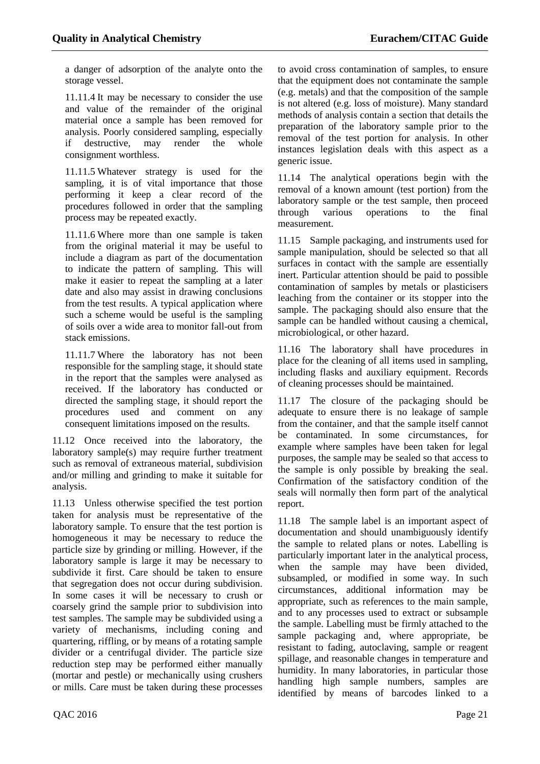a danger of adsorption of the analyte onto the storage vessel.

11.11.4 It may be necessary to consider the use and value of the remainder of the original material once a sample has been removed for analysis. Poorly considered sampling, especially if destructive, may render the whole consignment worthless.

11.11.5 Whatever strategy is used for the sampling, it is of vital importance that those performing it keep a clear record of the procedures followed in order that the sampling process may be repeated exactly.

11.11.6 Where more than one sample is taken from the original material it may be useful to include a diagram as part of the documentation to indicate the pattern of sampling. This will make it easier to repeat the sampling at a later date and also may assist in drawing conclusions from the test results. A typical application where such a scheme would be useful is the sampling of soils over a wide area to monitor fall-out from stack emissions.

11.11.7 Where the laboratory has not been responsible for the sampling stage, it should state in the report that the samples were analysed as received. If the laboratory has conducted or directed the sampling stage, it should report the procedures used and comment on any consequent limitations imposed on the results.

11.12 Once received into the laboratory, the laboratory sample(s) may require further treatment such as removal of extraneous material, subdivision and/or milling and grinding to make it suitable for analysis.

11.13 Unless otherwise specified the test portion taken for analysis must be representative of the laboratory sample. To ensure that the test portion is homogeneous it may be necessary to reduce the particle size by grinding or milling. However, if the laboratory sample is large it may be necessary to subdivide it first. Care should be taken to ensure that segregation does not occur during subdivision. In some cases it will be necessary to crush or coarsely grind the sample prior to subdivision into test samples. The sample may be subdivided using a variety of mechanisms, including coning and quartering, riffling, or by means of a rotating sample divider or a centrifugal divider. The particle size reduction step may be performed either manually (mortar and pestle) or mechanically using crushers or mills. Care must be taken during these processes to avoid cross contamination of samples, to ensure that the equipment does not contaminate the sample (e.g. metals) and that the composition of the sample is not altered (e.g. loss of moisture). Many standard methods of analysis contain a section that details the preparation of the laboratory sample prior to the removal of the test portion for analysis. In other instances legislation deals with this aspect as a generic issue.

11.14 The analytical operations begin with the removal of a known amount (test portion) from the laboratory sample or the test sample, then proceed through various operations to the final measurement.

11.15 Sample packaging, and instruments used for sample manipulation, should be selected so that all surfaces in contact with the sample are essentially inert. Particular attention should be paid to possible contamination of samples by metals or plasticisers leaching from the container or its stopper into the sample. The packaging should also ensure that the sample can be handled without causing a chemical, microbiological, or other hazard.

11.16 The laboratory shall have procedures in place for the cleaning of all items used in sampling, including flasks and auxiliary equipment. Records of cleaning processes should be maintained.

11.17 The closure of the packaging should be adequate to ensure there is no leakage of sample from the container, and that the sample itself cannot be contaminated. In some circumstances, for example where samples have been taken for legal purposes, the sample may be sealed so that access to the sample is only possible by breaking the seal. Confirmation of the satisfactory condition of the seals will normally then form part of the analytical report.

11.18 The sample label is an important aspect of documentation and should unambiguously identify the sample to related plans or notes. Labelling is particularly important later in the analytical process, when the sample may have been divided, subsampled, or modified in some way. In such circumstances, additional information may be appropriate, such as references to the main sample, and to any processes used to extract or subsample the sample. Labelling must be firmly attached to the sample packaging and, where appropriate, be resistant to fading, autoclaving, sample or reagent spillage, and reasonable changes in temperature and humidity. In many laboratories, in particular those handling high sample numbers, samples are identified by means of barcodes linked to a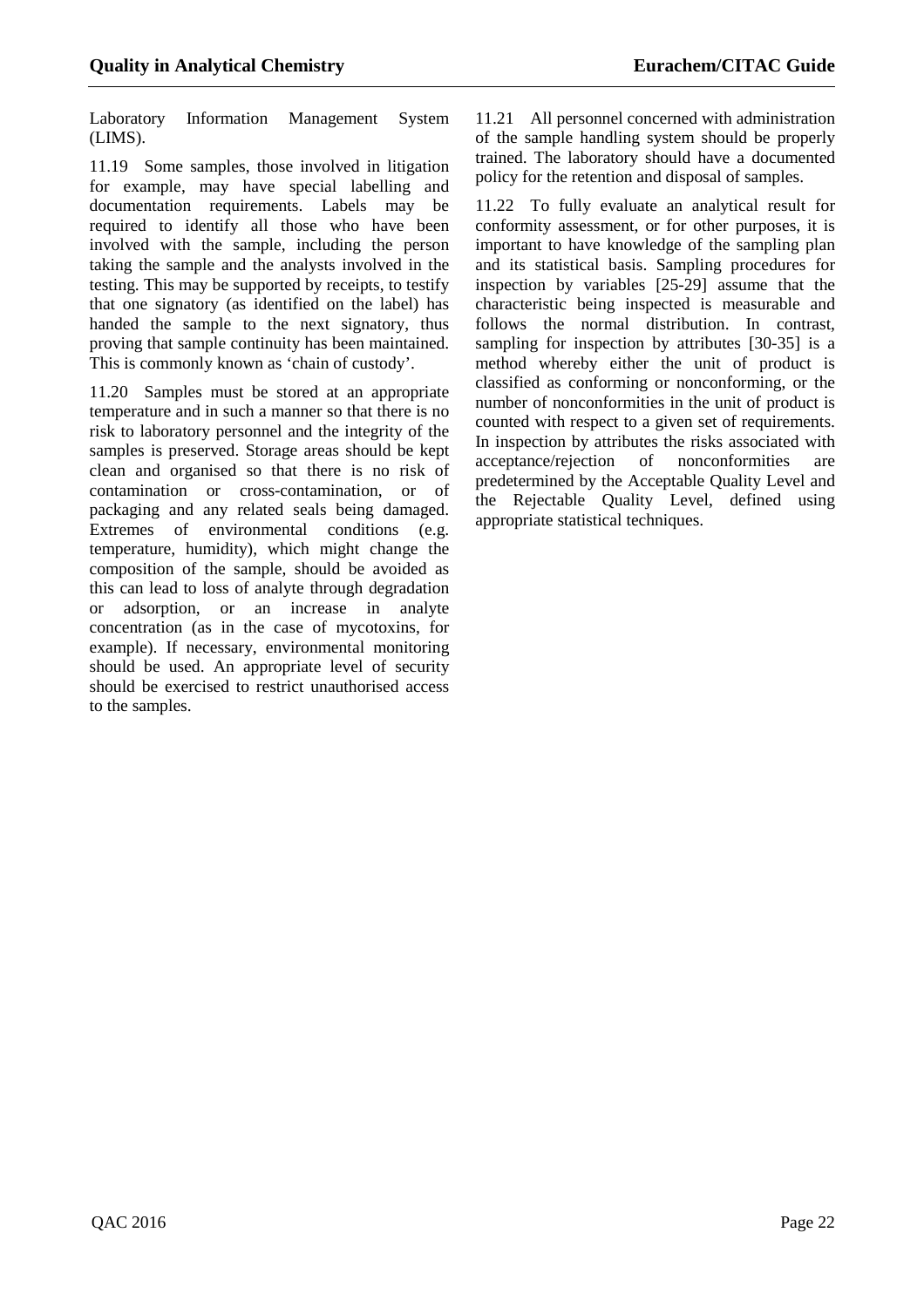Laboratory Information Management System (LIMS).

11.19 Some samples, those involved in litigation for example, may have special labelling and documentation requirements. Labels may be required to identify all those who have been involved with the sample, including the person taking the sample and the analysts involved in the testing. This may be supported by receipts, to testify that one signatory (as identified on the label) has handed the sample to the next signatory, thus proving that sample continuity has been maintained. This is commonly known as 'chain of custody'.

11.20 Samples must be stored at an appropriate temperature and in such a manner so that there is no risk to laboratory personnel and the integrity of the samples is preserved. Storage areas should be kept clean and organised so that there is no risk of contamination or cross-contamination, or of packaging and any related seals being damaged. Extremes of environmental conditions (e.g. temperature, humidity), which might change the composition of the sample, should be avoided as this can lead to loss of analyte through degradation or adsorption, or an increase in analyte concentration (as in the case of mycotoxins, for example). If necessary, environmental monitoring should be used. An appropriate level of security should be exercised to restrict unauthorised access to the samples.

11.21 All personnel concerned with administration of the sample handling system should be properly trained. The laboratory should have a documented policy for the retention and disposal of samples.

11.22 To fully evaluate an analytical result for conformity assessment, or for other purposes, it is important to have knowledge of the sampling plan and its statistical basis. Sampling procedures for inspection by variables [25-29] assume that the characteristic being inspected is measurable and follows the normal distribution. In contrast, sampling for inspection by attributes [30-35] is a method whereby either the unit of product is classified as conforming or nonconforming, or the number of nonconformities in the unit of product is counted with respect to a given set of requirements. In inspection by attributes the risks associated with acceptance/rejection of nonconformities are predetermined by the Acceptable Quality Level and the Rejectable Quality Level, defined using appropriate statistical techniques.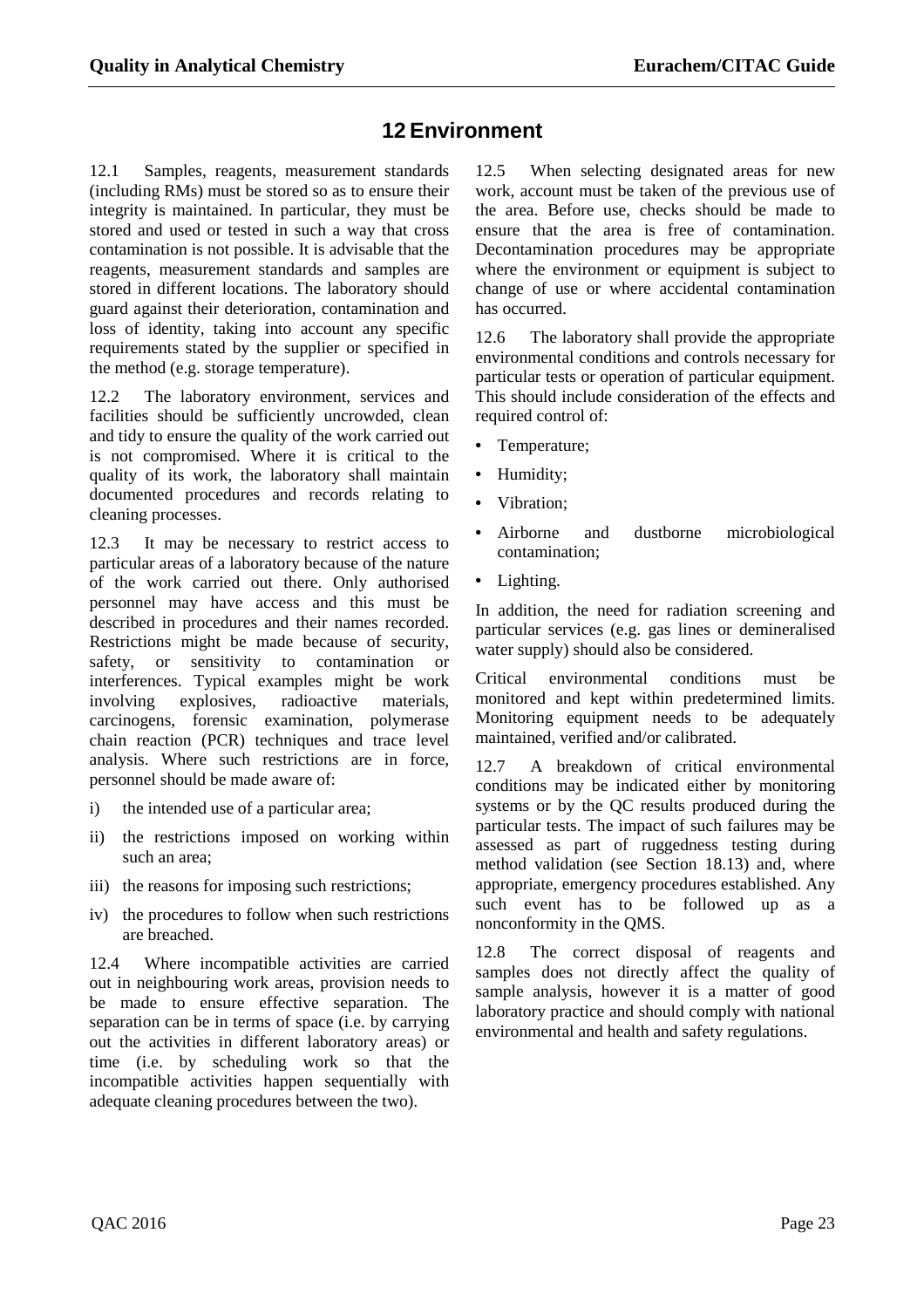# 12 Environment

12.1 Samples, reagents, measurement standards (including RMs) must be stored so as to ensure their integrity is maintained. In particular, they must be stored and used or tested in such a way that cross contamination is not possible. It is advisable that the reagents, measurement standards and samples are stored in different locations. The laboratory should guard against their deterioration, contamination and loss of identity, taking into account any specific requirements stated by the supplier or specified in the method (e.g. storage temperature).

12.2 The laboratory environment, services and facilities should be sufficiently uncrowded, clean and tidy to ensure the quality of the work carried out is not compromised. Where it is critical to the quality of its work, the laboratory shall maintain documented procedures and records relating to cleaning processes.

12.3 It may be necessary to restrict access to particular areas of a laboratory because of the nature of the work carried out there. Only authorised personnel may have access and this must be described in procedures and their names recorded. Restrictions might be made because of security, safety, or sensitivity to contamination or interferences. Typical examples might be work involving explosives, radioactive materials, carcinogens, forensic examination, polymerase chain reaction (PCR) techniques and trace level analysis. Where such restrictions are in force, personnel should be made aware of:

i) the intended use of a particular area;

ii) the restrictions imposed on working within such an area;

iii) the reasons for imposing such restrictions;

iv) the procedures to follow when such restrictions are breached.

12.4 Where incompatible activities are carried out in neighbouring work areas, provision needs to be made to ensure effective separation. The separation can be in terms of space (i.e. by carrying out the activities in different laboratory areas) or time (i.e. by scheduling work so that the incompatible activities happen sequentially with adequate cleaning procedures between the two).

12.5 When selecting designated areas for new work, account must be taken of the previous use of the area. Before use, checks should be made to ensure that the area is free of contamination. Decontamination procedures may be appropriate where the environment or equipment is subject to change of use or where accidental contamination has occurred.

12.6 The laboratory shall provide the appropriate environmental conditions and controls necessary for particular tests or operation of particular equipment. This should include consideration of the effects and required control of:

- Temperature;
- Humidity;
- Vibration;
- Airborne and dustborne microbiological contamination;
- Lighting.

In addition, the need for radiation screening and particular services (e.g. gas lines or demineralised water supply) should also be considered.

Critical environmental conditions must be monitored and kept within predetermined limits. Monitoring equipment needs to be adequately maintained, verified and/or calibrated.

12.7 A breakdown of critical environmental conditions may be indicated either by monitoring systems or by the QC results produced during the particular tests. The impact of such failures may be assessed as part of ruggedness testing during method validation (see Section 18.13) and, where appropriate, emergency procedures established. Any such event has to be followed up as a nonconformity in the QMS.

12.8 The correct disposal of reagents and samples does not directly affect the quality of sample analysis, however it is a matter of good laboratory practice and should comply with national environmental and health and safety regulations.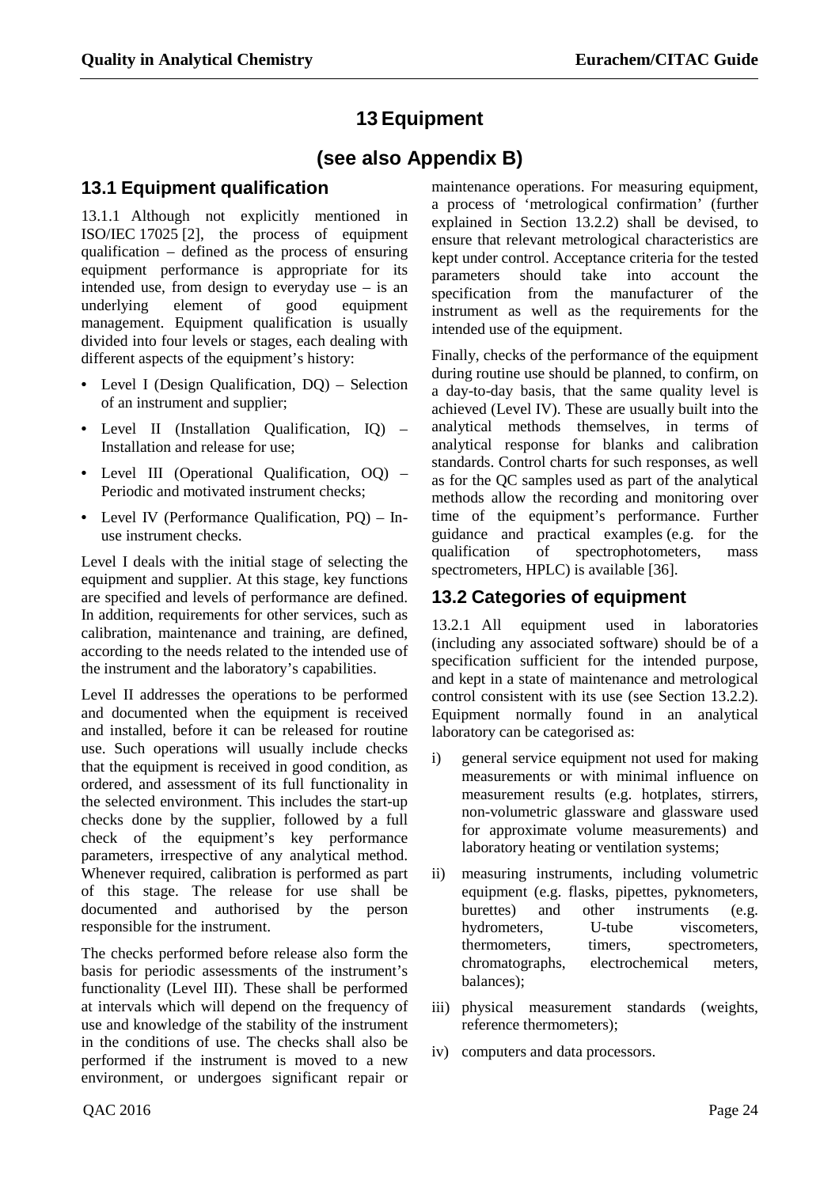# 13 Equipment

# (see also Appendix B)

## 13.1 Equipment qualification

13.1.1 Although not explicitly mentioned in ISO/IEC 17025 [2], the process of equipment qualification – defined as the process of ensuring equipment performance is appropriate for its intended use, from design to everyday use – is an underlying element of good equipment management. Equipment qualification is usually divided into four levels or stages, each dealing with different aspects of the equipment's history:

- Level I (Design Qualification, DQ) – Selection of an instrument and supplier;
- Level II (Installation Qualification, IQ) – Installation and release for use;
- Level III (Operational Qualification, OQ) – Periodic and motivated instrument checks;
- Level IV (Performance Qualification, PQ) – In-use instrument checks.

Level I deals with the initial stage of selecting the equipment and supplier. At this stage, key functions are specified and levels of performance are defined. In addition, requirements for other services, such as calibration, maintenance and training, are defined, according to the needs related to the intended use of the instrument and the laboratory's capabilities.

Level II addresses the operations to be performed and documented when the equipment is received and installed, before it can be released for routine use. Such operations will usually include checks that the equipment is received in good condition, as ordered, and assessment of its full functionality in the selected environment. This includes the start-up checks done by the supplier, followed by a full check of the equipment's key performance parameters, irrespective of any analytical method. Whenever required, calibration is performed as part of this stage. The release for use shall be documented and authorised by the person responsible for the instrument.

The checks performed before release also form the basis for periodic assessments of the instrument's functionality (Level III). These shall be performed at intervals which will depend on the frequency of use and knowledge of the stability of the instrument in the conditions of use. The checks shall also be performed if the instrument is moved to a new environment, or undergoes significant repair or maintenance operations. For measuring equipment, a process of 'metrological confirmation' (further explained in Section 13.2.2) shall be devised, to ensure that relevant metrological characteristics are kept under control. Acceptance criteria for the tested parameters should take into account the specification from the manufacturer of the instrument as well as the requirements for the intended use of the equipment.

Finally, checks of the performance of the equipment during routine use should be planned, to confirm, on a day-to-day basis, that the same quality level is achieved (Level IV). These are usually built into the analytical methods themselves, in terms of analytical response for blanks and calibration standards. Control charts for such responses, as well as for the QC samples used as part of the analytical methods allow the recording and monitoring over time of the equipment's performance. Further guidance and practical examples (e.g. for the qualification of spectrophotometers, mass spectrometers, HPLC) is available [36].

## 13.2 Categories of equipment

13.2.1 All equipment used in laboratories (including any associated software) should be of a specification sufficient for the intended purpose, and kept in a state of maintenance and metrological control consistent with its use (see Section 13.2.2). Equipment normally found in an analytical laboratory can be categorised as:

i) general service equipment not used for making measurements or with minimal influence on measurement results (e.g. hotplates, stirrers, non-volumetric glassware and glassware used for approximate volume measurements) and laboratory heating or ventilation systems;

ii) measuring instruments, including volumetric equipment (e.g. flasks, pipettes, pyknometers, burettes) and other instruments (e.g. hydrometers, U-tube viscometers, thermometers, timers, spectrometers, chromatographs, electrochemical meters, balances);

iii) physical measurement standards (weights, reference thermometers);

iv) computers and data processors.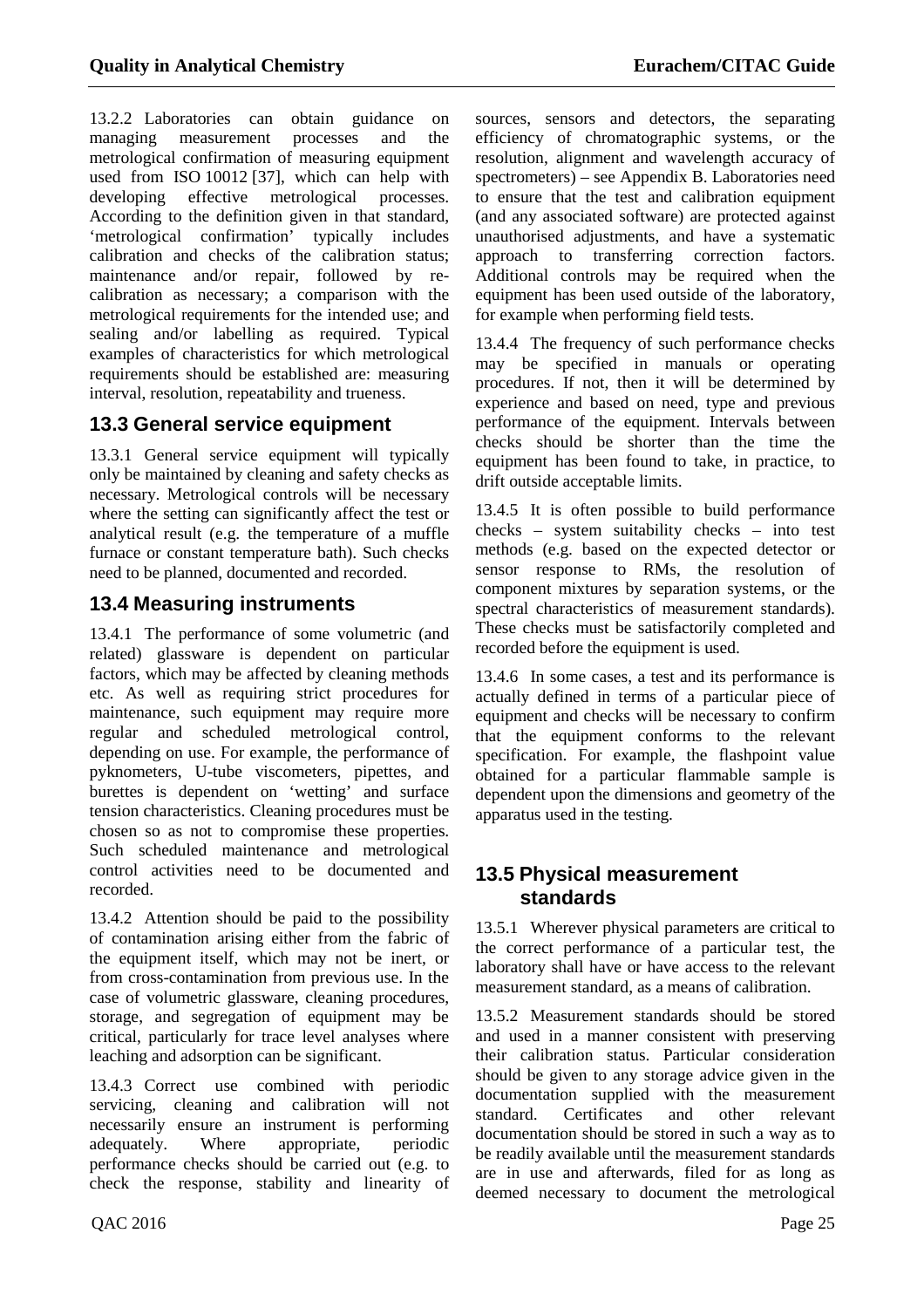13.2.2 Laboratories can obtain guidance on managing measurement processes and the metrological confirmation of measuring equipment used from ISO 10012 [37], which can help with developing effective metrological processes. According to the definition given in that standard, 'metrological confirmation' typically includes calibration and checks of the calibration status; maintenance and/or repair, followed by re-calibration as necessary; a comparison with the metrological requirements for the intended use; and sealing and/or labelling as required. Typical examples of characteristics for which metrological requirements should be established are: measuring interval, resolution, repeatability and trueness.

## 13.3 General service equipment

13.3.1 General service equipment will typically only be maintained by cleaning and safety checks as necessary. Metrological controls will be necessary where the setting can significantly affect the test or analytical result (e.g. the temperature of a muffle furnace or constant temperature bath). Such checks need to be planned, documented and recorded.

## 13.4 Measuring instruments

13.4.1 The performance of some volumetric (and related) glassware is dependent on particular factors, which may be affected by cleaning methods etc. As well as requiring strict procedures for maintenance, such equipment may require more regular and scheduled metrological control, depending on use. For example, the performance of pyknometers, U-tube viscometers, pipettes, and burettes is dependent on 'wetting' and surface tension characteristics. Cleaning procedures must be chosen so as not to compromise these properties. Such scheduled maintenance and metrological control activities need to be documented and recorded.

13.4.2 Attention should be paid to the possibility of contamination arising either from the fabric of the equipment itself, which may not be inert, or from cross-contamination from previous use. In the case of volumetric glassware, cleaning procedures, storage, and segregation of equipment may be critical, particularly for trace level analyses where leaching and adsorption can be significant.

13.4.3 Correct use combined with periodic servicing, cleaning and calibration will not necessarily ensure an instrument is performing adequately. Where appropriate, periodic performance checks should be carried out (e.g. to check the response, stability and linearity of sources, sensors and detectors, the separating efficiency of chromatographic systems, or the resolution, alignment and wavelength accuracy of spectrometers) – see Appendix B. Laboratories need to ensure that the test and calibration equipment (and any associated software) are protected against unauthorised adjustments, and have a systematic approach to transferring correction factors. Additional controls may be required when the equipment has been used outside of the laboratory, for example when performing field tests.

13.4.4 The frequency of such performance checks may be specified in manuals or operating procedures. If not, then it will be determined by experience and based on need, type and previous performance of the equipment. Intervals between checks should be shorter than the time the equipment has been found to take, in practice, to drift outside acceptable limits.

13.4.5 It is often possible to build performance checks – system suitability checks – into test methods (e.g. based on the expected detector or sensor response to RMs, the resolution of component mixtures by separation systems, or the spectral characteristics of measurement standards). These checks must be satisfactorily completed and recorded before the equipment is used.

13.4.6 In some cases, a test and its performance is actually defined in terms of a particular piece of equipment and checks will be necessary to confirm that the equipment conforms to the relevant specification. For example, the flashpoint value obtained for a particular flammable sample is dependent upon the dimensions and geometry of the apparatus used in the testing.

## 13.5 Physical measurement standards

13.5.1 Wherever physical parameters are critical to the correct performance of a particular test, the laboratory shall have or have access to the relevant measurement standard, as a means of calibration.

13.5.2 Measurement standards should be stored and used in a manner consistent with preserving their calibration status. Particular consideration should be given to any storage advice given in the documentation supplied with the measurement standard. Certificates and other relevant documentation should be stored in such a way as to be readily available until the measurement standards are in use and afterwards, filed for as long as deemed necessary to document the metrological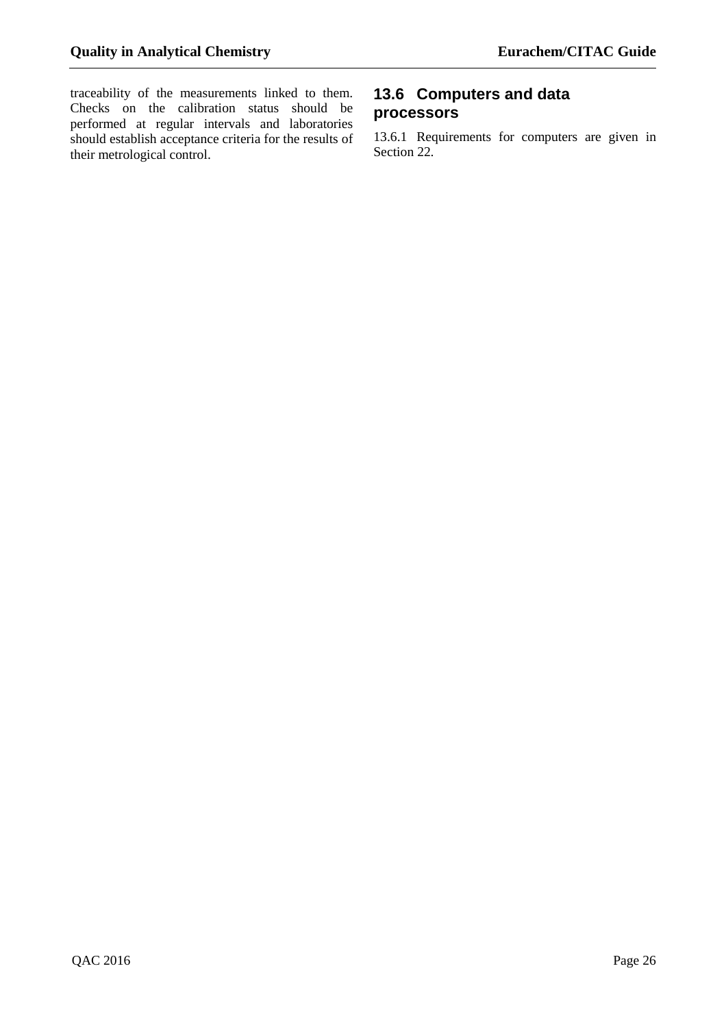traceability of the measurements linked to them. Checks on the calibration status should be performed at regular intervals and laboratories should establish acceptance criteria for the results of their metrological control.

## 13.6 Computers and data processors

13.6.1 Requirements for computers are given in Section 22.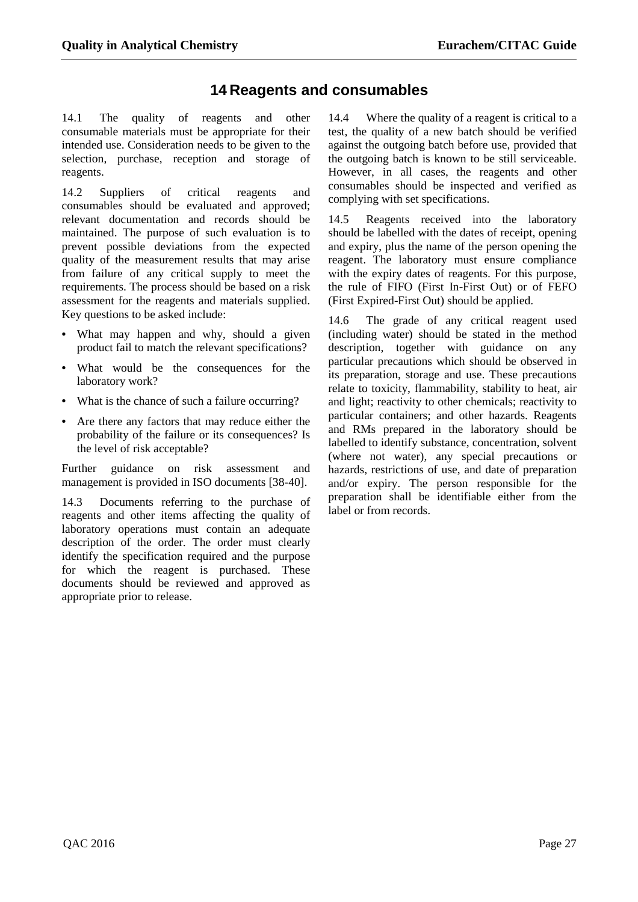# 14 Reagents and consumables

14.1 The quality of reagents and other consumable materials must be appropriate for their intended use. Consideration needs to be given to the selection, purchase, reception and storage of reagents.

14.2 Suppliers of critical reagents and consumables should be evaluated and approved; relevant documentation and records should be maintained. The purpose of such evaluation is to prevent possible deviations from the expected quality of the measurement results that may arise from failure of any critical supply to meet the requirements. The process should be based on a risk assessment for the reagents and materials supplied. Key questions to be asked include:

- What may happen and why, should a given product fail to match the relevant specifications?
- What would be the consequences for the laboratory work?
- What is the chance of such a failure occurring?
- Are there any factors that may reduce either the probability of the failure or its consequences? Is the level of risk acceptable?

Further guidance on risk assessment and management is provided in ISO documents [38-40].

14.3 Documents referring to the purchase of reagents and other items affecting the quality of laboratory operations must contain an adequate description of the order. The order must clearly identify the specification required and the purpose for which the reagent is purchased. These documents should be reviewed and approved as appropriate prior to release.

14.4 Where the quality of a reagent is critical to a test, the quality of a new batch should be verified against the outgoing batch before use, provided that the outgoing batch is known to be still serviceable. However, in all cases, the reagents and other consumables should be inspected and verified as complying with set specifications.

14.5 Reagents received into the laboratory should be labelled with the dates of receipt, opening and expiry, plus the name of the person opening the reagent. The laboratory must ensure compliance with the expiry dates of reagents. For this purpose, the rule of FIFO (First In-First Out) or of FEFO (First Expired-First Out) should be applied.

14.6 The grade of any critical reagent used (including water) should be stated in the method description, together with guidance on any particular precautions which should be observed in its preparation, storage and use. These precautions relate to toxicity, flammability, stability to heat, air and light; reactivity to other chemicals; reactivity to particular containers; and other hazards. Reagents and RMs prepared in the laboratory should be labelled to identify substance, concentration, solvent (where not water), any special precautions or hazards, restrictions of use, and date of preparation and/or expiry. The person responsible for the preparation shall be identifiable either from the label or from records.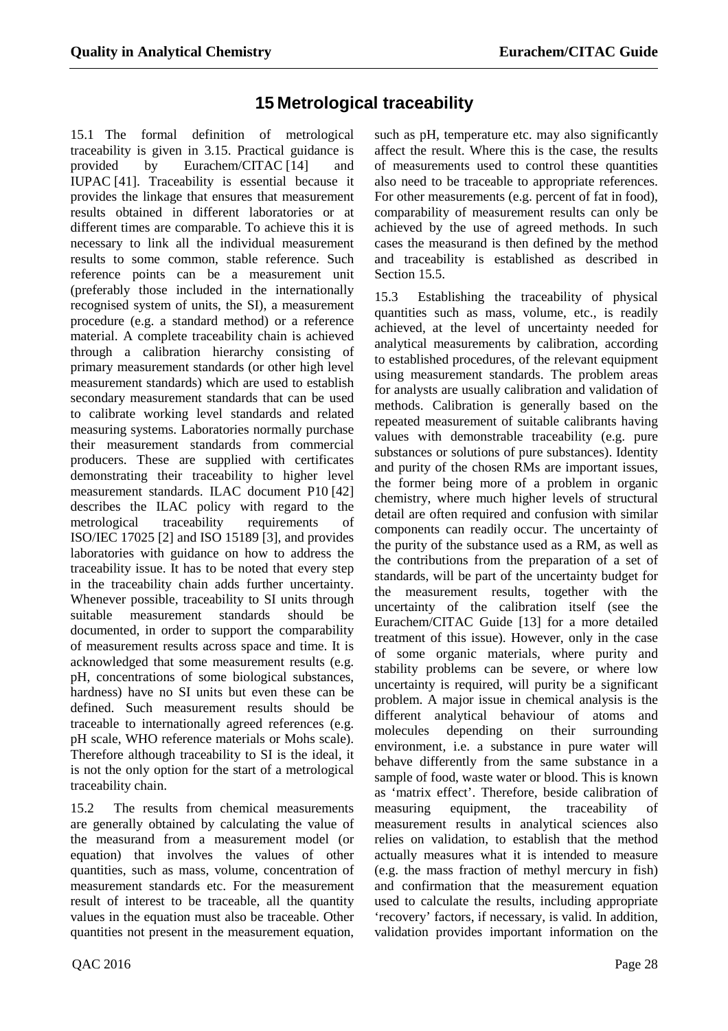# 15 Metrological traceability

15.1 The formal definition of metrological traceability is given in 3.15. Practical guidance is provided by Eurachem/CITAC [14] and IUPAC [41]. Traceability is essential because it provides the linkage that ensures that measurement results obtained in different laboratories or at different times are comparable. To achieve this it is necessary to link all the individual measurement results to some common, stable reference. Such reference points can be a measurement unit (preferably those included in the internationally recognised system of units, the SI), a measurement procedure (e.g. a standard method) or a reference material. A complete traceability chain is achieved through a calibration hierarchy consisting of primary measurement standards (or other high level measurement standards) which are used to establish secondary measurement standards that can be used to calibrate working level standards and related measuring systems. Laboratories normally purchase their measurement standards from commercial producers. These are supplied with certificates demonstrating their traceability to higher level measurement standards. ILAC document P10 [42] describes the ILAC policy with regard to the metrological traceability requirements of ISO/IEC 17025 [2] and ISO 15189 [3], and provides laboratories with guidance on how to address the traceability issue. It has to be noted that every step in the traceability chain adds further uncertainty. Whenever possible, traceability to SI units through suitable measurement standards should be documented, in order to support the comparability of measurement results across space and time. It is acknowledged that some measurement results (e.g. pH, concentrations of some biological substances, hardness) have no SI units but even these can be defined. Such measurement results should be traceable to internationally agreed references (e.g. pH scale, WHO reference materials or Mohs scale). Therefore although traceability to SI is the ideal, it is not the only option for the start of a metrological traceability chain.

15.2 The results from chemical measurements are generally obtained by calculating the value of the measurand from a measurement model (or equation) that involves the values of other quantities, such as mass, volume, concentration of measurement standards etc. For the measurement result of interest to be traceable, all the quantity values in the equation must also be traceable. Other quantities not present in the measurement equation, such as pH, temperature etc. may also significantly affect the result. Where this is the case, the results of measurements used to control these quantities also need to be traceable to appropriate references. For other measurements (e.g. percent of fat in food), comparability of measurement results can only be achieved by the use of agreed methods. In such cases the measurand is then defined by the method and traceability is established as described in Section 15.5.

15.3 Establishing the traceability of physical quantities such as mass, volume, etc., is readily achieved, at the level of uncertainty needed for analytical measurements by calibration, according to established procedures, of the relevant equipment using measurement standards. The problem areas for analysts are usually calibration and validation of methods. Calibration is generally based on the repeated measurement of suitable calibrants having values with demonstrable traceability (e.g. pure substances or solutions of pure substances). Identity and purity of the chosen RMs are important issues, the former being more of a problem in organic chemistry, where much higher levels of structural detail are often required and confusion with similar components can readily occur. The uncertainty of the purity of the substance used as a RM, as well as the contributions from the preparation of a set of standards, will be part of the uncertainty budget for the measurement results, together with the uncertainty of the calibration itself (see the Eurachem/CITAC Guide [13] for a more detailed treatment of this issue). However, only in the case of some organic materials, where purity and stability problems can be severe, or where low uncertainty is required, will purity be a significant problem. A major issue in chemical analysis is the different analytical behaviour of atoms and molecules depending on their surrounding environment, i.e. a substance in pure water will behave differently from the same substance in a sample of food, waste water or blood. This is known as 'matrix effect'. Therefore, beside calibration of measuring equipment, the traceability of measurement results in analytical sciences also relies on validation, to establish that the method actually measures what it is intended to measure (e.g. the mass fraction of methyl mercury in fish) and confirmation that the measurement equation used to calculate the results, including appropriate 'recovery' factors, if necessary, is valid. In addition, validation provides important information on the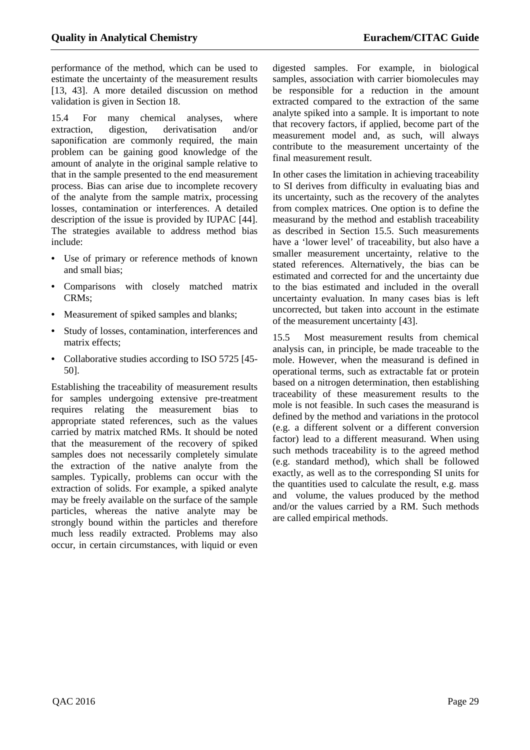performance of the method, which can be used to estimate the uncertainty of the measurement results [13, 43]. A more detailed discussion on method validation is given in Section 18.

15.4 For many chemical analyses, where extraction, digestion, derivatisation and/or saponification are commonly required, the main problem can be gaining good knowledge of the amount of analyte in the original sample relative to that in the sample presented to the end measurement process. Bias can arise due to incomplete recovery of the analyte from the sample matrix, processing losses, contamination or interferences. A detailed description of the issue is provided by IUPAC [44]. The strategies available to address method bias include:

- Use of primary or reference methods of known and small bias;
- Comparisons with closely matched matrix CRMs;
- Measurement of spiked samples and blanks;
- Study of losses, contamination, interferences and matrix effects;
- Collaborative studies according to ISO 5725 [45-50].

Establishing the traceability of measurement results for samples undergoing extensive pre-treatment requires relating the measurement bias to appropriate stated references, such as the values carried by matrix matched RMs. It should be noted that the measurement of the recovery of spiked samples does not necessarily completely simulate the extraction of the native analyte from the samples. Typically, problems can occur with the extraction of solids. For example, a spiked analyte may be freely available on the surface of the sample particles, whereas the native analyte may be strongly bound within the particles and therefore much less readily extracted. Problems may also occur, in certain circumstances, with liquid or even digested samples. For example, in biological samples, association with carrier biomolecules may be responsible for a reduction in the amount extracted compared to the extraction of the same analyte spiked into a sample. It is important to note that recovery factors, if applied, become part of the measurement model and, as such, will always contribute to the measurement uncertainty of the final measurement result.

In other cases the limitation in achieving traceability to SI derives from difficulty in evaluating bias and its uncertainty, such as the recovery of the analytes from complex matrices. One option is to define the measurand by the method and establish traceability as described in Section 15.5. Such measurements have a 'lower level' of traceability, but also have a smaller measurement uncertainty, relative to the stated references. Alternatively, the bias can be estimated and corrected for and the uncertainty due to the bias estimated and included in the overall uncertainty evaluation. In many cases bias is left uncorrected, but taken into account in the estimate of the measurement uncertainty [43].

15.5 Most measurement results from chemical analysis can, in principle, be made traceable to the mole. However, when the measurand is defined in operational terms, such as extractable fat or protein based on a nitrogen determination, then establishing traceability of these measurement results to the mole is not feasible. In such cases the measurand is defined by the method and variations in the protocol (e.g. a different solvent or a different conversion factor) lead to a different measurand. When using such methods traceability is to the agreed method (e.g. standard method), which shall be followed exactly, as well as to the corresponding SI units for the quantities used to calculate the result, e.g. mass and volume, the values produced by the method and/or the values carried by a RM. Such methods are called empirical methods.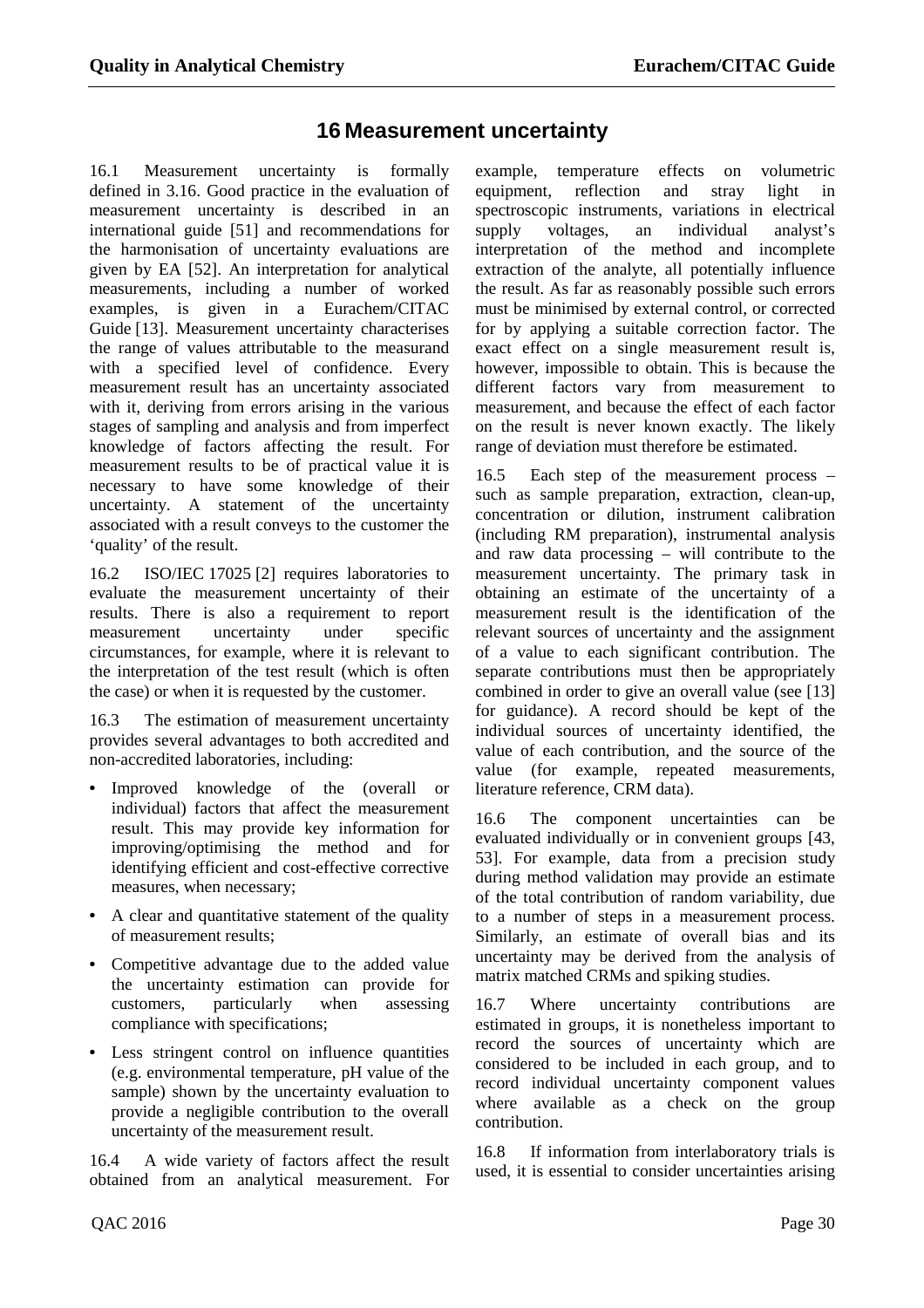# 16 Measurement uncertainty

16.1 Measurement uncertainty is formally defined in 3.16. Good practice in the evaluation of measurement uncertainty is described in an international guide [51] and recommendations for the harmonisation of uncertainty evaluations are given by EA [52]. An interpretation for analytical measurements, including a number of worked examples, is given in a Eurachem/CITAC Guide [13]. Measurement uncertainty characterises the range of values attributable to the measurand with a specified level of confidence. Every measurement result has an uncertainty associated with it, deriving from errors arising in the various stages of sampling and analysis and from imperfect knowledge of factors affecting the result. For measurement results to be of practical value it is necessary to have some knowledge of their uncertainty. A statement of the uncertainty associated with a result conveys to the customer the 'quality' of the result.

16.2 ISO/IEC 17025 [2] requires laboratories to evaluate the measurement uncertainty of their results. There is also a requirement to report measurement uncertainty under specific circumstances, for example, where it is relevant to the interpretation of the test result (which is often the case) or when it is requested by the customer.

16.3 The estimation of measurement uncertainty provides several advantages to both accredited and non-accredited laboratories, including:

- Improved knowledge of the (overall or individual) factors that affect the measurement result. This may provide key information for improving/optimising the method and for identifying efficient and cost-effective corrective measures, when necessary;
- A clear and quantitative statement of the quality of measurement results;
- Competitive advantage due to the added value the uncertainty estimation can provide for customers, particularly when assessing compliance with specifications;
- Less stringent control on influence quantities (e.g. environmental temperature, pH value of the sample) shown by the uncertainty evaluation to provide a negligible contribution to the overall uncertainty of the measurement result.

16.4 A wide variety of factors affect the result obtained from an analytical measurement. For example, temperature effects on volumetric equipment, reflection and stray light in spectroscopic instruments, variations in electrical supply voltages, an individual analyst's interpretation of the method and incomplete extraction of the analyte, all potentially influence the result. As far as reasonably possible such errors must be minimised by external control, or corrected for by applying a suitable correction factor. The exact effect on a single measurement result is, however, impossible to obtain. This is because the different factors vary from measurement to measurement, and because the effect of each factor on the result is never known exactly. The likely range of deviation must therefore be estimated.

16.5 Each step of the measurement process – such as sample preparation, extraction, clean-up, concentration or dilution, instrument calibration (including RM preparation), instrumental analysis and raw data processing – will contribute to the measurement uncertainty. The primary task in obtaining an estimate of the uncertainty of a measurement result is the identification of the relevant sources of uncertainty and the assignment of a value to each significant contribution. The separate contributions must then be appropriately combined in order to give an overall value (see [13] for guidance). A record should be kept of the individual sources of uncertainty identified, the value of each contribution, and the source of the value (for example, repeated measurements, literature reference, CRM data).

16.6 The component uncertainties can be evaluated individually or in convenient groups [43, 53]. For example, data from a precision study during method validation may provide an estimate of the total contribution of random variability, due to a number of steps in a measurement process. Similarly, an estimate of overall bias and its uncertainty may be derived from the analysis of matrix matched CRMs and spiking studies.

16.7 Where uncertainty contributions are estimated in groups, it is nonetheless important to record the sources of uncertainty which are considered to be included in each group, and to record individual uncertainty component values where available as a check on the group contribution.

16.8 If information from interlaboratory trials is used, it is essential to consider uncertainties arising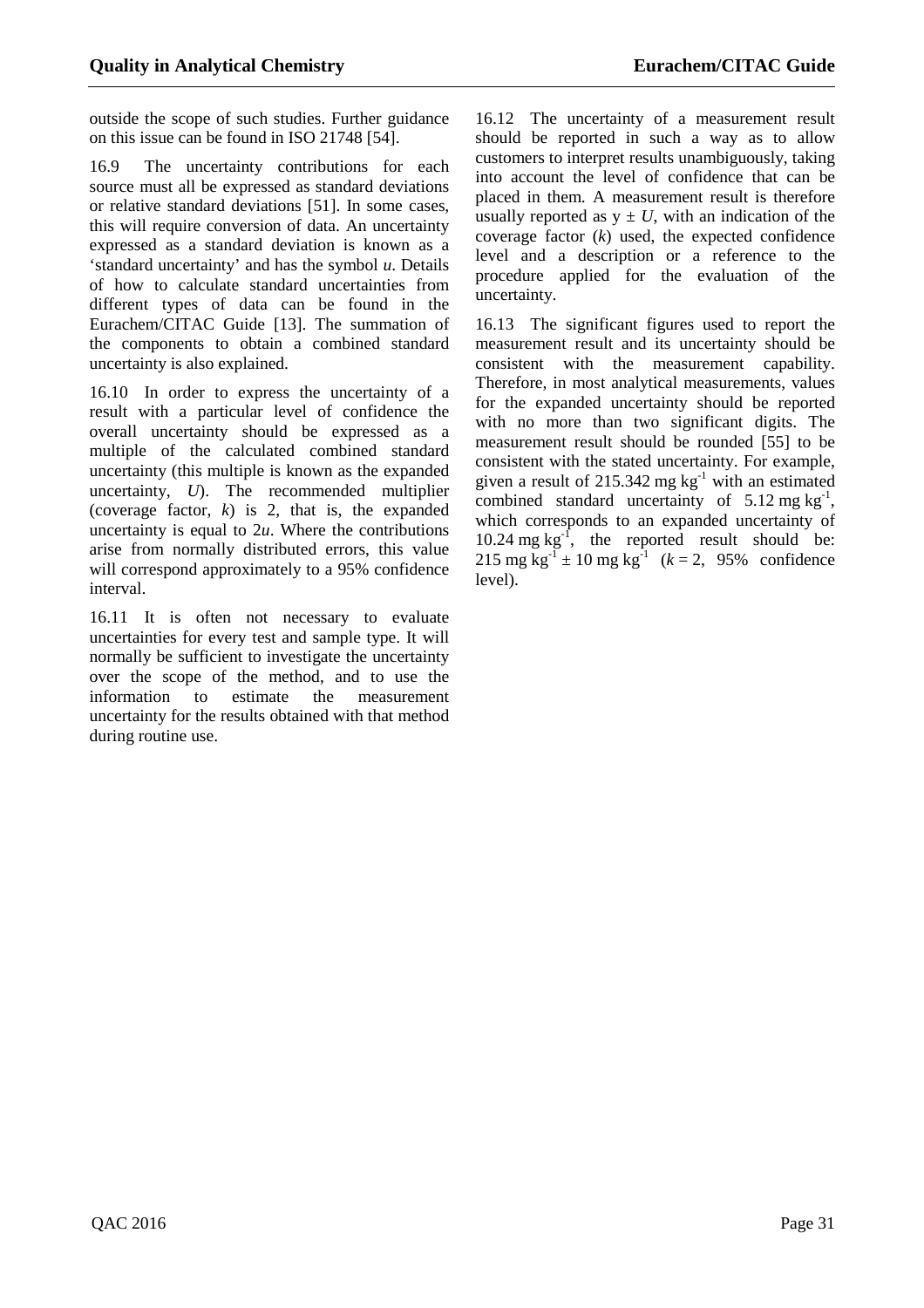outside the scope of such studies. Further guidance on this issue can be found in ISO 21748 [54].

16.9 The uncertainty contributions for each source must all be expressed as standard deviations or relative standard deviations [51]. In some cases, this will require conversion of data. An uncertainty expressed as a standard deviation is known as a 'standard uncertainty' and has the symbol $u$. Details of how to calculate standard uncertainties from different types of data can be found in the Eurachem/CITAC Guide [13]. The summation of the components to obtain a combined standard uncertainty is also explained.

16.10 In order to express the uncertainty of a result with a particular level of confidence the overall uncertainty should be expressed as a multiple of the calculated combined standard uncertainty (this multiple is known as the expanded uncertainty, $U$). The recommended multiplier (coverage factor, $k$) is 2, that is, the expanded uncertainty is equal to $2u$. Where the contributions arise from normally distributed errors, this value will correspond approximately to a 95% confidence interval.

16.11 It is often not necessary to evaluate uncertainties for every test and sample type. It will normally be sufficient to investigate the uncertainty over the scope of the method, and to use the information to estimate the measurement uncertainty for the results obtained with that method during routine use.

16.12 The uncertainty of a measurement result should be reported in such a way as to allow customers to interpret results unambiguously, taking into account the level of confidence that can be placed in them. A measurement result is therefore usually reported as $y \pm U$, with an indication of the coverage factor ($k$) used, the expected confidence level and a description or a reference to the procedure applied for the evaluation of the uncertainty.

16.13 The significant figures used to report the measurement result and its uncertainty should be consistent with the measurement capability. Therefore, in most analytical measurements, values for the expanded uncertainty should be reported with no more than two significant digits. The measurement result should be rounded [55] to be consistent with the stated uncertainty. For example, given a result of 215.342 mg kg$^{-1}$ with an estimated combined standard uncertainty of 5.12 mg kg$^{-1}$, which corresponds to an expanded uncertainty of 10.24 mg kg$^{-1}$, the reported result should be: 215 mg kg$^{-1}$ ± 10 mg kg$^{-1}$ ($k = 2$, 95% confidence level).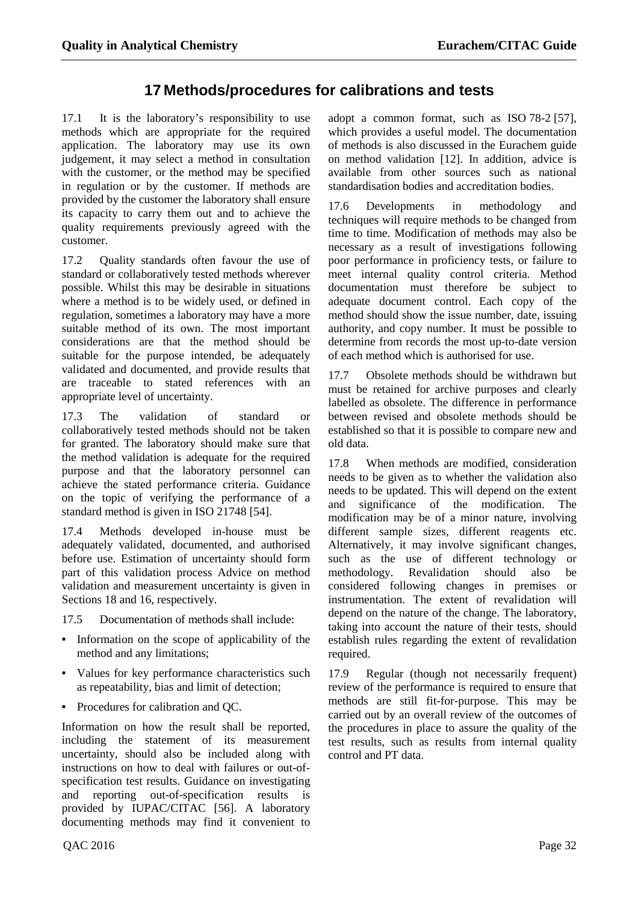# 17 Methods/procedures for calibrations and tests

17.1 It is the laboratory's responsibility to use methods which are appropriate for the required application. The laboratory may use its own judgement, it may select a method in consultation with the customer, or the method may be specified in regulation or by the customer. If methods are provided by the customer the laboratory shall ensure its capacity to carry them out and to achieve the quality requirements previously agreed with the customer.

17.2 Quality standards often favour the use of standard or collaboratively tested methods wherever possible. Whilst this may be desirable in situations where a method is to be widely used, or defined in regulation, sometimes a laboratory may have a more suitable method of its own. The most important considerations are that the method should be suitable for the purpose intended, be adequately validated and documented, and provide results that are traceable to stated references with an appropriate level of uncertainty.

17.3 The validation of standard or collaboratively tested methods should not be taken for granted. The laboratory should make sure that the method validation is adequate for the required purpose and that the laboratory personnel can achieve the stated performance criteria. Guidance on the topic of verifying the performance of a standard method is given in ISO 21748 [54].

17.4 Methods developed in-house must be adequately validated, documented, and authorised before use. Estimation of uncertainty should form part of this validation process Advice on method validation and measurement uncertainty is given in Sections 18 and 16, respectively.

17.5 Documentation of methods shall include:

- Information on the scope of applicability of the method and any limitations;
- Values for key performance characteristics such as repeatability, bias and limit of detection;
- Procedures for calibration and QC.

Information on how the result shall be reported, including the statement of its measurement uncertainty, should also be included along with instructions on how to deal with failures or out-of-specification test results. Guidance on investigating and reporting out-of-specification results is provided by IUPAC/CITAC [56]. A laboratory documenting methods may find it convenient to adopt a common format, such as ISO 78-2 [57], which provides a useful model. The documentation of methods is also discussed in the Eurachem guide on method validation [12]. In addition, advice is available from other sources such as national standardisation bodies and accreditation bodies.

17.6 Developments in methodology and techniques will require methods to be changed from time to time. Modification of methods may also be necessary as a result of investigations following poor performance in proficiency tests, or failure to meet internal quality control criteria. Method documentation must therefore be subject to adequate document control. Each copy of the method should show the issue number, date, issuing authority, and copy number. It must be possible to determine from records the most up-to-date version of each method which is authorised for use.

17.7 Obsolete methods should be withdrawn but must be retained for archive purposes and clearly labelled as obsolete. The difference in performance between revised and obsolete methods should be established so that it is possible to compare new and old data.

17.8 When methods are modified, consideration needs to be given as to whether the validation also needs to be updated. This will depend on the extent and significance of the modification. The modification may be of a minor nature, involving different sample sizes, different reagents etc. Alternatively, it may involve significant changes, such as the use of different technology or methodology. Revalidation should also be considered following changes in premises or instrumentation. The extent of revalidation will depend on the nature of the change. The laboratory, taking into account the nature of their tests, should establish rules regarding the extent of revalidation required.

17.9 Regular (though not necessarily frequent) review of the performance is required to ensure that methods are still fit-for-purpose. This may be carried out by an overall review of the outcomes of the procedures in place to assure the quality of the test results, such as results from internal quality control and PT data.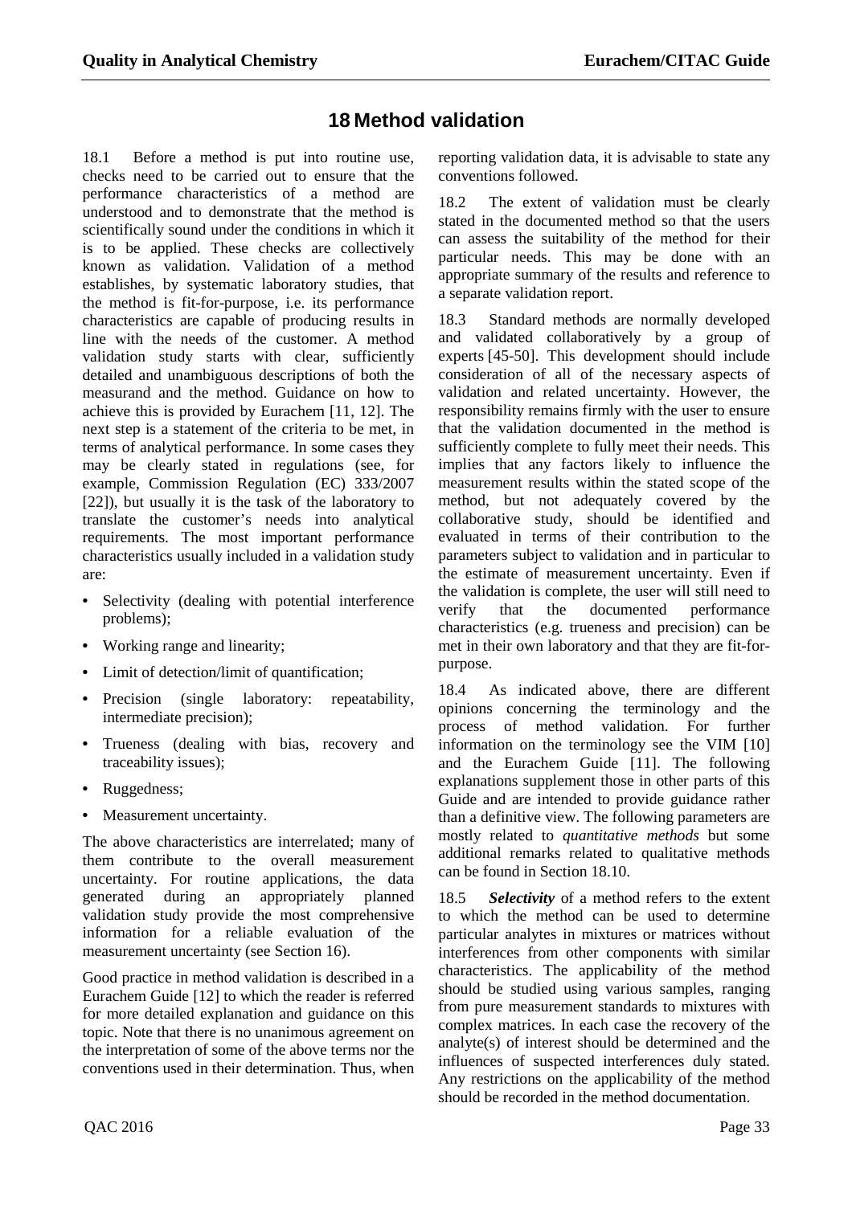# 18 Method validation

18.1 Before a method is put into routine use, checks need to be carried out to ensure that the performance characteristics of a method are understood and to demonstrate that the method is scientifically sound under the conditions in which it is to be applied. These checks are collectively known as validation. Validation of a method establishes, by systematic laboratory studies, that the method is fit-for-purpose, i.e. its performance characteristics are capable of producing results in line with the needs of the customer. A method validation study starts with clear, sufficiently detailed and unambiguous descriptions of both the measurand and the method. Guidance on how to achieve this is provided by Eurachem [11, 12]. The next step is a statement of the criteria to be met, in terms of analytical performance. In some cases they may be clearly stated in regulations (see, for example, Commission Regulation (EC) 333/2007 [22]), but usually it is the task of the laboratory to translate the customer's needs into analytical requirements. The most important performance characteristics usually included in a validation study are:

- Selectivity (dealing with potential interference problems);
- Working range and linearity;
- Limit of detection/limit of quantification;
- Precision (single laboratory: repeatability, intermediate precision);
- Trueness (dealing with bias, recovery and traceability issues);
- Ruggedness;
- Measurement uncertainty.

The above characteristics are interrelated; many of them contribute to the overall measurement uncertainty. For routine applications, the data generated during an appropriately planned validation study provide the most comprehensive information for a reliable evaluation of the measurement uncertainty (see Section 16).

Good practice in method validation is described in a Eurachem Guide [12] to which the reader is referred for more detailed explanation and guidance on this topic. Note that there is no unanimous agreement on the interpretation of some of the above terms nor the conventions used in their determination. Thus, when reporting validation data, it is advisable to state any conventions followed.

18.2 The extent of validation must be clearly stated in the documented method so that the users can assess the suitability of the method for their particular needs. This may be done with an appropriate summary of the results and reference to a separate validation report.

18.3 Standard methods are normally developed and validated collaboratively by a group of experts [45-50]. This development should include consideration of all of the necessary aspects of validation and related uncertainty. However, the responsibility remains firmly with the user to ensure that the validation documented in the method is sufficiently complete to fully meet their needs. This implies that any factors likely to influence the measurement results within the stated scope of the method, but not adequately covered by the collaborative study, should be identified and evaluated in terms of their contribution to the parameters subject to validation and in particular to the estimate of measurement uncertainty. Even if the validation is complete, the user will still need to verify that the documented performance characteristics (e.g. trueness and precision) can be met in their own laboratory and that they are fit-for-purpose.

18.4 As indicated above, there are different opinions concerning the terminology and the process of method validation. For further information on the terminology see the VIM [10] and the Eurachem Guide [11]. The following explanations supplement those in other parts of this Guide and are intended to provide guidance rather than a definitive view. The following parameters are mostly related to *quantitative methods* but some additional remarks related to qualitative methods can be found in Section 18.10.

18.5 ***Selectivity*** of a method refers to the extent to which the method can be used to determine particular analytes in mixtures or matrices without interferences from other components with similar characteristics. The applicability of the method should be studied using various samples, ranging from pure measurement standards to mixtures with complex matrices. In each case the recovery of the analyte(s) of interest should be determined and the influences of suspected interferences duly stated. Any restrictions on the applicability of the method should be recorded in the method documentation.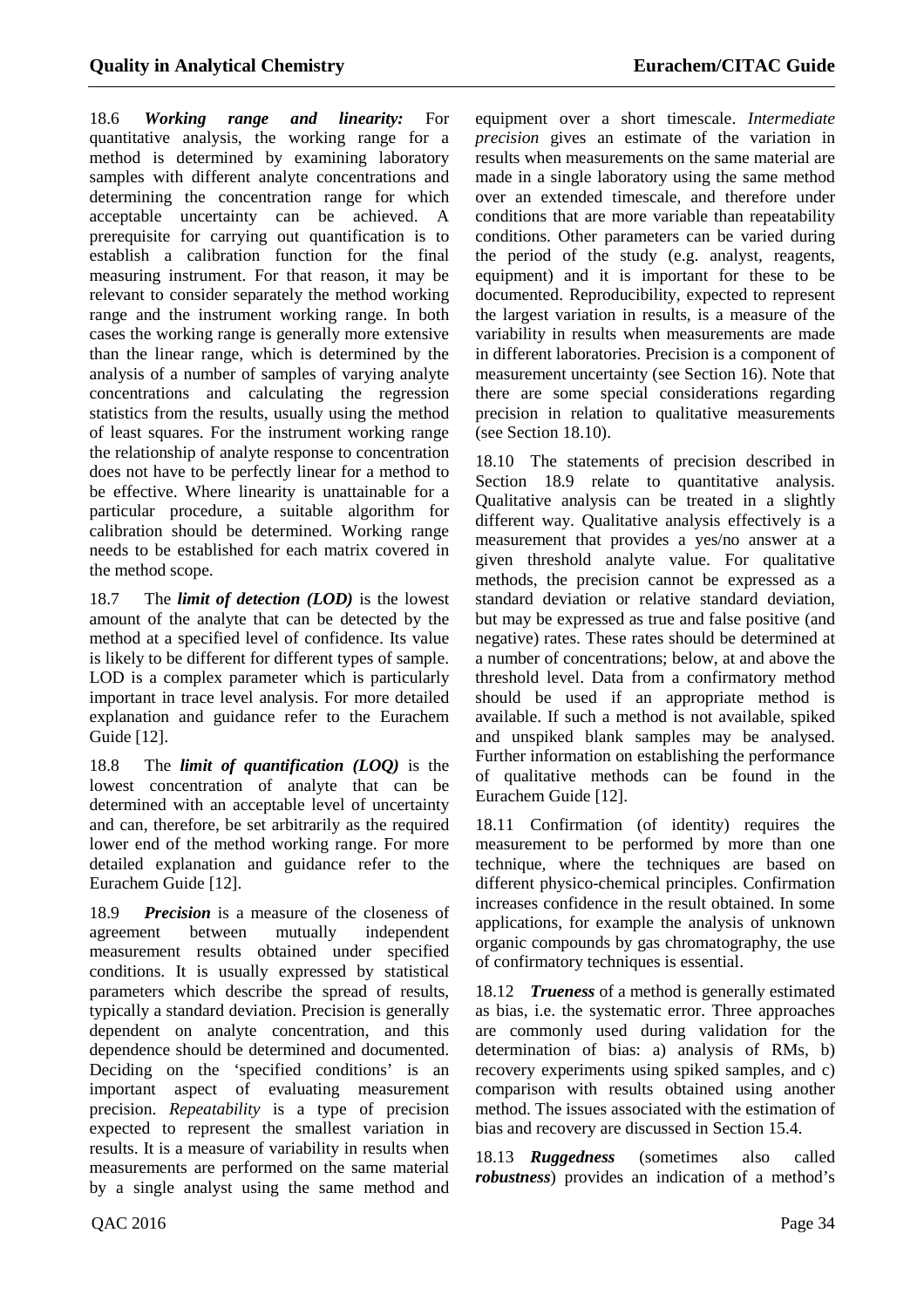18.6 ***Working range and linearity:*** For quantitative analysis, the working range for a method is determined by examining laboratory samples with different analyte concentrations and determining the concentration range for which acceptable uncertainty can be achieved. A prerequisite for carrying out quantification is to establish a calibration function for the final measuring instrument. For that reason, it may be relevant to consider separately the method working range and the instrument working range. In both cases the working range is generally more extensive than the linear range, which is determined by the analysis of a number of samples of varying analyte concentrations and calculating the regression statistics from the results, usually using the method of least squares. For the instrument working range the relationship of analyte response to concentration does not have to be perfectly linear for a method to be effective. Where linearity is unattainable for a particular procedure, a suitable algorithm for calibration should be determined. Working range needs to be established for each matrix covered in the method scope.

18.7 The ***limit of detection (LOD)*** is the lowest amount of the analyte that can be detected by the method at a specified level of confidence. Its value is likely to be different for different types of sample. LOD is a complex parameter which is particularly important in trace level analysis. For more detailed explanation and guidance refer to the Eurachem Guide [12].

18.8 The ***limit of quantification (LOQ)*** is the lowest concentration of analyte that can be determined with an acceptable level of uncertainty and can, therefore, be set arbitrarily as the required lower end of the method working range. For more detailed explanation and guidance refer to the Eurachem Guide [12].

18.9 ***Precision*** is a measure of the closeness of agreement between mutually independent measurement results obtained under specified conditions. It is usually expressed by statistical parameters which describe the spread of results, typically a standard deviation. Precision is generally dependent on analyte concentration, and this dependence should be determined and documented. Deciding on the 'specified conditions' is an important aspect of evaluating measurement precision. *Repeatability* is a type of precision expected to represent the smallest variation in results. It is a measure of variability in results when measurements are performed on the same material by a single analyst using the same method and equipment over a short timescale. *Intermediate precision* gives an estimate of the variation in results when measurements on the same material are made in a single laboratory using the same method over an extended timescale, and therefore under conditions that are more variable than repeatability conditions. Other parameters can be varied during the period of the study (e.g. analyst, reagents, equipment) and it is important for these to be documented. Reproducibility, expected to represent the largest variation in results, is a measure of the variability in results when measurements are made in different laboratories. Precision is a component of measurement uncertainty (see Section 16). Note that there are some special considerations regarding precision in relation to qualitative measurements (see Section 18.10).

18.10 The statements of precision described in Section 18.9 relate to quantitative analysis. Qualitative analysis can be treated in a slightly different way. Qualitative analysis effectively is a measurement that provides a yes/no answer at a given threshold analyte value. For qualitative methods, the precision cannot be expressed as a standard deviation or relative standard deviation, but may be expressed as true and false positive (and negative) rates. These rates should be determined at a number of concentrations; below, at and above the threshold level. Data from a confirmatory method should be used if an appropriate method is available. If such a method is not available, spiked and unspiked blank samples may be analysed. Further information on establishing the performance of qualitative methods can be found in the Eurachem Guide [12].

18.11 Confirmation (of identity) requires the measurement to be performed by more than one technique, where the techniques are based on different physico-chemical principles. Confirmation increases confidence in the result obtained. In some applications, for example the analysis of unknown organic compounds by gas chromatography, the use of confirmatory techniques is essential.

18.12 ***Trueness*** of a method is generally estimated as bias, i.e. the systematic error. Three approaches are commonly used during validation for the determination of bias: a) analysis of RMs, b) recovery experiments using spiked samples, and c) comparison with results obtained using another method. The issues associated with the estimation of bias and recovery are discussed in Section 15.4.

18.13 ***Ruggedness*** (sometimes also called ***robustness***) provides an indication of a method's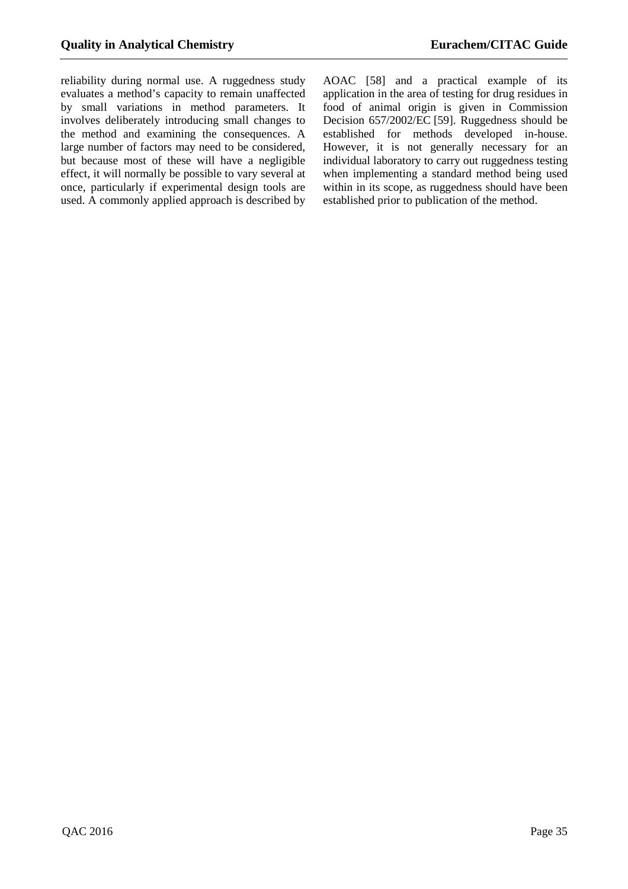reliability during normal use. A ruggedness study evaluates a method's capacity to remain unaffected by small variations in method parameters. It involves deliberately introducing small changes to the method and examining the consequences. A large number of factors may need to be considered, but because most of these will have a negligible effect, it will normally be possible to vary several at once, particularly if experimental design tools are used. A commonly applied approach is described by AOAC [58] and a practical example of its application in the area of testing for drug residues in food of animal origin is given in Commission Decision 657/2002/EC [59]. Ruggedness should be established for methods developed in-house. However, it is not generally necessary for an individual laboratory to carry out ruggedness testing when implementing a standard method being used within in its scope, as ruggedness should have been established prior to publication of the method.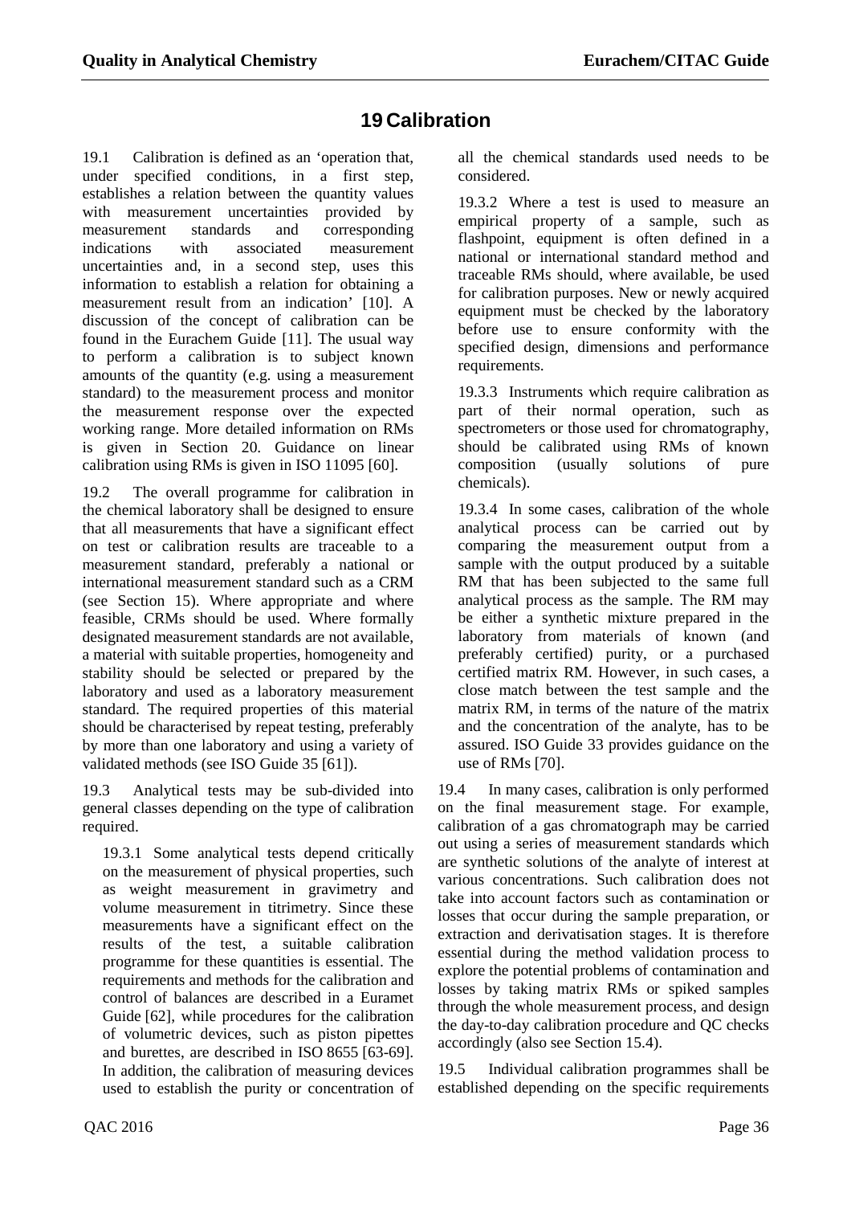# 19 Calibration

19.1 Calibration is defined as an 'operation that, under specified conditions, in a first step, establishes a relation between the quantity values with measurement uncertainties provided by measurement standards and corresponding indications with associated measurement uncertainties and, in a second step, uses this information to establish a relation for obtaining a measurement result from an indication' [10]. A discussion of the concept of calibration can be found in the Eurachem Guide [11]. The usual way to perform a calibration is to subject known amounts of the quantity (e.g. using a measurement standard) to the measurement process and monitor the measurement response over the expected working range. More detailed information on RMs is given in Section 20. Guidance on linear calibration using RMs is given in ISO 11095 [60].

19.2 The overall programme for calibration in the chemical laboratory shall be designed to ensure that all measurements that have a significant effect on test or calibration results are traceable to a measurement standard, preferably a national or international measurement standard such as a CRM (see Section 15). Where appropriate and where feasible, CRMs should be used. Where formally designated measurement standards are not available, a material with suitable properties, homogeneity and stability should be selected or prepared by the laboratory and used as a laboratory measurement standard. The required properties of this material should be characterised by repeat testing, preferably by more than one laboratory and using a variety of validated methods (see ISO Guide 35 [61]).

19.3 Analytical tests may be sub-divided into general classes depending on the type of calibration required.

19.3.1 Some analytical tests depend critically on the measurement of physical properties, such as weight measurement in gravimetry and volume measurement in titrimetry. Since these measurements have a significant effect on the results of the test, a suitable calibration programme for these quantities is essential. The requirements and methods for the calibration and control of balances are described in a Euramet Guide [62], while procedures for the calibration of volumetric devices, such as piston pipettes and burettes, are described in ISO 8655 [63-69]. In addition, the calibration of measuring devices used to establish the purity or concentration of all the chemical standards used needs to be considered.

19.3.2 Where a test is used to measure an empirical property of a sample, such as flashpoint, equipment is often defined in a national or international standard method and traceable RMs should, where available, be used for calibration purposes. New or newly acquired equipment must be checked by the laboratory before use to ensure conformity with the specified design, dimensions and performance requirements.

19.3.3 Instruments which require calibration as part of their normal operation, such as spectrometers or those used for chromatography, should be calibrated using RMs of known composition (usually solutions of pure chemicals).

19.3.4 In some cases, calibration of the whole analytical process can be carried out by comparing the measurement output from a sample with the output produced by a suitable RM that has been subjected to the same full analytical process as the sample. The RM may be either a synthetic mixture prepared in the laboratory from materials of known (and preferably certified) purity, or a purchased certified matrix RM. However, in such cases, a close match between the test sample and the matrix RM, in terms of the nature of the matrix and the concentration of the analyte, has to be assured. ISO Guide 33 provides guidance on the use of RMs [70].

19.4 In many cases, calibration is only performed on the final measurement stage. For example, calibration of a gas chromatograph may be carried out using a series of measurement standards which are synthetic solutions of the analyte of interest at various concentrations. Such calibration does not take into account factors such as contamination or losses that occur during the sample preparation, or extraction and derivatisation stages. It is therefore essential during the method validation process to explore the potential problems of contamination and losses by taking matrix RMs or spiked samples through the whole measurement process, and design the day-to-day calibration procedure and QC checks accordingly (also see Section 15.4).

19.5 Individual calibration programmes shall be established depending on the specific requirements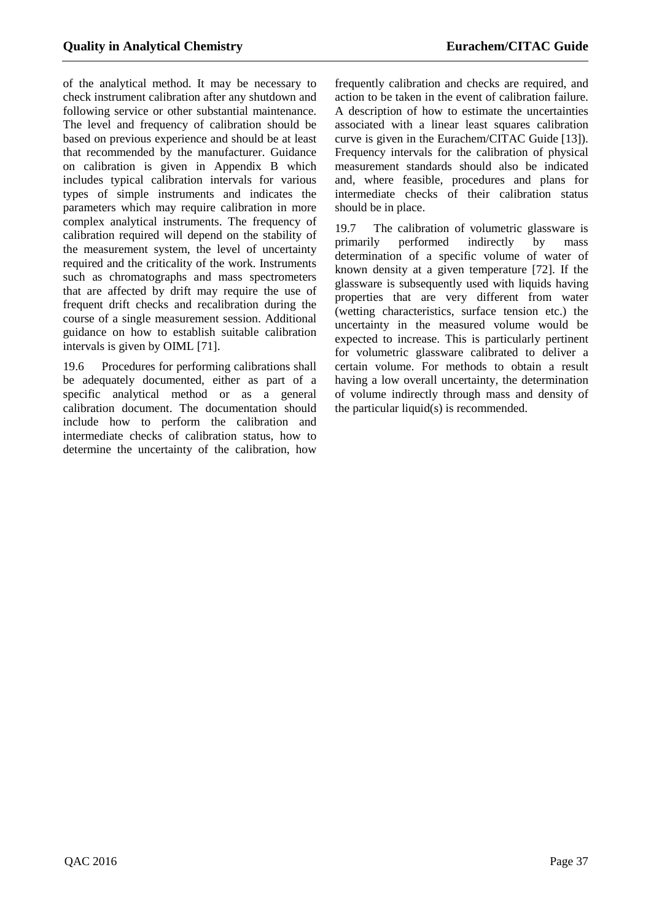of the analytical method. It may be necessary to check instrument calibration after any shutdown and following service or other substantial maintenance. The level and frequency of calibration should be based on previous experience and should be at least that recommended by the manufacturer. Guidance on calibration is given in Appendix B which includes typical calibration intervals for various types of simple instruments and indicates the parameters which may require calibration in more complex analytical instruments. The frequency of calibration required will depend on the stability of the measurement system, the level of uncertainty required and the criticality of the work. Instruments such as chromatographs and mass spectrometers that are affected by drift may require the use of frequent drift checks and recalibration during the course of a single measurement session. Additional guidance on how to establish suitable calibration intervals is given by OIML [71].

19.6 Procedures for performing calibrations shall be adequately documented, either as part of a specific analytical method or as a general calibration document. The documentation should include how to perform the calibration and intermediate checks of calibration status, how to determine the uncertainty of the calibration, how frequently calibration and checks are required, and action to be taken in the event of calibration failure. A description of how to estimate the uncertainties associated with a linear least squares calibration curve is given in the Eurachem/CITAC Guide [13]). Frequency intervals for the calibration of physical measurement standards should also be indicated and, where feasible, procedures and plans for intermediate checks of their calibration status should be in place.

19.7 The calibration of volumetric glassware is primarily performed indirectly by mass determination of a specific volume of water of known density at a given temperature [72]. If the glassware is subsequently used with liquids having properties that are very different from water (wetting characteristics, surface tension etc.) the uncertainty in the measured volume would be expected to increase. This is particularly pertinent for volumetric glassware calibrated to deliver a certain volume. For methods to obtain a result having a low overall uncertainty, the determination of volume indirectly through mass and density of the particular liquid(s) is recommended.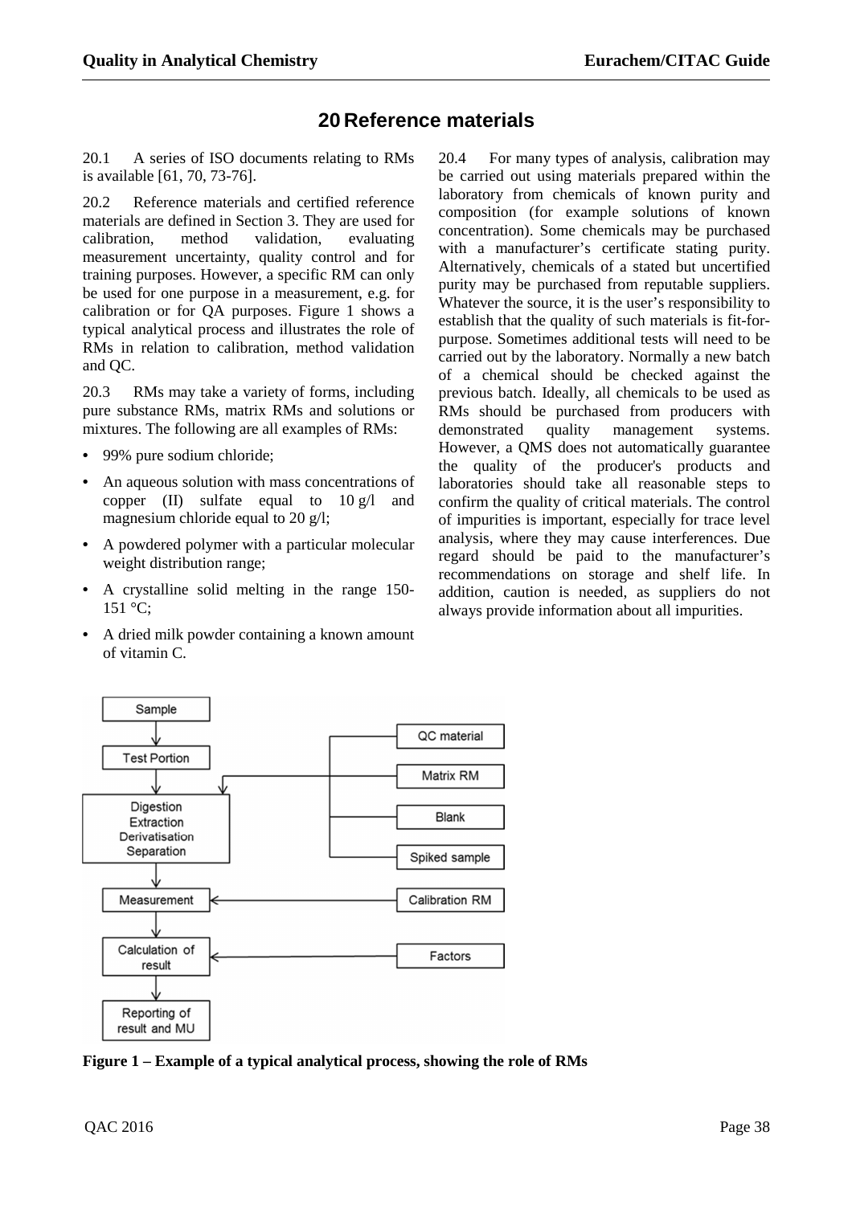# 20 Reference materials

20.1 A series of ISO documents relating to RMs is available [61, 70, 73-76].

20.2 Reference materials and certified reference materials are defined in Section 3. They are used for calibration, method validation, evaluating measurement uncertainty, quality control and for training purposes. However, a specific RM can only be used for one purpose in a measurement, e.g. for calibration or for QA purposes. Figure 1 shows a typical analytical process and illustrates the role of RMs in relation to calibration, method validation and QC.

20.3 RMs may take a variety of forms, including pure substance RMs, matrix RMs and solutions or mixtures. The following are all examples of RMs:

- 99% pure sodium chloride;
- An aqueous solution with mass concentrations of copper (II) sulfate equal to 10 g/l and magnesium chloride equal to 20 g/l;
- A powdered polymer with a particular molecular weight distribution range;
- A crystalline solid melting in the range 150-151 °C;
- A dried milk powder containing a known amount of vitamin C.

20.4 For many types of analysis, calibration may be carried out using materials prepared within the laboratory from chemicals of known purity and composition (for example solutions of known concentration). Some chemicals may be purchased with a manufacturer's certificate stating purity. Alternatively, chemicals of a stated but uncertified purity may be purchased from reputable suppliers. Whatever the source, it is the user's responsibility to establish that the quality of such materials is fit-for-purpose. Sometimes additional tests will need to be carried out by the laboratory. Normally a new batch of a chemical should be checked against the previous batch. Ideally, all chemicals to be used as RMs should be purchased from producers with demonstrated quality management systems. However, a QMS does not automatically guarantee the quality of the producer's products and laboratories should take all reasonable steps to confirm the quality of critical materials. The control of impurities is important, especially for trace level analysis, where they may cause interferences. Due regard should be paid to the manufacturer's recommendations on storage and shelf life. In addition, caution is needed, as suppliers do not always provide information about all impurities.

**Figure 1 – Example of a typical analytical process, showing the role of RMs**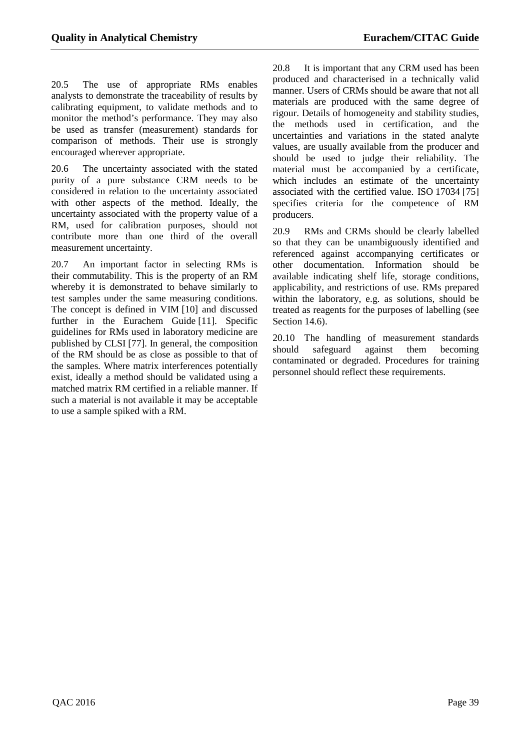20.5 The use of appropriate RMs enables analysts to demonstrate the traceability of results by calibrating equipment, to validate methods and to monitor the method's performance. They may also be used as transfer (measurement) standards for comparison of methods. Their use is strongly encouraged wherever appropriate.

20.6 The uncertainty associated with the stated purity of a pure substance CRM needs to be considered in relation to the uncertainty associated with other aspects of the method. Ideally, the uncertainty associated with the property value of a RM, used for calibration purposes, should not contribute more than one third of the overall measurement uncertainty.

20.7 An important factor in selecting RMs is their commutability. This is the property of an RM whereby it is demonstrated to behave similarly to test samples under the same measuring conditions. The concept is defined in VIM [10] and discussed further in the Eurachem Guide [11]. Specific guidelines for RMs used in laboratory medicine are published by CLSI [77]. In general, the composition of the RM should be as close as possible to that of the samples. Where matrix interferences potentially exist, ideally a method should be validated using a matched matrix RM certified in a reliable manner. If such a material is not available it may be acceptable to use a sample spiked with a RM.

20.8 It is important that any CRM used has been produced and characterised in a technically valid manner. Users of CRMs should be aware that not all materials are produced with the same degree of rigour. Details of homogeneity and stability studies, the methods used in certification, and the uncertainties and variations in the stated analyte values, are usually available from the producer and should be used to judge their reliability. The material must be accompanied by a certificate, which includes an estimate of the uncertainty associated with the certified value. ISO 17034 [75] specifies criteria for the competence of RM producers.

20.9 RMs and CRMs should be clearly labelled so that they can be unambiguously identified and referenced against accompanying certificates or other documentation. Information should be available indicating shelf life, storage conditions, applicability, and restrictions of use. RMs prepared within the laboratory, e.g. as solutions, should be treated as reagents for the purposes of labelling (see Section 14.6).

20.10 The handling of measurement standards should safeguard against them becoming contaminated or degraded. Procedures for training personnel should reflect these requirements.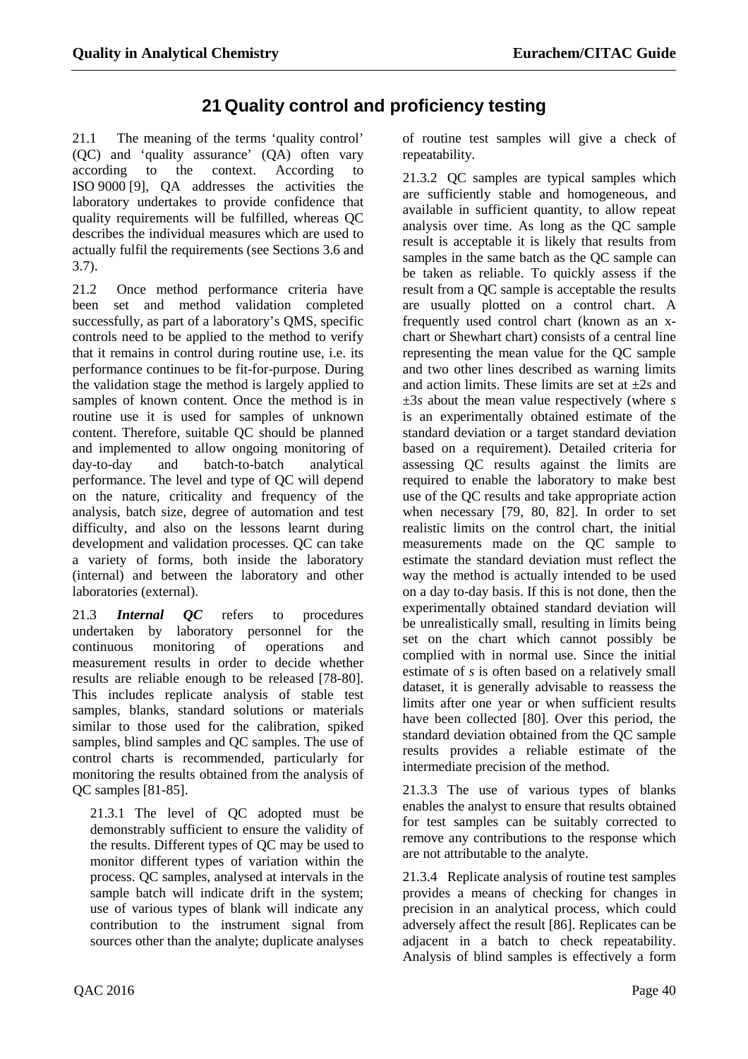# 21 Quality control and proficiency testing

21.1 The meaning of the terms 'quality control' (QC) and 'quality assurance' (QA) often vary according to the context. According to ISO 9000 [9], QA addresses the activities the laboratory undertakes to provide confidence that quality requirements will be fulfilled, whereas QC describes the individual measures which are used to actually fulfil the requirements (see Sections 3.6 and 3.7).

21.2 Once method performance criteria have been set and method validation completed successfully, as part of a laboratory's QMS, specific controls need to be applied to the method to verify that it remains in control during routine use, i.e. its performance continues to be fit-for-purpose. During the validation stage the method is largely applied to samples of known content. Once the method is in routine use it is used for samples of unknown content. Therefore, suitable QC should be planned and implemented to allow ongoing monitoring of day-to-day and batch-to-batch analytical performance. The level and type of QC will depend on the nature, criticality and frequency of the analysis, batch size, degree of automation and test difficulty, and also on the lessons learnt during development and validation processes. QC can take a variety of forms, both inside the laboratory (internal) and between the laboratory and other laboratories (external).

21.3 ***Internal QC*** refers to procedures undertaken by laboratory personnel for the continuous monitoring of operations and measurement results in order to decide whether results are reliable enough to be released [78-80]. This includes replicate analysis of stable test samples, blanks, standard solutions or materials similar to those used for the calibration, spiked samples, blind samples and QC samples. The use of control charts is recommended, particularly for monitoring the results obtained from the analysis of QC samples [81-85].

21.3.1 The level of QC adopted must be demonstrably sufficient to ensure the validity of the results. Different types of QC may be used to monitor different types of variation within the process. QC samples, analysed at intervals in the sample batch will indicate drift in the system; use of various types of blank will indicate any contribution to the instrument signal from sources other than the analyte; duplicate analyses of routine test samples will give a check of repeatability.

21.3.2 QC samples are typical samples which are sufficiently stable and homogeneous, and available in sufficient quantity, to allow repeat analysis over time. As long as the QC sample result is acceptable it is likely that results from samples in the same batch as the QC sample can be taken as reliable. To quickly assess if the result from a QC sample is acceptable the results are usually plotted on a control chart. A frequently used control chart (known as an x-chart or Shewhart chart) consists of a central line representing the mean value for the QC sample and two other lines described as warning limits and action limits. These limits are set at $\pm 2s$ and $\pm 3s$ about the mean value respectively (where $s$ is an experimentally obtained estimate of the standard deviation or a target standard deviation based on a requirement). Detailed criteria for assessing QC results against the limits are required to enable the laboratory to make best use of the QC results and take appropriate action when necessary [79, 80, 82]. In order to set realistic limits on the control chart, the initial measurements made on the QC sample to estimate the standard deviation must reflect the way the method is actually intended to be used on a day to-day basis. If this is not done, then the experimentally obtained standard deviation will be unrealistically small, resulting in limits being set on the chart which cannot possibly be complied with in normal use. Since the initial estimate of $s$ is often based on a relatively small dataset, it is generally advisable to reassess the limits after one year or when sufficient results have been collected [80]. Over this period, the standard deviation obtained from the QC sample results provides a reliable estimate of the intermediate precision of the method.

21.3.3 The use of various types of blanks enables the analyst to ensure that results obtained for test samples can be suitably corrected to remove any contributions to the response which are not attributable to the analyte.

21.3.4 Replicate analysis of routine test samples provides a means of checking for changes in precision in an analytical process, which could adversely affect the result [86]. Replicates can be adjacent in a batch to check repeatability. Analysis of blind samples is effectively a form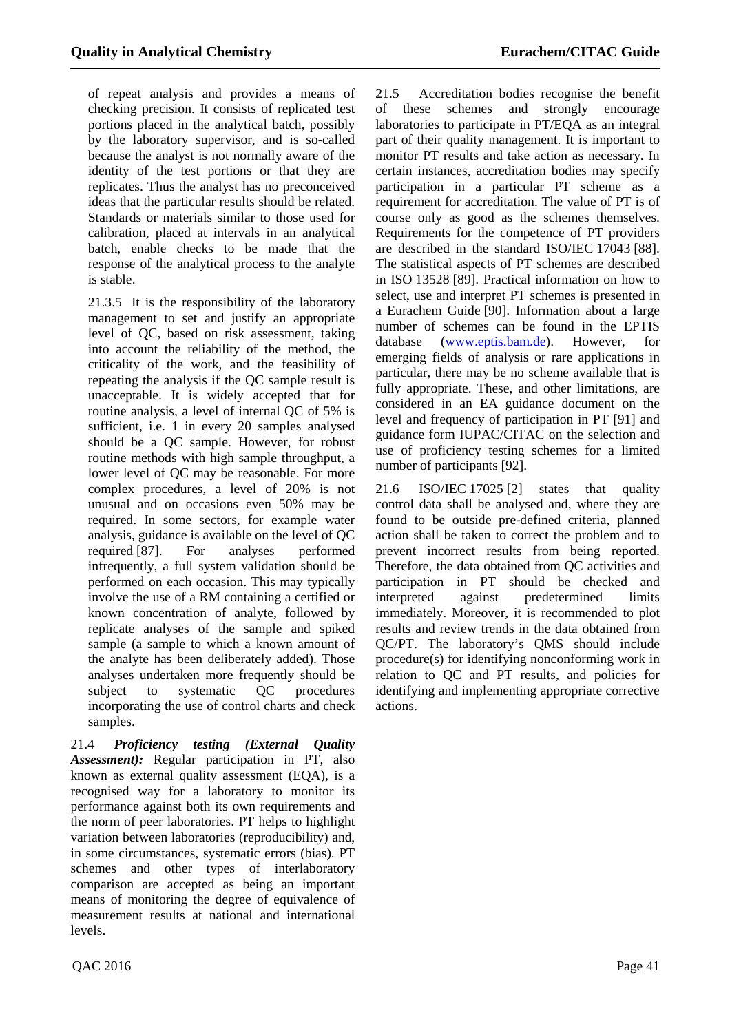of repeat analysis and provides a means of checking precision. It consists of replicated test portions placed in the analytical batch, possibly by the laboratory supervisor, and is so-called because the analyst is not normally aware of the identity of the test portions or that they are replicates. Thus the analyst has no preconceived ideas that the particular results should be related. Standards or materials similar to those used for calibration, placed at intervals in an analytical batch, enable checks to be made that the response of the analytical process to the analyte is stable.

21.3.5 It is the responsibility of the laboratory management to set and justify an appropriate level of QC, based on risk assessment, taking into account the reliability of the method, the criticality of the work, and the feasibility of repeating the analysis if the QC sample result is unacceptable. It is widely accepted that for routine analysis, a level of internal QC of 5% is sufficient, i.e. 1 in every 20 samples analysed should be a QC sample. However, for robust routine methods with high sample throughput, a lower level of QC may be reasonable. For more complex procedures, a level of 20% is not unusual and on occasions even 50% may be required. In some sectors, for example water analysis, guidance is available on the level of QC required [87]. For analyses performed infrequently, a full system validation should be performed on each occasion. This may typically involve the use of a RM containing a certified or known concentration of analyte, followed by replicate analyses of the sample and spiked sample (a sample to which a known amount of the analyte has been deliberately added). Those analyses undertaken more frequently should be subject to systematic QC procedures incorporating the use of control charts and check samples.

21.4 ***Proficiency testing (External Quality Assessment):*** Regular participation in PT, also known as external quality assessment (EQA), is a recognised way for a laboratory to monitor its performance against both its own requirements and the norm of peer laboratories. PT helps to highlight variation between laboratories (reproducibility) and, in some circumstances, systematic errors (bias). PT schemes and other types of interlaboratory comparison are accepted as being an important means of monitoring the degree of equivalence of measurement results at national and international levels.

21.5 Accreditation bodies recognise the benefit of these schemes and strongly encourage laboratories to participate in PT/EQA as an integral part of their quality management. It is important to monitor PT results and take action as necessary. In certain instances, accreditation bodies may specify participation in a particular PT scheme as a requirement for accreditation. The value of PT is of course only as good as the schemes themselves. Requirements for the competence of PT providers are described in the standard ISO/IEC 17043 [88]. The statistical aspects of PT schemes are described in ISO 13528 [89]. Practical information on how to select, use and interpret PT schemes is presented in a Eurachem Guide [90]. Information about a large number of schemes can be found in the EPTIS database (www.eptis.bam.de). However, for emerging fields of analysis or rare applications in particular, there may be no scheme available that is fully appropriate. These, and other limitations, are considered in an EA guidance document on the level and frequency of participation in PT [91] and guidance form IUPAC/CITAC on the selection and use of proficiency testing schemes for a limited number of participants [92].

21.6 ISO/IEC 17025 [2] states that quality control data shall be analysed and, where they are found to be outside pre-defined criteria, planned action shall be taken to correct the problem and to prevent incorrect results from being reported. Therefore, the data obtained from QC activities and participation in PT should be checked and interpreted against predetermined limits immediately. Moreover, it is recommended to plot results and review trends in the data obtained from QC/PT. The laboratory's QMS should include procedure(s) for identifying nonconforming work in relation to QC and PT results, and policies for identifying and implementing appropriate corrective actions.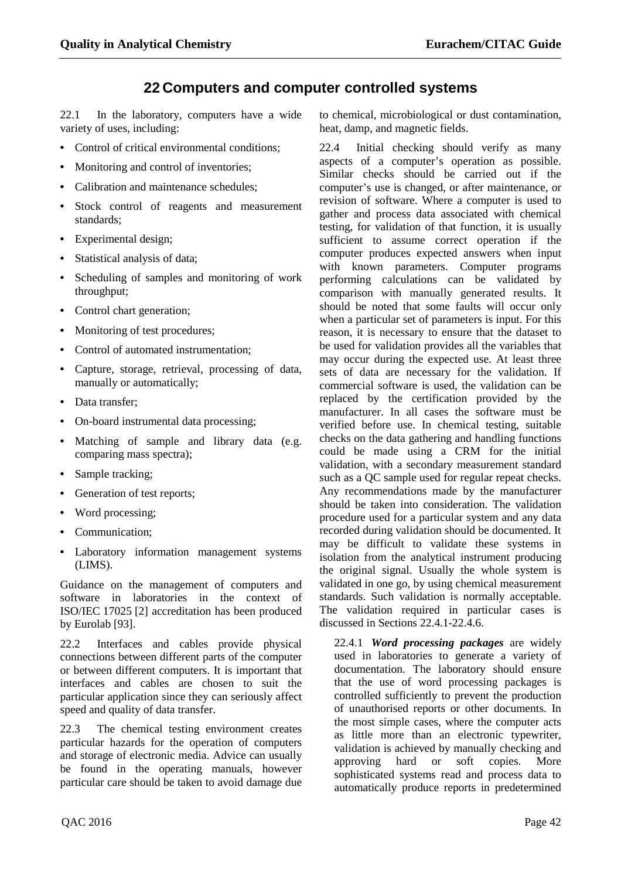# 22 Computers and computer controlled systems

22.1 In the laboratory, computers have a wide variety of uses, including:

- Control of critical environmental conditions;
- Monitoring and control of inventories;
- Calibration and maintenance schedules;
- Stock control of reagents and measurement standards;
- Experimental design;
- Statistical analysis of data;
- Scheduling of samples and monitoring of work throughput;
- Control chart generation;
- Monitoring of test procedures;
- Control of automated instrumentation;
- Capture, storage, retrieval, processing of data, manually or automatically;
- Data transfer;
- On-board instrumental data processing;
- Matching of sample and library data (e.g. comparing mass spectra);
- Sample tracking;
- Generation of test reports;
- Word processing;
- Communication;
- Laboratory information management systems (LIMS).

Guidance on the management of computers and software in laboratories in the context of ISO/IEC 17025 [2] accreditation has been produced by Eurolab [93].

22.2 Interfaces and cables provide physical connections between different parts of the computer or between different computers. It is important that interfaces and cables are chosen to suit the particular application since they can seriously affect speed and quality of data transfer.

22.3 The chemical testing environment creates particular hazards for the operation of computers and storage of electronic media. Advice can usually be found in the operating manuals, however particular care should be taken to avoid damage due to chemical, microbiological or dust contamination, heat, damp, and magnetic fields.

22.4 Initial checking should verify as many aspects of a computer's operation as possible. Similar checks should be carried out if the computer's use is changed, or after maintenance, or revision of software. Where a computer is used to gather and process data associated with chemical testing, for validation of that function, it is usually sufficient to assume correct operation if the computer produces expected answers when input with known parameters. Computer programs performing calculations can be validated by comparison with manually generated results. It should be noted that some faults will occur only when a particular set of parameters is input. For this reason, it is necessary to ensure that the dataset to be used for validation provides all the variables that may occur during the expected use. At least three sets of data are necessary for the validation. If commercial software is used, the validation can be replaced by the certification provided by the manufacturer. In all cases the software must be verified before use. In chemical testing, suitable checks on the data gathering and handling functions could be made using a CRM for the initial validation, with a secondary measurement standard such as a QC sample used for regular repeat checks. Any recommendations made by the manufacturer should be taken into consideration. The validation procedure used for a particular system and any data recorded during validation should be documented. It may be difficult to validate these systems in isolation from the analytical instrument producing the original signal. Usually the whole system is validated in one go, by using chemical measurement standards. Such validation is normally acceptable. The validation required in particular cases is discussed in Sections 22.4.1-22.4.6.

22.4.1 ***Word processing packages*** are widely used in laboratories to generate a variety of documentation. The laboratory should ensure that the use of word processing packages is controlled sufficiently to prevent the production of unauthorised reports or other documents. In the most simple cases, where the computer acts as little more than an electronic typewriter, validation is achieved by manually checking and approving hard or soft copies. More sophisticated systems read and process data to automatically produce reports in predetermined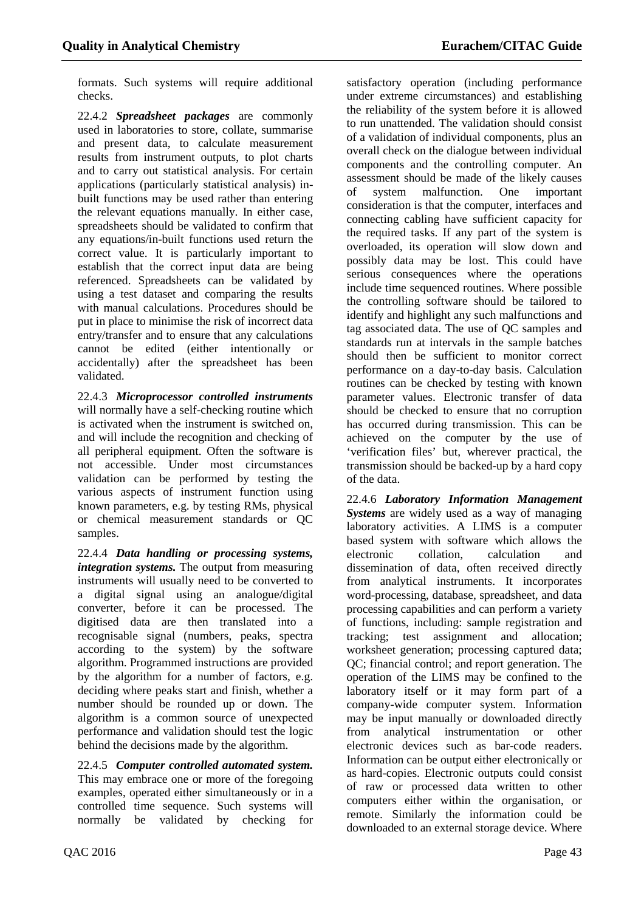formats. Such systems will require additional checks.

22.4.2 ***Spreadsheet packages*** are commonly used in laboratories to store, collate, summarise and present data, to calculate measurement results from instrument outputs, to plot charts and to carry out statistical analysis. For certain applications (particularly statistical analysis) in-built functions may be used rather than entering the relevant equations manually. In either case, spreadsheets should be validated to confirm that any equations/in-built functions used return the correct value. It is particularly important to establish that the correct input data are being referenced. Spreadsheets can be validated by using a test dataset and comparing the results with manual calculations. Procedures should be put in place to minimise the risk of incorrect data entry/transfer and to ensure that any calculations cannot be edited (either intentionally or accidentally) after the spreadsheet has been validated.

22.4.3 ***Microprocessor controlled instruments*** will normally have a self-checking routine which is activated when the instrument is switched on, and will include the recognition and checking of all peripheral equipment. Often the software is not accessible. Under most circumstances validation can be performed by testing the various aspects of instrument function using known parameters, e.g. by testing RMs, physical or chemical measurement standards or QC samples.

22.4.4 ***Data handling or processing systems, integration systems.*** The output from measuring instruments will usually need to be converted to a digital signal using an analogue/digital converter, before it can be processed. The digitised data are then translated into a recognisable signal (numbers, peaks, spectra according to the system) by the software algorithm. Programmed instructions are provided by the algorithm for a number of factors, e.g. deciding where peaks start and finish, whether a number should be rounded up or down. The algorithm is a common source of unexpected performance and validation should test the logic behind the decisions made by the algorithm.

22.4.5 ***Computer controlled automated system.*** This may embrace one or more of the foregoing examples, operated either simultaneously or in a controlled time sequence. Such systems will normally be validated by checking for satisfactory operation (including performance under extreme circumstances) and establishing the reliability of the system before it is allowed to run unattended. The validation should consist of a validation of individual components, plus an overall check on the dialogue between individual components and the controlling computer. An assessment should be made of the likely causes of system malfunction. One important consideration is that the computer, interfaces and connecting cabling have sufficient capacity for the required tasks. If any part of the system is overloaded, its operation will slow down and possibly data may be lost. This could have serious consequences where the operations include time sequenced routines. Where possible the controlling software should be tailored to identify and highlight any such malfunctions and tag associated data. The use of QC samples and standards run at intervals in the sample batches should then be sufficient to monitor correct performance on a day-to-day basis. Calculation routines can be checked by testing with known parameter values. Electronic transfer of data should be checked to ensure that no corruption has occurred during transmission. This can be achieved on the computer by the use of 'verification files' but, wherever practical, the transmission should be backed-up by a hard copy of the data.

22.4.6 ***Laboratory Information Management Systems*** are widely used as a way of managing laboratory activities. A LIMS is a computer based system with software which allows the electronic collation, calculation and dissemination of data, often received directly from analytical instruments. It incorporates word-processing, database, spreadsheet, and data processing capabilities and can perform a variety of functions, including: sample registration and tracking; test assignment and allocation; worksheet generation; processing captured data; QC; financial control; and report generation. The operation of the LIMS may be confined to the laboratory itself or it may form part of a company-wide computer system. Information may be input manually or downloaded directly from analytical instrumentation or other electronic devices such as bar-code readers. Information can be output either electronically or as hard-copies. Electronic outputs could consist of raw or processed data written to other computers either within the organisation, or remote. Similarly the information could be downloaded to an external storage device. Where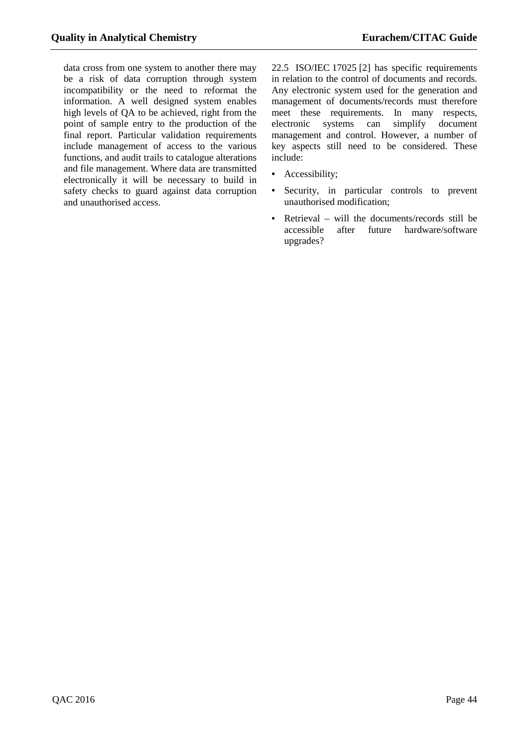data cross from one system to another there may be a risk of data corruption through system incompatibility or the need to reformat the information. A well designed system enables high levels of QA to be achieved, right from the point of sample entry to the production of the final report. Particular validation requirements include management of access to the various functions, and audit trails to catalogue alterations and file management. Where data are transmitted electronically it will be necessary to build in safety checks to guard against data corruption and unauthorised access.

22.5 ISO/IEC 17025 [2] has specific requirements in relation to the control of documents and records. Any electronic system used for the generation and management of documents/records must therefore meet these requirements. In many respects, electronic systems can simplify document management and control. However, a number of key aspects still need to be considered. These include:

- Accessibility;
- Security, in particular controls to prevent unauthorised modification;
- Retrieval – will the documents/records still be accessible after future hardware/software upgrades?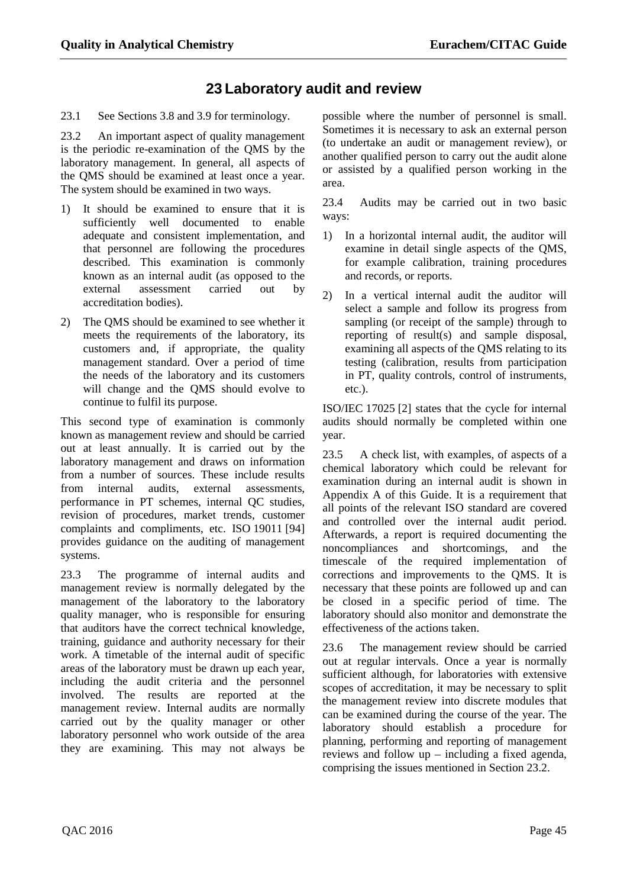# 23 Laboratory audit and review

23.1 See Sections 3.8 and 3.9 for terminology.

23.2 An important aspect of quality management is the periodic re-examination of the QMS by the laboratory management. In general, all aspects of the QMS should be examined at least once a year. The system should be examined in two ways.

1) It should be examined to ensure that it is sufficiently well documented to enable adequate and consistent implementation, and that personnel are following the procedures described. This examination is commonly known as an internal audit (as opposed to the external assessment carried out by accreditation bodies).
2) The QMS should be examined to see whether it meets the requirements of the laboratory, its customers and, if appropriate, the quality management standard. Over a period of time the needs of the laboratory and its customers will change and the QMS should evolve to continue to fulfil its purpose.

This second type of examination is commonly known as management review and should be carried out at least annually. It is carried out by the laboratory management and draws on information from a number of sources. These include results from internal audits, external assessments, performance in PT schemes, internal QC studies, revision of procedures, market trends, customer complaints and compliments, etc. ISO 19011 [94] provides guidance on the auditing of management systems.

23.3 The programme of internal audits and management review is normally delegated by the management of the laboratory to the laboratory quality manager, who is responsible for ensuring that auditors have the correct technical knowledge, training, guidance and authority necessary for their work. A timetable of the internal audit of specific areas of the laboratory must be drawn up each year, including the audit criteria and the personnel involved. The results are reported at the management review. Internal audits are normally carried out by the quality manager or other laboratory personnel who work outside of the area they are examining. This may not always be possible where the number of personnel is small. Sometimes it is necessary to ask an external person (to undertake an audit or management review), or another qualified person to carry out the audit alone or assisted by a qualified person working in the area.

23.4 Audits may be carried out in two basic ways:

1) In a horizontal internal audit, the auditor will examine in detail single aspects of the QMS, for example calibration, training procedures and records, or reports.
2) In a vertical internal audit the auditor will select a sample and follow its progress from sampling (or receipt of the sample) through to reporting of result(s) and sample disposal, examining all aspects of the QMS relating to its testing (calibration, results from participation in PT, quality controls, control of instruments, etc.).

ISO/IEC 17025 [2] states that the cycle for internal audits should normally be completed within one year.

23.5 A check list, with examples, of aspects of a chemical laboratory which could be relevant for examination during an internal audit is shown in Appendix A of this Guide. It is a requirement that all points of the relevant ISO standard are covered and controlled over the internal audit period. Afterwards, a report is required documenting the noncompliances and shortcomings, and the timescale of the required implementation of corrections and improvements to the QMS. It is necessary that these points are followed up and can be closed in a specific period of time. The laboratory should also monitor and demonstrate the effectiveness of the actions taken.

23.6 The management review should be carried out at regular intervals. Once a year is normally sufficient although, for laboratories with extensive scopes of accreditation, it may be necessary to split the management review into discrete modules that can be examined during the course of the year. The laboratory should establish a procedure for planning, performing and reporting of management reviews and follow up – including a fixed agenda, comprising the issues mentioned in Section 23.2.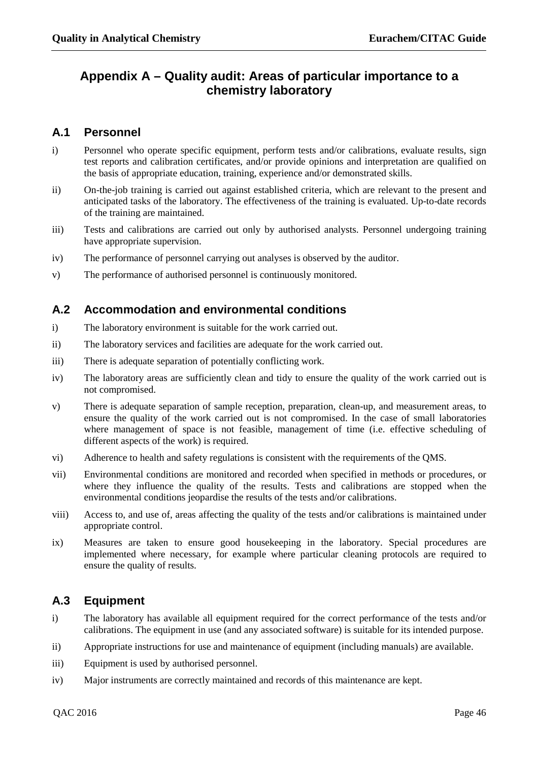# Appendix A – Quality audit: Areas of particular importance to a chemistry laboratory

## A.1 Personnel

i) Personnel who operate specific equipment, perform tests and/or calibrations, evaluate results, sign test reports and calibration certificates, and/or provide opinions and interpretation are qualified on the basis of appropriate education, training, experience and/or demonstrated skills.

ii) On-the-job training is carried out against established criteria, which are relevant to the present and anticipated tasks of the laboratory. The effectiveness of the training is evaluated. Up-to-date records of the training are maintained.

iii) Tests and calibrations are carried out only by authorised analysts. Personnel undergoing training have appropriate supervision.

iv) The performance of personnel carrying out analyses is observed by the auditor.

v) The performance of authorised personnel is continuously monitored.

## A.2 Accommodation and environmental conditions

i) The laboratory environment is suitable for the work carried out.

ii) The laboratory services and facilities are adequate for the work carried out.

iii) There is adequate separation of potentially conflicting work.

iv) The laboratory areas are sufficiently clean and tidy to ensure the quality of the work carried out is not compromised.

v) There is adequate separation of sample reception, preparation, clean-up, and measurement areas, to ensure the quality of the work carried out is not compromised. In the case of small laboratories where management of space is not feasible, management of time (i.e. effective scheduling of different aspects of the work) is required.

vi) Adherence to health and safety regulations is consistent with the requirements of the QMS.

vii) Environmental conditions are monitored and recorded when specified in methods or procedures, or where they influence the quality of the results. Tests and calibrations are stopped when the environmental conditions jeopardise the results of the tests and/or calibrations.

viii) Access to, and use of, areas affecting the quality of the tests and/or calibrations is maintained under appropriate control.

ix) Measures are taken to ensure good housekeeping in the laboratory. Special procedures are implemented where necessary, for example where particular cleaning protocols are required to ensure the quality of results.

## A.3 Equipment

i) The laboratory has available all equipment required for the correct performance of the tests and/or calibrations. The equipment in use (and any associated software) is suitable for its intended purpose.

ii) Appropriate instructions for use and maintenance of equipment (including manuals) are available.

iii) Equipment is used by authorised personnel.

iv) Major instruments are correctly maintained and records of this maintenance are kept.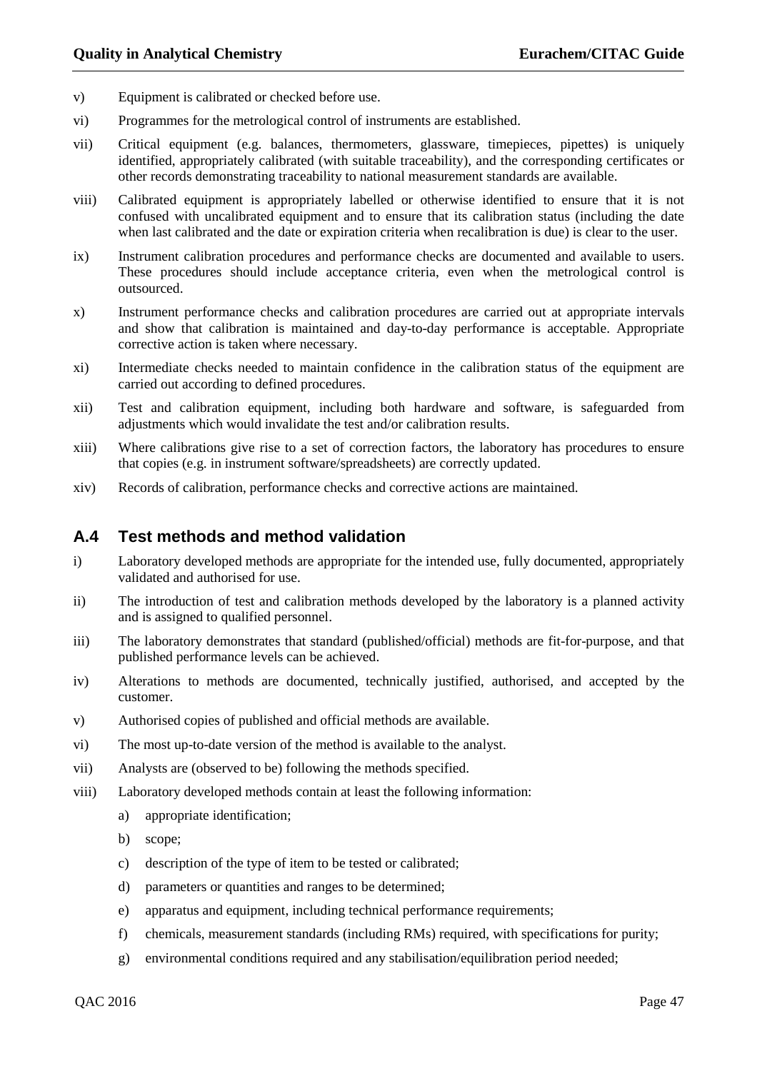v) Equipment is calibrated or checked before use.

vi) Programmes for the metrological control of instruments are established.

vii) Critical equipment (e.g. balances, thermometers, glassware, timepieces, pipettes) is uniquely identified, appropriately calibrated (with suitable traceability), and the corresponding certificates or other records demonstrating traceability to national measurement standards are available.

viii) Calibrated equipment is appropriately labelled or otherwise identified to ensure that it is not confused with uncalibrated equipment and to ensure that its calibration status (including the date when last calibrated and the date or expiration criteria when recalibration is due) is clear to the user.

ix) Instrument calibration procedures and performance checks are documented and available to users. These procedures should include acceptance criteria, even when the metrological control is outsourced.

x) Instrument performance checks and calibration procedures are carried out at appropriate intervals and show that calibration is maintained and day-to-day performance is acceptable. Appropriate corrective action is taken where necessary.

xi) Intermediate checks needed to maintain confidence in the calibration status of the equipment are carried out according to defined procedures.

xii) Test and calibration equipment, including both hardware and software, is safeguarded from adjustments which would invalidate the test and/or calibration results.

xiii) Where calibrations give rise to a set of correction factors, the laboratory has procedures to ensure that copies (e.g. in instrument software/spreadsheets) are correctly updated.

xiv) Records of calibration, performance checks and corrective actions are maintained.

## A.4 Test methods and method validation

i) Laboratory developed methods are appropriate for the intended use, fully documented, appropriately validated and authorised for use.

ii) The introduction of test and calibration methods developed by the laboratory is a planned activity and is assigned to qualified personnel.

iii) The laboratory demonstrates that standard (published/official) methods are fit-for-purpose, and that published performance levels can be achieved.

iv) Alterations to methods are documented, technically justified, authorised, and accepted by the customer.

v) Authorised copies of published and official methods are available.

vi) The most up-to-date version of the method is available to the analyst.

vii) Analysts are (observed to be) following the methods specified.

viii) Laboratory developed methods contain at least the following information:

   a) appropriate identification;

   b) scope;

   c) description of the type of item to be tested or calibrated;

   d) parameters or quantities and ranges to be determined;

   e) apparatus and equipment, including technical performance requirements;

   f) chemicals, measurement standards (including RMs) required, with specifications for purity;

   g) environmental conditions required and any stabilisation/equilibration period needed;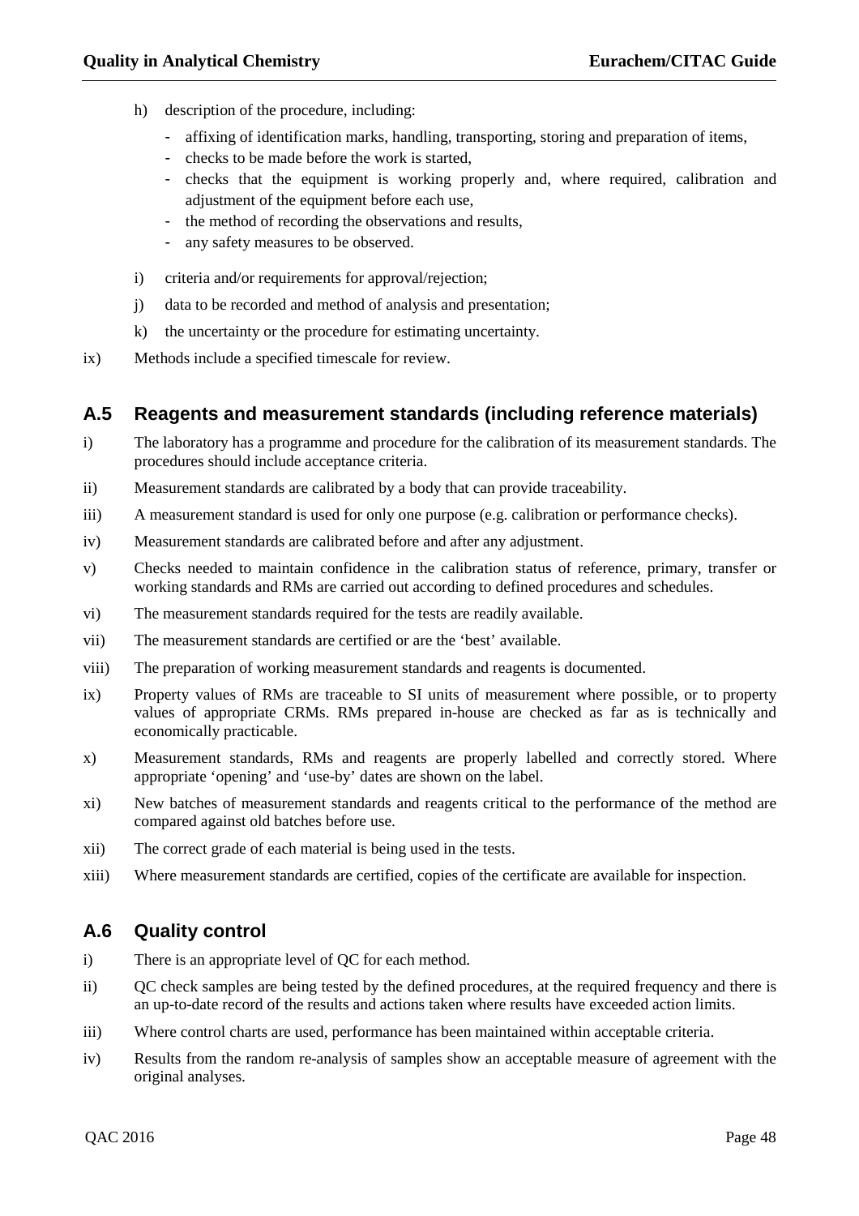h) description of the procedure, including:

   - affixing of identification marks, handling, transporting, storing and preparation of items,
   - checks to be made before the work is started,
   - checks that the equipment is working properly and, where required, calibration and adjustment of the equipment before each use,
   - the method of recording the observations and results,
   - any safety measures to be observed.

i) criteria and/or requirements for approval/rejection;

j) data to be recorded and method of analysis and presentation;

k) the uncertainty or the procedure for estimating uncertainty.

ix) Methods include a specified timescale for review.

## A.5 Reagents and measurement standards (including reference materials)

i) The laboratory has a programme and procedure for the calibration of its measurement standards. The procedures should include acceptance criteria.

ii) Measurement standards are calibrated by a body that can provide traceability.

iii) A measurement standard is used for only one purpose (e.g. calibration or performance checks).

iv) Measurement standards are calibrated before and after any adjustment.

v) Checks needed to maintain confidence in the calibration status of reference, primary, transfer or working standards and RMs are carried out according to defined procedures and schedules.

vi) The measurement standards required for the tests are readily available.

vii) The measurement standards are certified or are the 'best' available.

viii) The preparation of working measurement standards and reagents is documented.

ix) Property values of RMs are traceable to SI units of measurement where possible, or to property values of appropriate CRMs. RMs prepared in-house are checked as far as is technically and economically practicable.

x) Measurement standards, RMs and reagents are properly labelled and correctly stored. Where appropriate 'opening' and 'use-by' dates are shown on the label.

xi) New batches of measurement standards and reagents critical to the performance of the method are compared against old batches before use.

xii) The correct grade of each material is being used in the tests.

xiii) Where measurement standards are certified, copies of the certificate are available for inspection.

## A.6 Quality control

i) There is an appropriate level of QC for each method.

ii) QC check samples are being tested by the defined procedures, at the required frequency and there is an up-to-date record of the results and actions taken where results have exceeded action limits.

iii) Where control charts are used, performance has been maintained within acceptable criteria.

iv) Results from the random re-analysis of samples show an acceptable measure of agreement with the original analyses.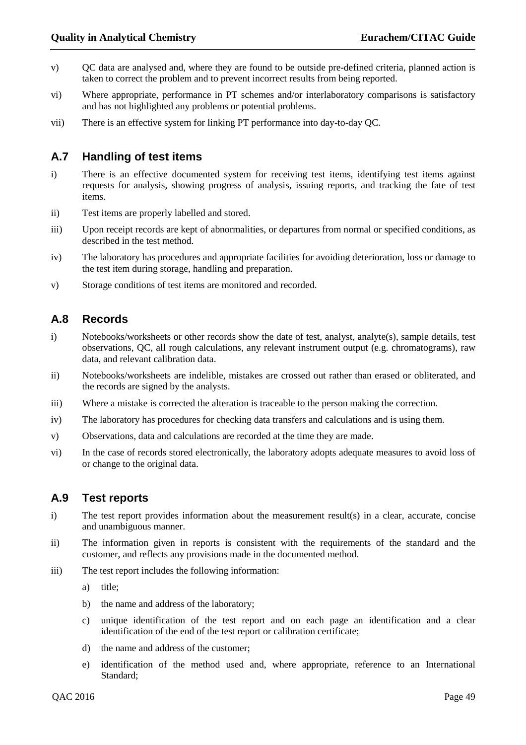v) QC data are analysed and, where they are found to be outside pre-defined criteria, planned action is taken to correct the problem and to prevent incorrect results from being reported.

vi) Where appropriate, performance in PT schemes and/or interlaboratory comparisons is satisfactory and has not highlighted any problems or potential problems.

vii) There is an effective system for linking PT performance into day-to-day QC.

## A.7 Handling of test items

i) There is an effective documented system for receiving test items, identifying test items against requests for analysis, showing progress of analysis, issuing reports, and tracking the fate of test items.

ii) Test items are properly labelled and stored.

iii) Upon receipt records are kept of abnormalities, or departures from normal or specified conditions, as described in the test method.

iv) The laboratory has procedures and appropriate facilities for avoiding deterioration, loss or damage to the test item during storage, handling and preparation.

v) Storage conditions of test items are monitored and recorded.

## A.8 Records

i) Notebooks/worksheets or other records show the date of test, analyst, analyte(s), sample details, test observations, QC, all rough calculations, any relevant instrument output (e.g. chromatograms), raw data, and relevant calibration data.

ii) Notebooks/worksheets are indelible, mistakes are crossed out rather than erased or obliterated, and the records are signed by the analysts.

iii) Where a mistake is corrected the alteration is traceable to the person making the correction.

iv) The laboratory has procedures for checking data transfers and calculations and is using them.

v) Observations, data and calculations are recorded at the time they are made.

vi) In the case of records stored electronically, the laboratory adopts adequate measures to avoid loss of or change to the original data.

## A.9 Test reports

i) The test report provides information about the measurement result(s) in a clear, accurate, concise and unambiguous manner.

ii) The information given in reports is consistent with the requirements of the standard and the customer, and reflects any provisions made in the documented method.

iii) The test report includes the following information:

  a) title;

  b) the name and address of the laboratory;

  c) unique identification of the test report and on each page an identification and a clear identification of the end of the test report or calibration certificate;

  d) the name and address of the customer;

  e) identification of the method used and, where appropriate, reference to an International Standard;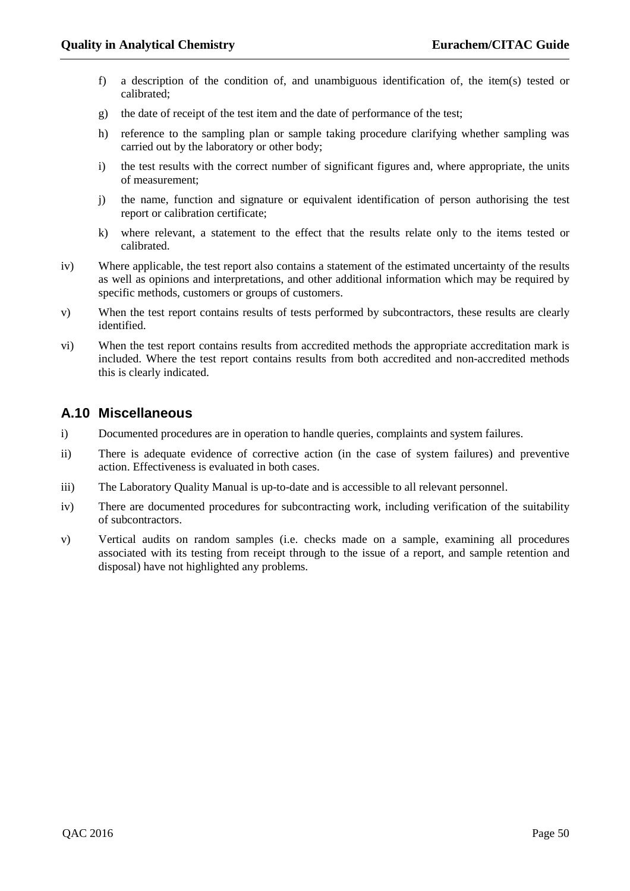f) a description of the condition of, and unambiguous identification of, the item(s) tested or calibrated;

g) the date of receipt of the test item and the date of performance of the test;

h) reference to the sampling plan or sample taking procedure clarifying whether sampling was carried out by the laboratory or other body;

i) the test results with the correct number of significant figures and, where appropriate, the units of measurement;

j) the name, function and signature or equivalent identification of person authorising the test report or calibration certificate;

k) where relevant, a statement to the effect that the results relate only to the items tested or calibrated.

iv) Where applicable, the test report also contains a statement of the estimated uncertainty of the results as well as opinions and interpretations, and other additional information which may be required by specific methods, customers or groups of customers.

v) When the test report contains results of tests performed by subcontractors, these results are clearly identified.

vi) When the test report contains results from accredited methods the appropriate accreditation mark is included. Where the test report contains results from both accredited and non-accredited methods this is clearly indicated.

## A.10 Miscellaneous

i) Documented procedures are in operation to handle queries, complaints and system failures.

ii) There is adequate evidence of corrective action (in the case of system failures) and preventive action. Effectiveness is evaluated in both cases.

iii) The Laboratory Quality Manual is up-to-date and is accessible to all relevant personnel.

iv) There are documented procedures for subcontracting work, including verification of the suitability of subcontractors.

v) Vertical audits on random samples (i.e. checks made on a sample, examining all procedures associated with its testing from receipt through to the issue of a report, and sample retention and disposal) have not highlighted any problems.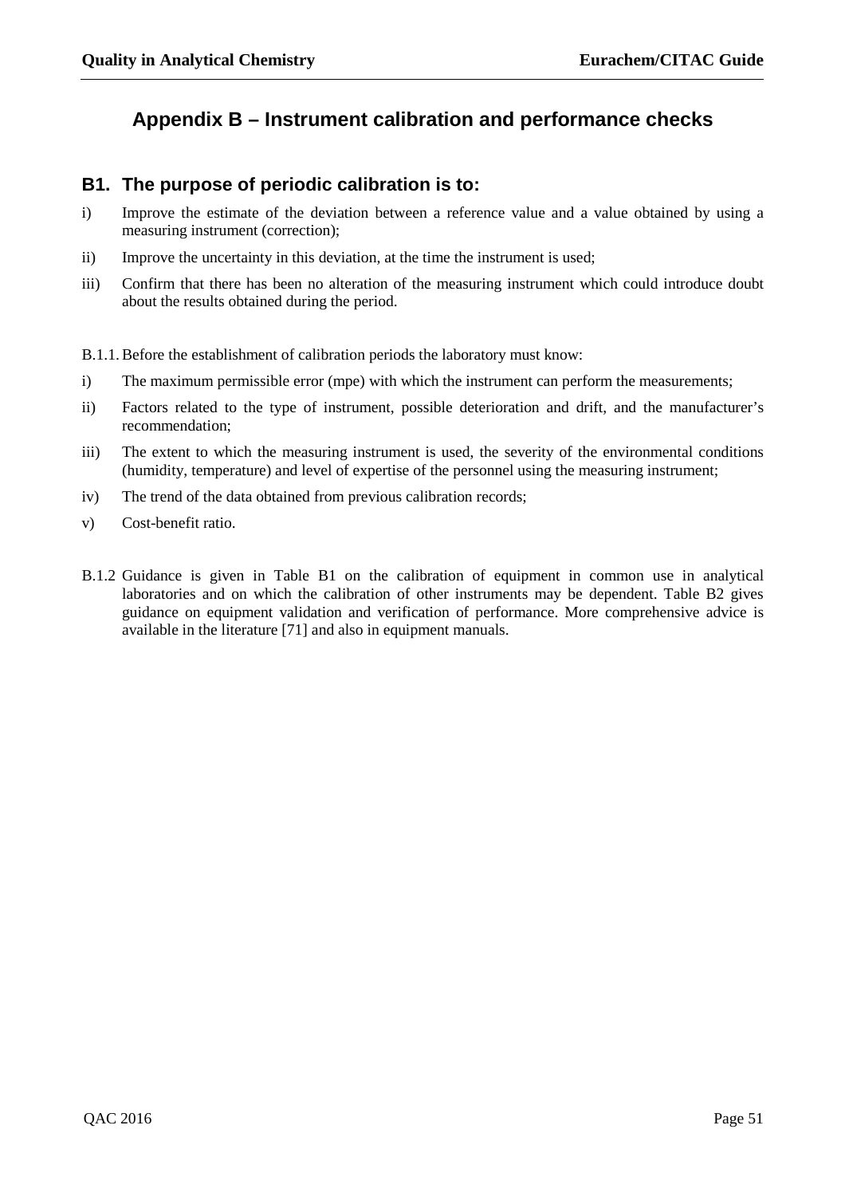# Appendix B – Instrument calibration and performance checks

## B1. The purpose of periodic calibration is to:

i) Improve the estimate of the deviation between a reference value and a value obtained by using a measuring instrument (correction);

ii) Improve the uncertainty in this deviation, at the time the instrument is used;

iii) Confirm that there has been no alteration of the measuring instrument which could introduce doubt about the results obtained during the period.

B.1.1. Before the establishment of calibration periods the laboratory must know:

i) The maximum permissible error (mpe) with which the instrument can perform the measurements;

ii) Factors related to the type of instrument, possible deterioration and drift, and the manufacturer's recommendation;

iii) The extent to which the measuring instrument is used, the severity of the environmental conditions (humidity, temperature) and level of expertise of the personnel using the measuring instrument;

iv) The trend of the data obtained from previous calibration records;

v) Cost-benefit ratio.

B.1.2 Guidance is given in Table B1 on the calibration of equipment in common use in analytical laboratories and on which the calibration of other instruments may be dependent. Table B2 gives guidance on equipment validation and verification of performance. More comprehensive advice is available in the literature [71] and also in equipment manuals.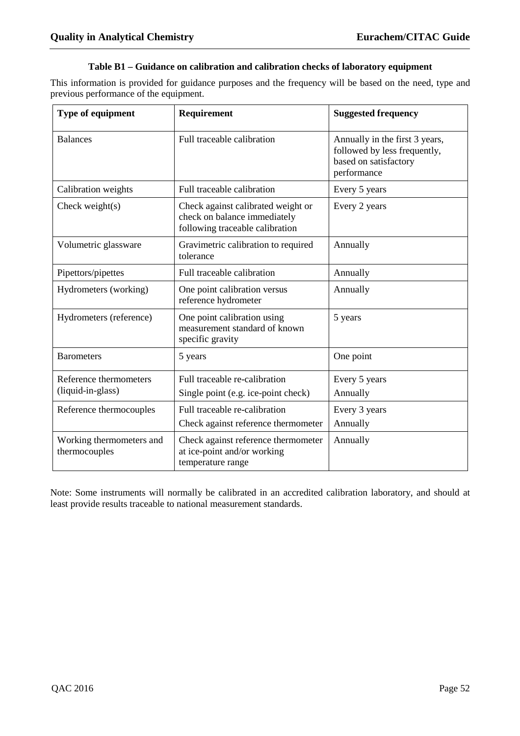**Table B1 – Guidance on calibration and calibration checks of laboratory equipment**

This information is provided for guidance purposes and the frequency will be based on the need, type and previous performance of the equipment.

| Type of equipment | Requirement | Suggested frequency |
|---|---|---|
| Balances | Full traceable calibration | Annually in the first 3 years, followed by less frequently, based on satisfactory performance |
| Calibration weights | Full traceable calibration | Every 5 years |
| Check weight(s) | Check against calibrated weight or check on balance immediately following traceable calibration | Every 2 years |
| Volumetric glassware | Gravimetric calibration to required tolerance | Annually |
| Pipettors/pipettes | Full traceable calibration | Annually |
| Hydrometers (working) | One point calibration versus reference hydrometer | Annually |
| Hydrometers (reference) | One point calibration using measurement standard of known specific gravity | 5 years |
| Barometers | 5 years | One point |
| Reference thermometers (liquid-in-glass) | Full traceable re-calibration<br>Single point (e.g. ice-point check) | Every 5 years<br>Annually |
| Reference thermocouples | Full traceable re-calibration<br>Check against reference thermometer | Every 3 years<br>Annually |
| Working thermometers and thermocouples | Check against reference thermometer at ice-point and/or working temperature range | Annually |

Note: Some instruments will normally be calibrated in an accredited calibration laboratory, and should at least provide results traceable to national measurement standards.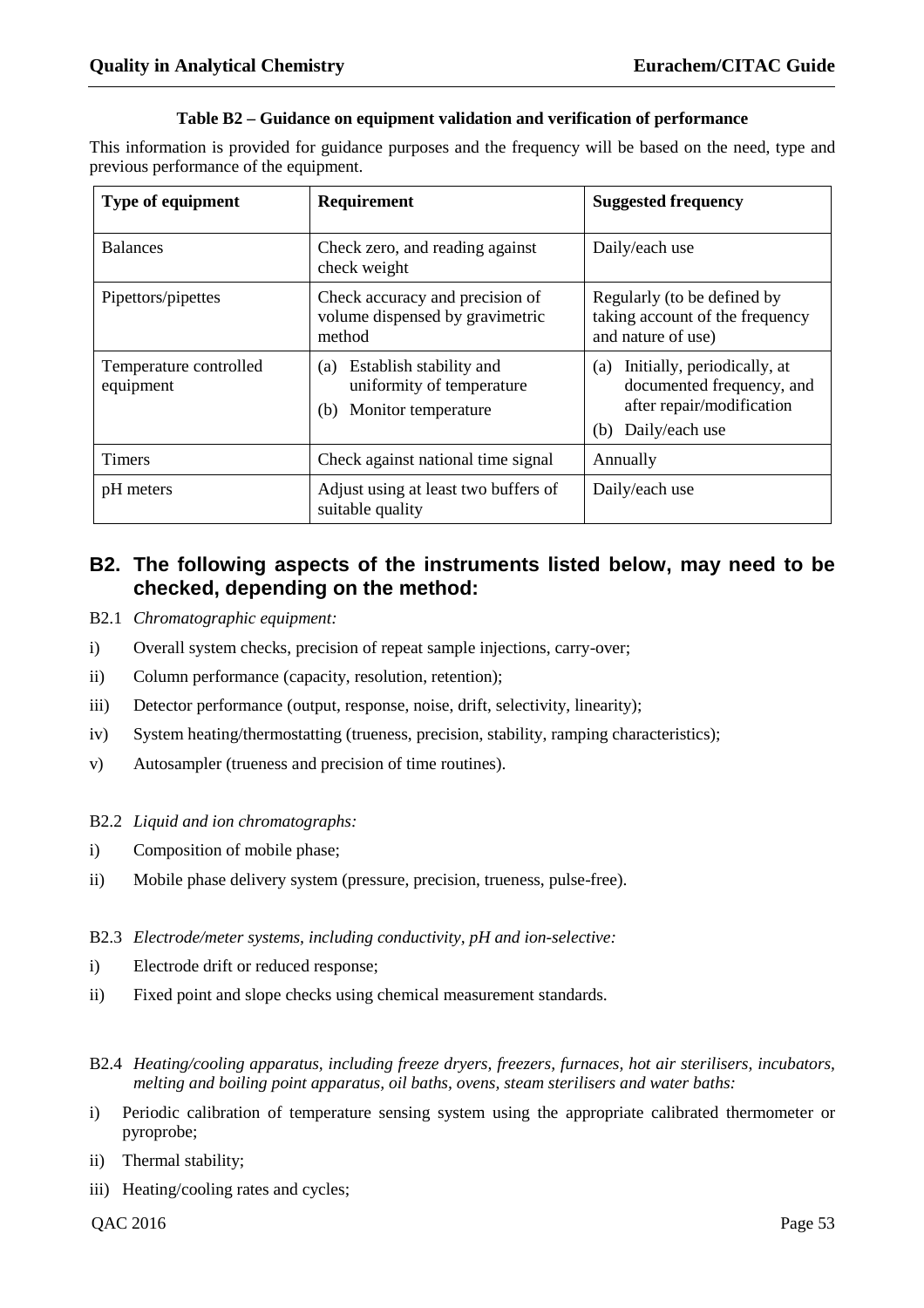**Table B2 – Guidance on equipment validation and verification of performance**

This information is provided for guidance purposes and the frequency will be based on the need, type and previous performance of the equipment.

| Type of equipment | Requirement | Suggested frequency |
|---|---|---|
| Balances | Check zero, and reading against check weight | Daily/each use |
| Pipettors/pipettes | Check accuracy and precision of volume dispensed by gravimetric method | Regularly (to be defined by taking account of the frequency and nature of use) |
| Temperature controlled equipment | (a) Establish stability and uniformity of temperature<br>(b) Monitor temperature | (a) Initially, periodically, at documented frequency, and after repair/modification<br>(b) Daily/each use |
| Timers | Check against national time signal | Annually |
| pH meters | Adjust using at least two buffers of suitable quality | Daily/each use |

## B2. The following aspects of the instruments listed below, may need to be checked, depending on the method:

B2.1 *Chromatographic equipment:*

i) Overall system checks, precision of repeat sample injections, carry-over;

ii) Column performance (capacity, resolution, retention);

iii) Detector performance (output, response, noise, drift, selectivity, linearity);

iv) System heating/thermostatting (trueness, precision, stability, ramping characteristics);

v) Autosampler (trueness and precision of time routines).

B2.2 *Liquid and ion chromatographs:*

i) Composition of mobile phase;

ii) Mobile phase delivery system (pressure, precision, trueness, pulse-free).

B2.3 *Electrode/meter systems, including conductivity, pH and ion-selective:*

i) Electrode drift or reduced response;

ii) Fixed point and slope checks using chemical measurement standards.

B2.4 *Heating/cooling apparatus, including freeze dryers, freezers, furnaces, hot air sterilisers, incubators, melting and boiling point apparatus, oil baths, ovens, steam sterilisers and water baths:*

i) Periodic calibration of temperature sensing system using the appropriate calibrated thermometer or pyroprobe;

ii) Thermal stability;

iii) Heating/cooling rates and cycles;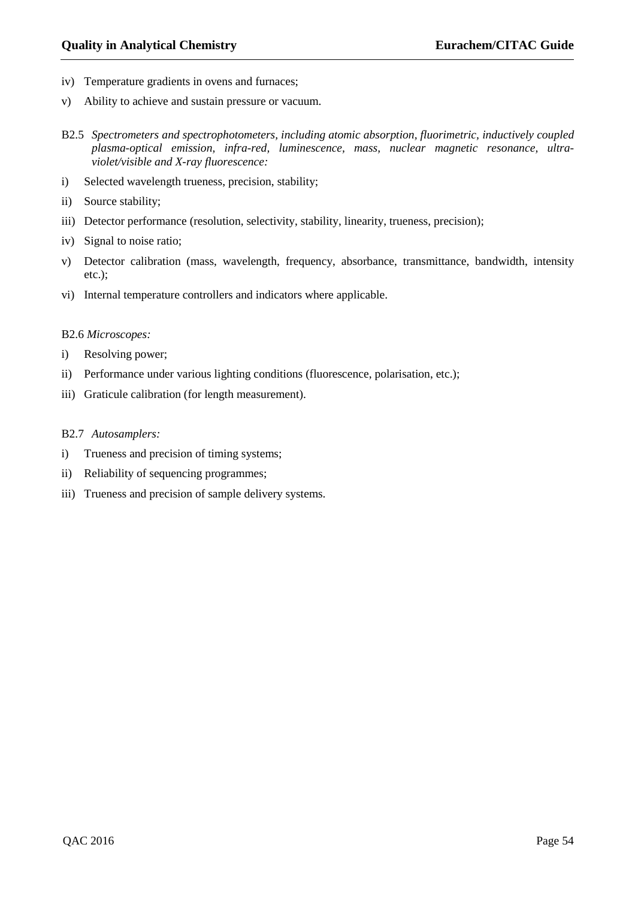iv) Temperature gradients in ovens and furnaces;

v) Ability to achieve and sustain pressure or vacuum.

B2.5 *Spectrometers and spectrophotometers, including atomic absorption, fluorimetric, inductively coupled plasma-optical emission, infra-red, luminescence, mass, nuclear magnetic resonance, ultra-violet/visible and X-ray fluorescence:*

i) Selected wavelength trueness, precision, stability;

ii) Source stability;

iii) Detector performance (resolution, selectivity, stability, linearity, trueness, precision);

iv) Signal to noise ratio;

v) Detector calibration (mass, wavelength, frequency, absorbance, transmittance, bandwidth, intensity etc.);

vi) Internal temperature controllers and indicators where applicable.

B2.6 *Microscopes:*

i) Resolving power;

ii) Performance under various lighting conditions (fluorescence, polarisation, etc.);

iii) Graticule calibration (for length measurement).

B2.7 *Autosamplers:*

i) Trueness and precision of timing systems;

ii) Reliability of sequencing programmes;

iii) Trueness and precision of sample delivery systems.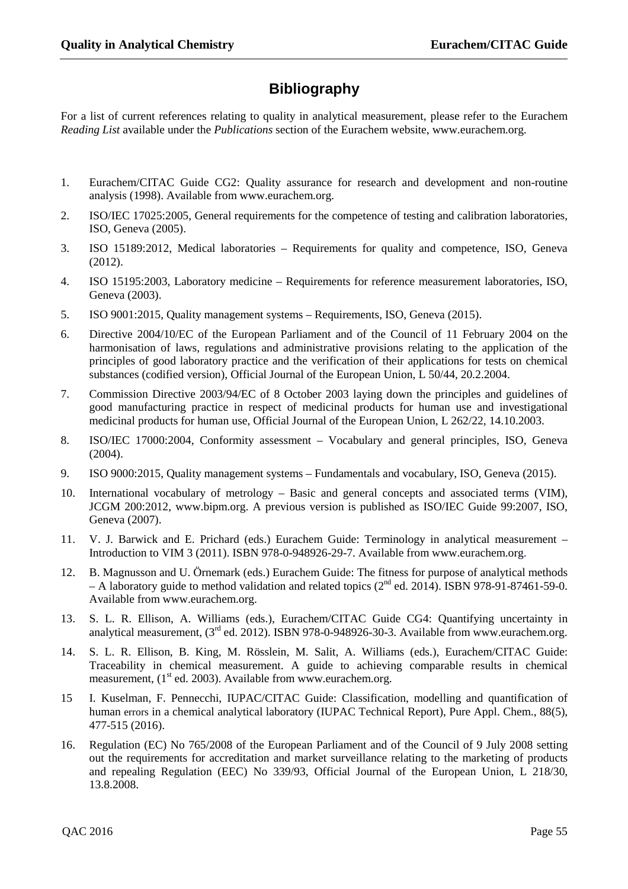# Bibliography

For a list of current references relating to quality in analytical measurement, please refer to the Eurachem *Reading List* available under the *Publications* section of the Eurachem website, www.eurachem.org.

1. Eurachem/CITAC Guide CG2: Quality assurance for research and development and non-routine analysis (1998). Available from www.eurachem.org.
2. ISO/IEC 17025:2005, General requirements for the competence of testing and calibration laboratories, ISO, Geneva (2005).
3. ISO 15189:2012, Medical laboratories – Requirements for quality and competence, ISO, Geneva (2012).
4. ISO 15195:2003, Laboratory medicine – Requirements for reference measurement laboratories, ISO, Geneva (2003).
5. ISO 9001:2015, Quality management systems – Requirements, ISO, Geneva (2015).
6. Directive 2004/10/EC of the European Parliament and of the Council of 11 February 2004 on the harmonisation of laws, regulations and administrative provisions relating to the application of the principles of good laboratory practice and the verification of their applications for tests on chemical substances (codified version), Official Journal of the European Union, L 50/44, 20.2.2004.
7. Commission Directive 2003/94/EC of 8 October 2003 laying down the principles and guidelines of good manufacturing practice in respect of medicinal products for human use and investigational medicinal products for human use, Official Journal of the European Union, L 262/22, 14.10.2003.
8. ISO/IEC 17000:2004, Conformity assessment – Vocabulary and general principles, ISO, Geneva (2004).
9. ISO 9000:2015, Quality management systems – Fundamentals and vocabulary, ISO, Geneva (2015).
10. International vocabulary of metrology – Basic and general concepts and associated terms (VIM), JCGM 200:2012, www.bipm.org. A previous version is published as ISO/IEC Guide 99:2007, ISO, Geneva (2007).
11. V. J. Barwick and E. Prichard (eds.) Eurachem Guide: Terminology in analytical measurement – Introduction to VIM 3 (2011). ISBN 978-0-948926-29-7. Available from www.eurachem.org.
12. B. Magnusson and U. Örnemark (eds.) Eurachem Guide: The fitness for purpose of analytical methods – A laboratory guide to method validation and related topics (2nd ed. 2014). ISBN 978-91-87461-59-0. Available from www.eurachem.org.
13. S. L. R. Ellison, A. Williams (eds.), Eurachem/CITAC Guide CG4: Quantifying uncertainty in analytical measurement, (3rd ed. 2012). ISBN 978-0-948926-30-3. Available from www.eurachem.org.
14. S. L. R. Ellison, B. King, M. Rösslein, M. Salit, A. Williams (eds.), Eurachem/CITAC Guide: Traceability in chemical measurement. A guide to achieving comparable results in chemical measurement, (1st ed. 2003). Available from www.eurachem.org.
15. I. Kuselman, F. Pennecchi, IUPAC/CITAC Guide: Classification, modelling and quantification of human errors in a chemical analytical laboratory (IUPAC Technical Report), Pure Appl. Chem., 88(5), 477-515 (2016).
16. Regulation (EC) No 765/2008 of the European Parliament and of the Council of 9 July 2008 setting out the requirements for accreditation and market surveillance relating to the marketing of products and repealing Regulation (EEC) No 339/93, Official Journal of the European Union, L 218/30, 13.8.2008.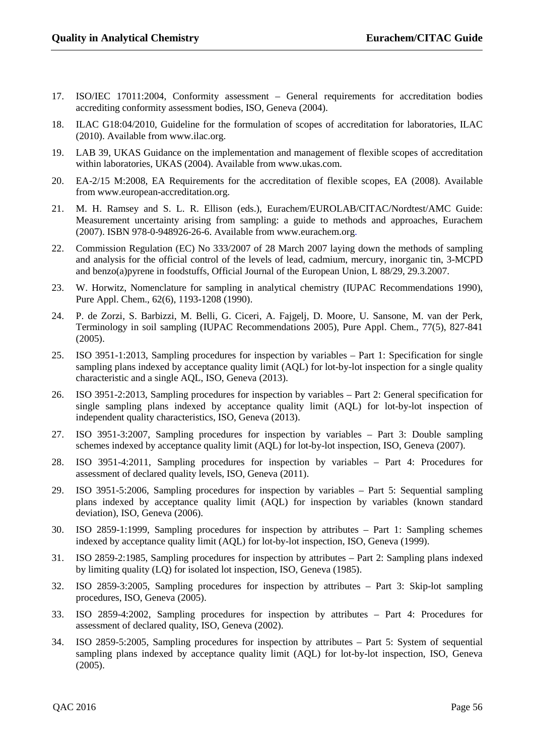17. ISO/IEC 17011:2004, Conformity assessment – General requirements for accreditation bodies accrediting conformity assessment bodies, ISO, Geneva (2004).
18. ILAC G18:04/2010, Guideline for the formulation of scopes of accreditation for laboratories, ILAC (2010). Available from www.ilac.org.
19. LAB 39, UKAS Guidance on the implementation and management of flexible scopes of accreditation within laboratories, UKAS (2004). Available from www.ukas.com.
20. EA-2/15 M:2008, EA Requirements for the accreditation of flexible scopes, EA (2008). Available from www.european-accreditation.org.
21. M. H. Ramsey and S. L. R. Ellison (eds.), Eurachem/EUROLAB/CITAC/Nordtest/AMC Guide: Measurement uncertainty arising from sampling: a guide to methods and approaches, Eurachem (2007). ISBN 978-0-948926-26-6. Available from www.eurachem.org.
22. Commission Regulation (EC) No 333/2007 of 28 March 2007 laying down the methods of sampling and analysis for the official control of the levels of lead, cadmium, mercury, inorganic tin, 3-MCPD and benzo(a)pyrene in foodstuffs, Official Journal of the European Union, L 88/29, 29.3.2007.
23. W. Horwitz, Nomenclature for sampling in analytical chemistry (IUPAC Recommendations 1990), Pure Appl. Chem., 62(6), 1193-1208 (1990).
24. P. de Zorzi, S. Barbizzi, M. Belli, G. Ciceri, A. Fajgelj, D. Moore, U. Sansone, M. van der Perk, Terminology in soil sampling (IUPAC Recommendations 2005), Pure Appl. Chem., 77(5), 827-841 (2005).
25. ISO 3951-1:2013, Sampling procedures for inspection by variables – Part 1: Specification for single sampling plans indexed by acceptance quality limit (AQL) for lot-by-lot inspection for a single quality characteristic and a single AQL, ISO, Geneva (2013).
26. ISO 3951-2:2013, Sampling procedures for inspection by variables – Part 2: General specification for single sampling plans indexed by acceptance quality limit (AQL) for lot-by-lot inspection of independent quality characteristics, ISO, Geneva (2013).
27. ISO 3951-3:2007, Sampling procedures for inspection by variables – Part 3: Double sampling schemes indexed by acceptance quality limit (AQL) for lot-by-lot inspection, ISO, Geneva (2007).
28. ISO 3951-4:2011, Sampling procedures for inspection by variables – Part 4: Procedures for assessment of declared quality levels, ISO, Geneva (2011).
29. ISO 3951-5:2006, Sampling procedures for inspection by variables – Part 5: Sequential sampling plans indexed by acceptance quality limit (AQL) for inspection by variables (known standard deviation), ISO, Geneva (2006).
30. ISO 2859-1:1999, Sampling procedures for inspection by attributes – Part 1: Sampling schemes indexed by acceptance quality limit (AQL) for lot-by-lot inspection, ISO, Geneva (1999).
31. ISO 2859-2:1985, Sampling procedures for inspection by attributes – Part 2: Sampling plans indexed by limiting quality (LQ) for isolated lot inspection, ISO, Geneva (1985).
32. ISO 2859-3:2005, Sampling procedures for inspection by attributes – Part 3: Skip-lot sampling procedures, ISO, Geneva (2005).
33. ISO 2859-4:2002, Sampling procedures for inspection by attributes – Part 4: Procedures for assessment of declared quality, ISO, Geneva (2002).
34. ISO 2859-5:2005, Sampling procedures for inspection by attributes – Part 5: System of sequential sampling plans indexed by acceptance quality limit (AQL) for lot-by-lot inspection, ISO, Geneva (2005).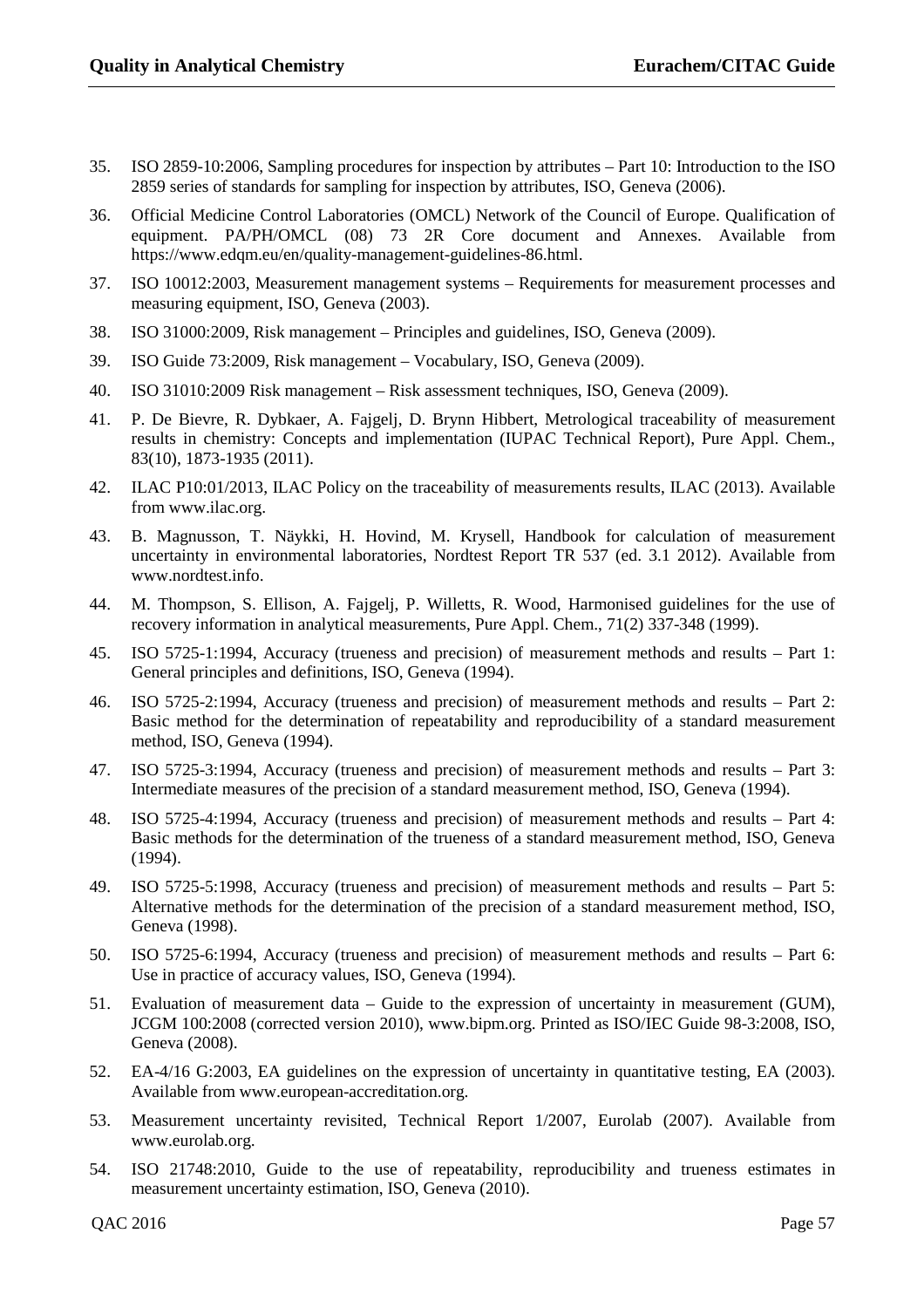35. ISO 2859-10:2006, Sampling procedures for inspection by attributes – Part 10: Introduction to the ISO 2859 series of standards for sampling for inspection by attributes, ISO, Geneva (2006).

36. Official Medicine Control Laboratories (OMCL) Network of the Council of Europe. Qualification of equipment. PA/PH/OMCL (08) 73 2R Core document and Annexes. Available from https://www.edqm.eu/en/quality-management-guidelines-86.html.

37. ISO 10012:2003, Measurement management systems – Requirements for measurement processes and measuring equipment, ISO, Geneva (2003).

38. ISO 31000:2009, Risk management – Principles and guidelines, ISO, Geneva (2009).

39. ISO Guide 73:2009, Risk management – Vocabulary, ISO, Geneva (2009).

40. ISO 31010:2009 Risk management – Risk assessment techniques, ISO, Geneva (2009).

41. P. De Bievre, R. Dybkaer, A. Fajgelj, D. Brynn Hibbert, Metrological traceability of measurement results in chemistry: Concepts and implementation (IUPAC Technical Report), Pure Appl. Chem., 83(10), 1873-1935 (2011).

42. ILAC P10:01/2013, ILAC Policy on the traceability of measurements results, ILAC (2013). Available from www.ilac.org.

43. B. Magnusson, T. Näykki, H. Hovind, M. Krysell, Handbook for calculation of measurement uncertainty in environmental laboratories, Nordtest Report TR 537 (ed. 3.1 2012). Available from www.nordtest.info.

44. M. Thompson, S. Ellison, A. Fajgelj, P. Willetts, R. Wood, Harmonised guidelines for the use of recovery information in analytical measurements, Pure Appl. Chem., 71(2) 337-348 (1999).

45. ISO 5725-1:1994, Accuracy (trueness and precision) of measurement methods and results – Part 1: General principles and definitions, ISO, Geneva (1994).

46. ISO 5725-2:1994, Accuracy (trueness and precision) of measurement methods and results – Part 2: Basic method for the determination of repeatability and reproducibility of a standard measurement method, ISO, Geneva (1994).

47. ISO 5725-3:1994, Accuracy (trueness and precision) of measurement methods and results – Part 3: Intermediate measures of the precision of a standard measurement method, ISO, Geneva (1994).

48. ISO 5725-4:1994, Accuracy (trueness and precision) of measurement methods and results – Part 4: Basic methods for the determination of the trueness of a standard measurement method, ISO, Geneva (1994).

49. ISO 5725-5:1998, Accuracy (trueness and precision) of measurement methods and results – Part 5: Alternative methods for the determination of the precision of a standard measurement method, ISO, Geneva (1998).

50. ISO 5725-6:1994, Accuracy (trueness and precision) of measurement methods and results – Part 6: Use in practice of accuracy values, ISO, Geneva (1994).

51. Evaluation of measurement data – Guide to the expression of uncertainty in measurement (GUM), JCGM 100:2008 (corrected version 2010), www.bipm.org. Printed as ISO/IEC Guide 98-3:2008, ISO, Geneva (2008).

52. EA-4/16 G:2003, EA guidelines on the expression of uncertainty in quantitative testing, EA (2003). Available from www.european-accreditation.org.

53. Measurement uncertainty revisited, Technical Report 1/2007, Eurolab (2007). Available from www.eurolab.org.

54. ISO 21748:2010, Guide to the use of repeatability, reproducibility and trueness estimates in measurement uncertainty estimation, ISO, Geneva (2010).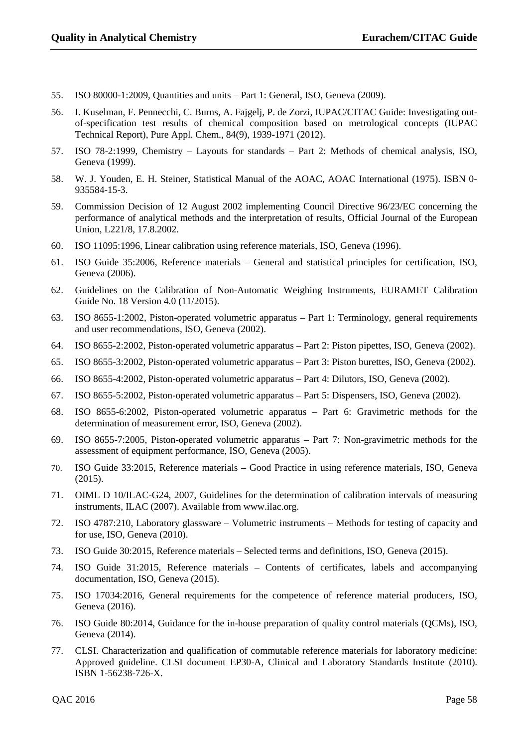55. ISO 80000-1:2009, Quantities and units – Part 1: General, ISO, Geneva (2009).

56. I. Kuselman, F. Pennecchi, C. Burns, A. Fajgelj, P. de Zorzi, IUPAC/CITAC Guide: Investigating out-of-specification test results of chemical composition based on metrological concepts (IUPAC Technical Report), Pure Appl. Chem., 84(9), 1939-1971 (2012).

57. ISO 78-2:1999, Chemistry – Layouts for standards – Part 2: Methods of chemical analysis, ISO, Geneva (1999).

58. W. J. Youden, E. H. Steiner, Statistical Manual of the AOAC, AOAC International (1975). ISBN 0-935584-15-3.

59. Commission Decision of 12 August 2002 implementing Council Directive 96/23/EC concerning the performance of analytical methods and the interpretation of results, Official Journal of the European Union, L221/8, 17.8.2002.

60. ISO 11095:1996, Linear calibration using reference materials, ISO, Geneva (1996).

61. ISO Guide 35:2006, Reference materials – General and statistical principles for certification, ISO, Geneva (2006).

62. Guidelines on the Calibration of Non-Automatic Weighing Instruments, EURAMET Calibration Guide No. 18 Version 4.0 (11/2015).

63. ISO 8655-1:2002, Piston-operated volumetric apparatus – Part 1: Terminology, general requirements and user recommendations, ISO, Geneva (2002).

64. ISO 8655-2:2002, Piston-operated volumetric apparatus – Part 2: Piston pipettes, ISO, Geneva (2002).

65. ISO 8655-3:2002, Piston-operated volumetric apparatus – Part 3: Piston burettes, ISO, Geneva (2002).

66. ISO 8655-4:2002, Piston-operated volumetric apparatus – Part 4: Dilutors, ISO, Geneva (2002).

67. ISO 8655-5:2002, Piston-operated volumetric apparatus – Part 5: Dispensers, ISO, Geneva (2002).

68. ISO 8655-6:2002, Piston-operated volumetric apparatus – Part 6: Gravimetric methods for the determination of measurement error, ISO, Geneva (2002).

69. ISO 8655-7:2005, Piston-operated volumetric apparatus – Part 7: Non-gravimetric methods for the assessment of equipment performance, ISO, Geneva (2005).

70. ISO Guide 33:2015, Reference materials – Good Practice in using reference materials, ISO, Geneva (2015).

71. OIML D 10/ILAC-G24, 2007, Guidelines for the determination of calibration intervals of measuring instruments, ILAC (2007). Available from www.ilac.org.

72. ISO 4787:210, Laboratory glassware – Volumetric instruments – Methods for testing of capacity and for use, ISO, Geneva (2010).

73. ISO Guide 30:2015, Reference materials – Selected terms and definitions, ISO, Geneva (2015).

74. ISO Guide 31:2015, Reference materials – Contents of certificates, labels and accompanying documentation, ISO, Geneva (2015).

75. ISO 17034:2016, General requirements for the competence of reference material producers, ISO, Geneva (2016).

76. ISO Guide 80:2014, Guidance for the in-house preparation of quality control materials (QCMs), ISO, Geneva (2014).

77. CLSI. Characterization and qualification of commutable reference materials for laboratory medicine: Approved guideline. CLSI document EP30-A, Clinical and Laboratory Standards Institute (2010). ISBN 1-56238-726-X.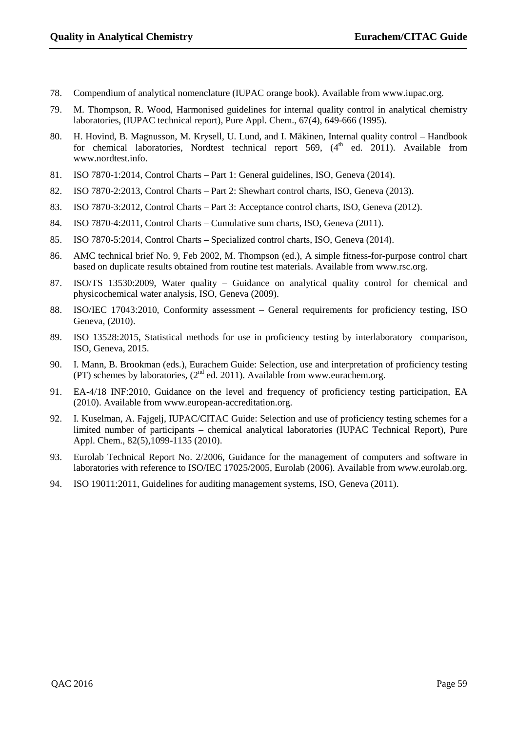78. Compendium of analytical nomenclature (IUPAC orange book). Available from www.iupac.org.

79. M. Thompson, R. Wood, Harmonised guidelines for internal quality control in analytical chemistry laboratories, (IUPAC technical report), Pure Appl. Chem., 67(4), 649-666 (1995).

80. H. Hovind, B. Magnusson, M. Krysell, U. Lund, and I. Mäkinen, Internal quality control – Handbook for chemical laboratories, Nordtest technical report 569, (4th ed. 2011). Available from www.nordtest.info.

81. ISO 7870-1:2014, Control Charts – Part 1: General guidelines, ISO, Geneva (2014).

82. ISO 7870-2:2013, Control Charts – Part 2: Shewhart control charts, ISO, Geneva (2013).

83. ISO 7870-3:2012, Control Charts – Part 3: Acceptance control charts, ISO, Geneva (2012).

84. ISO 7870-4:2011, Control Charts – Cumulative sum charts, ISO, Geneva (2011).

85. ISO 7870-5:2014, Control Charts – Specialized control charts, ISO, Geneva (2014).

86. AMC technical brief No. 9, Feb 2002, M. Thompson (ed.), A simple fitness-for-purpose control chart based on duplicate results obtained from routine test materials. Available from www.rsc.org.

87. ISO/TS 13530:2009, Water quality – Guidance on analytical quality control for chemical and physicochemical water analysis, ISO, Geneva (2009).

88. ISO/IEC 17043:2010, Conformity assessment – General requirements for proficiency testing, ISO Geneva, (2010).

89. ISO 13528:2015, Statistical methods for use in proficiency testing by interlaboratory comparison, ISO, Geneva, 2015.

90. I. Mann, B. Brookman (eds.), Eurachem Guide: Selection, use and interpretation of proficiency testing (PT) schemes by laboratories, (2nd ed. 2011). Available from www.eurachem.org.

91. EA-4/18 INF:2010, Guidance on the level and frequency of proficiency testing participation, EA (2010). Available from www.european-accreditation.org.

92. I. Kuselman, A. Fajgelj, IUPAC/CITAC Guide: Selection and use of proficiency testing schemes for a limited number of participants – chemical analytical laboratories (IUPAC Technical Report), Pure Appl. Chem., 82(5),1099-1135 (2010).

93. Eurolab Technical Report No. 2/2006, Guidance for the management of computers and software in laboratories with reference to ISO/IEC 17025/2005, Eurolab (2006). Available from www.eurolab.org.

94. ISO 19011:2011, Guidelines for auditing management systems, ISO, Geneva (2011).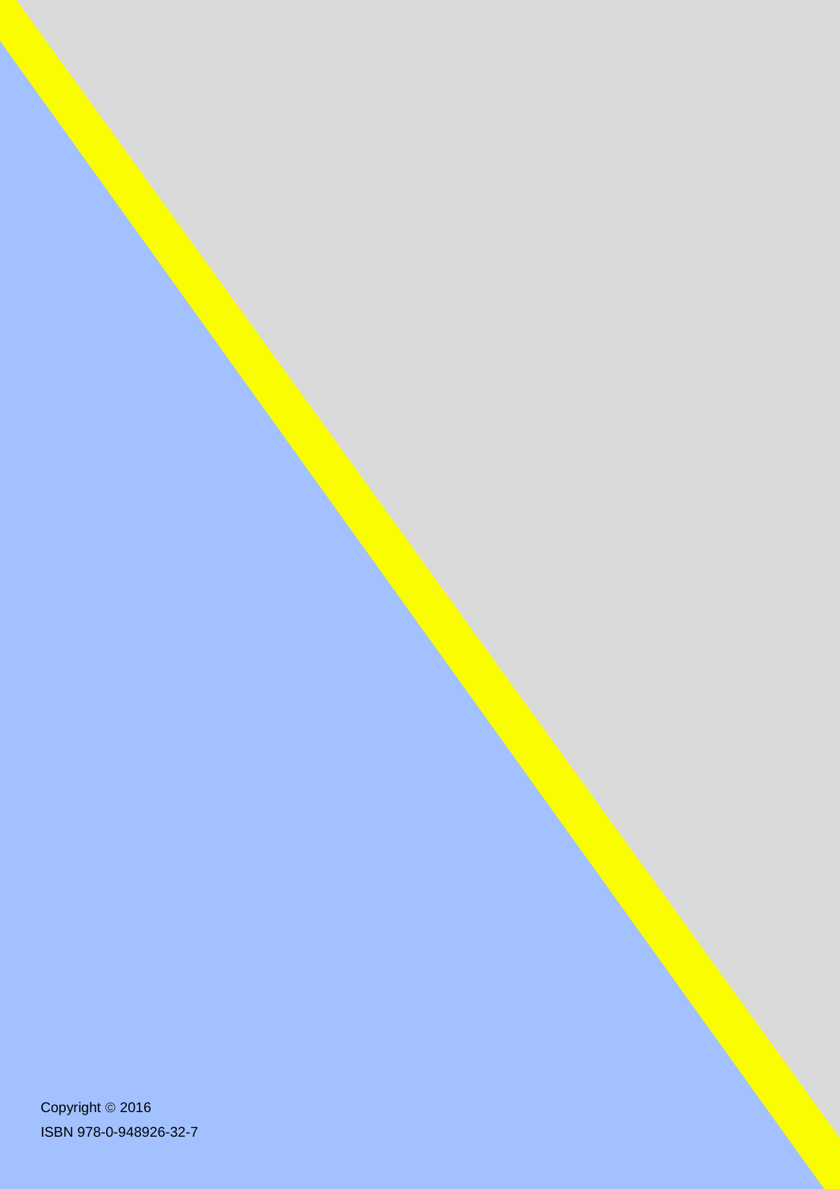Copyright © 2016

ISBN 978-0-948926-32-7